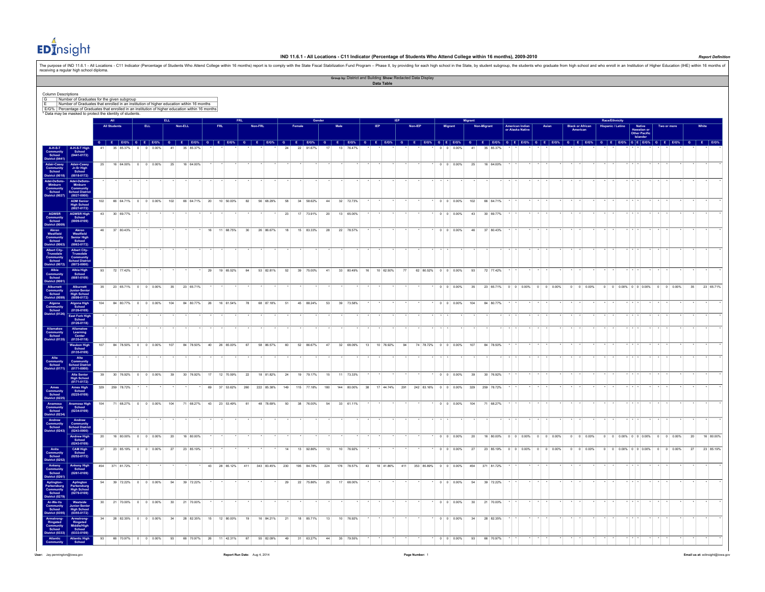# IND 11.6.1 - All Locations - C11 Indicator (Percentage of Students Who Attend College within 16 months), 2009-2010

The purpose of IND 11.6.1 - All Locations - C11 Indicator (Percentage of Students Who Attend College within 16 months) report is to comply with the State Fiscal Stabilization Fund Program – Phase II, by providing for each high school in the State, by student subgroup, the students who graduate from high school and who enroll in an Institution of Higher Education (IHE) within 16 months of receiving a regular high school diploma.

**Group by:** District and Building **Show:** Redacted Data Display

**Data Table**

Column Descriptions

| | |
|---|---|
| G | Number of Graduates for the given subgroup |
| E | Number of Graduates that enrolled in an institution of higher education within 16 months |
| E/G% | Percentage of Graduates that enrolled in an institution of higher education within 16 months |

* Data may be masked to protect the identity of students.

| | | All | | | ELL | | | | | | FRL | | | | | | Gender | | | | | | IEP | | | | | | Migrant | | | | | | Race/Ethnicity | | | | | | | | | | | | | | | | | | | | |
|---|---|---|---|---|---|---|---|---|---|---|---|---|---|---|---|---|---|---|---|---|---|---|---|---|---|---|---|---|---|---|---|---|---|---|---|---|---|---|---|---|---|---|---|---|---|---|---|---|---|---|---|---|---|---|---|---|---|---|
| | | All Students | | | ELL | | | Non-ELL | | | FRL | | | Non-FRL | | | Female | | | Male | | | IEP | | | Non-IEP | | | Migrant | | | Non-Migrant | | | American Indian or Alaska Native | | | Asian | | | Black or African American | | | Hispanic / Latino | | | Native Hawaiian or Other Pacific Islander | | | Two or more | | | White | | |
| | | G | E | E/G% | G | E | E/G% | G | E | E/G% | G | E | E/G% | G | E | E/G% | G | E | E/G% | G | E | E/G% | G | E | E/G% | G | E | E/G% | G | E | E/G% | G | E | E/G% | G | E | E/G% | G | E | E/G% | G | E | E/G% | G | E | E/G% | G | E | E/G% | G | E | E/G% | G | E | E/G% |
| A-H-S-T Community School District (0441) | A-H-S-T High School (0441-0172) | 41 | 35 | 85.37% | 0 | 0 | 0.00% | 41 | 35 | 85.37% | * | * | * | * | * | * | 24 | 22 | 91.67% | 17 | 13 | 76.47% | * | * | * | * | * | * | 0 | 0 | 0.00% | 41 | 35 | 85.37% | * | * | * | * | * | * | * | * | * | * | * | * | * | * | * | * | * | * | * | * | * |
| Adair-Casey Community School District (0018) | Adair-Casey Jr-Sr High School (0018-0172) | 25 | 16 | 64.00% | 0 | 0 | 0.00% | 25 | 16 | 64.00% | * | * | * | * | * | * | * | * | * | * | * | * | * | * | * | * | * | * | 0 | 0 | 0.00% | 25 | 16 | 64.00% | * | * | * | * | * | * | * | * | * | * | * | * | * | * | * | * | * | * | * | * | * |
| Adel-DeSoto-Minburn Community School District (0027) | Adel-DeSoto-Minburn Community School District (0027-0000) | * | * | * | * | * | * | * | * | * | * | * | * | * | * | * | * | * | * | * | * | * | * | * | * | * | * | * | * | * | * | * | * | * | * | * | * | * | * | * | * | * | * | * | * | * | * | * | * | * | * | * | * | * | * | * | * |
| | ADM Senior High School (0027-0172) | 102 | 66 | 64.71% | 0 | 0 | 0.00% | 102 | 66 | 64.71% | 20 | 10 | 50.00% | 82 | 56 | 68.29% | 58 | 34 | 58.62% | 44 | 32 | 72.73% | * | * | * | * | * | * | 0 | 0 | 0.00% | 102 | 66 | 64.71% | * | * | * | * | * | * | * | * | * | * | * | * | * | * | * | * | * | * | * | * | * |
| AGWSR Community School District (0009) | AGWSR High School (0009-0109) | 43 | 30 | 69.77% | * | * | * | * | * | * | * | * | * | * | * | * | 23 | 17 | 73.91% | 20 | 13 | 65.00% | * | * | * | * | * | * | 0 | 0 | 0.00% | 43 | 30 | 69.77% | * | * | * | * | * | * | * | * | * | * | * | * | * | * | * | * | * | * | * | * | * |
| Akron Westfield Community School District (0063) | Akron Westfield Senior High School (0063-0172) | 46 | 37 | 80.43% | * | * | * | * | * | * | 16 | 11 | 68.75% | 30 | 26 | 86.67% | 18 | 15 | 83.33% | 28 | 22 | 78.57% | * | * | * | * | * | * | 0 | 0 | 0.00% | 46 | 37 | 80.43% | * | * | * | * | * | * | * | * | * | * | * | * | * | * | * | * | * | * | * | * | * |
| Albert City-Truesdale Community School District (0072) | Albert City-Truesdale Community School District (0072-0000) | * | * | * | * | * | * | * | * | * | * | * | * | * | * | * | * | * | * | * | * | * | * | * | * | * | * | * | * | * | * | * | * | * | * | * | * | * | * | * | * | * | * | * | * | * | * | * | * | * | * | * | * | * | * | * | * |
| Albia Community School District (0081) | Albia High School (0081-0109) | 93 | 72 | 77.42% | * | * | * | * | * | * | 29 | 19 | 65.52% | 64 | 53 | 82.81% | 52 | 39 | 75.00% | 41 | 33 | 80.49% | 16 | 10 | 62.50% | 77 | 62 | 80.52% | 0 | 0 | 0.00% | 93 | 72 | 77.42% | * | * | * | * | * | * | * | * | * | * | * | * | * | * | * | * | * | * | * | * | * |
| Alburnett Community School District (0099) | Alburnett Junior-Senior High School (0099-0172) | 35 | 23 | 65.71% | 0 | 0 | 0.00% | 35 | 23 | 65.71% | * | * | * | * | * | * | * | * | * | * | * | * | * | * | * | * | * | * | 0 | 0 | 0.00% | 35 | 23 | 65.71% | 0 | 0 | 0.00% | 0 | 0 | 0.00% | 0 | 0 | 0.00% | 0 | 0 | 0.00% | 0 | 0 | 0.00% | 0 | 0 | 0.00% | 35 | 23 | 65.71% |
| Algona Community School District (0126) | Algona High School (0126-0109) | 104 | 84 | 80.77% | 0 | 0 | 0.00% | 104 | 84 | 80.77% | 26 | 16 | 61.54% | 78 | 68 | 87.18% | 51 | 45 | 88.24% | 53 | 39 | 73.58% | * | * | * | * | * | * | 0 | 0 | 0.00% | 104 | 84 | 80.77% | * | * | * | * | * | * | * | * | * | * | * | * | * | * | * | * | * | * | * | * | * |
| | East Fork High School (0126-0118) | * | * | * | * | * | * | * | * | * | * | * | * | * | * | * | * | * | * | * | * | * | * | * | * | * | * | * | * | * | * | * | * | * | * | * | * | * | * | * | * | * | * | * | * | * | * | * | * | * | * | * | * | * | * | * | * |
| Allamakee Community School District (0135) | Allamakee Learning Center (0135-0118) | * | * | * | * | * | * | * | * | * | * | * | * | * | * | * | * | * | * | * | * | * | * | * | * | * | * | * | * | * | * | * | * | * | * | * | * | * | * | * | * | * | * | * | * | * | * | * | * | * | * | * | * | * | * | * | * |
| | Waukon High School (0135-0109) | 107 | 84 | 78.50% | 0 | 0 | 0.00% | 107 | 84 | 78.50% | 40 | 26 | 65.00% | 67 | 58 | 86.57% | 60 | 52 | 86.67% | 47 | 32 | 68.09% | 13 | 10 | 76.92% | 94 | 74 | 78.72% | 0 | 0 | 0.00% | 107 | 84 | 78.50% | * | * | * | * | * | * | * | * | * | * | * | * | * | * | * | * | * | * | * | * | * |
| Alta Community School District (0171) | Alta Community School District (0171-0000) | * | * | * | * | * | * | * | * | * | * | * | * | * | * | * | * | * | * | * | * | * | * | * | * | * | * | * | * | * | * | * | * | * | * | * | * | * | * | * | * | * | * | * | * | * | * | * | * | * | * | * | * | * | * | * | * |
| | Alta Senior High School (0171-0172) | 39 | 30 | 76.92% | 0 | 0 | 0.00% | 39 | 30 | 76.92% | 17 | 12 | 70.59% | 22 | 18 | 81.82% | 24 | 19 | 79.17% | 15 | 11 | 73.33% | * | * | * | * | * | * | 0 | 0 | 0.00% | 39 | 30 | 76.92% | * | * | * | * | * | * | * | * | * | * | * | * | * | * | * | * | * | * | * | * | * |
| Ames Community School District (0225) | Ames High School (0225-0109) | 329 | 259 | 78.72% | * | * | * | * | * | * | 69 | 37 | 53.62% | 260 | 222 | 85.38% | 149 | 115 | 77.18% | 180 | 144 | 80.00% | 38 | 17 | 44.74% | 291 | 242 | 83.16% | 0 | 0 | 0.00% | 329 | 259 | 78.72% | * | * | * | * | * | * | * | * | * | * | * | * | * | * | * | * | * | * | * | * | * |
| Anamosa Community School District (0234) | Anamosa High School (0234-0109) | 104 | 71 | 68.27% | 0 | 0 | 0.00% | 104 | 71 | 68.27% | 43 | 23 | 53.49% | 61 | 48 | 78.69% | 50 | 38 | 76.00% | 54 | 33 | 61.11% | * | * | * | * | * | * | 0 | 0 | 0.00% | 104 | 71 | 68.27% | * | * | * | * | * | * | * | * | * | * | * | * | * | * | * | * | * | * | * | * | * |
| Andrew Community School District (0243) | Andrew Community School District (0243-0000) | * | * | * | * | * | * | * | * | * | * | * | * | * | * | * | * | * | * | * | * | * | * | * | * | * | * | * | * | * | * | * | * | * | * | * | * | * | * | * | * | * | * | * | * | * | * | * | * | * | * | * | * | * | * | * | * |
| | Andrew High School (0243-0109) | 20 | 16 | 80.00% | 0 | 0 | 0.00% | 20 | 16 | 80.00% | * | * | * | * | * | * | * | * | * | * | * | * | * | * | * | * | * | * | 0 | 0 | 0.00% | 20 | 16 | 80.00% | 0 | 0 | 0.00% | 0 | 0 | 0.00% | 0 | 0 | 0.00% | 0 | 0 | 0.00% | 0 | 0 | 0.00% | 0 | 0 | 0.00% | 20 | 16 | 80.00% |
| Anita Community School District (0252) | CAM High School (0252-0172) | 27 | 23 | 85.19% | 0 | 0 | 0.00% | 27 | 23 | 85.19% | * | * | * | * | * | * | 14 | 13 | 92.86% | 13 | 10 | 76.92% | * | * | * | * | * | * | 0 | 0 | 0.00% | 27 | 23 | 85.19% | 0 | 0 | 0.00% | 0 | 0 | 0.00% | 0 | 0 | 0.00% | 0 | 0 | 0.00% | 0 | 0 | 0.00% | 0 | 0 | 0.00% | 27 | 23 | 85.19% |
| Ankeny Community School District (0261) | Ankeny High School (0261-0109) | 454 | 371 | 81.72% | * | * | * | * | * | * | 43 | 28 | 65.12% | 411 | 343 | 83.45% | 230 | 195 | 84.78% | 224 | 176 | 78.57% | 43 | 18 | 41.86% | 411 | 353 | 85.89% | 0 | 0 | 0.00% | 454 | 371 | 81.72% | * | * | * | * | * | * | * | * | * | * | * | * | * | * | * | * | * | * | * | * | * |
| Aplington-Parkersburg Community School District (0279) | Aplington Parkersburg High School (0279-0109) | 54 | 39 | 72.22% | 0 | 0 | 0.00% | 54 | 39 | 72.22% | * | * | * | * | * | * | 29 | 22 | 75.86% | 25 | 17 | 68.00% | * | * | * | * | * | * | 0 | 0 | 0.00% | 54 | 39 | 72.22% | * | * | * | * | * | * | * | * | * | * | * | * | * | * | * | * | * | * | * | * | * |
| Ar-We-Va Community School District (0355) | Westside Junior-Senior High School (0355-0172) | 30 | 21 | 70.00% | 0 | 0 | 0.00% | 30 | 21 | 70.00% | * | * | * | * | * | * | * | * | * | * | * | * | * | * | * | * | * | * | 0 | 0 | 0.00% | 30 | 21 | 70.00% | * | * | * | * | * | * | * | * | * | * | * | * | * | * | * | * | * | * | * | * | * |
| Armstrong-Ringsted Community School District (0333) | Armstrong-Ringsted Middle/High School (0333-0109) | 34 | 28 | 82.35% | 0 | 0 | 0.00% | 34 | 28 | 82.35% | 15 | 12 | 80.00% | 19 | 16 | 84.21% | 21 | 18 | 85.71% | 13 | 10 | 76.92% | * | * | * | * | * | * | 0 | 0 | 0.00% | 34 | 28 | 82.35% | * | * | * | * | * | * | * | * | * | * | * | * | * | * | * | * | * | * | * | * | * |
| Atlantic Community | Atlantic High School | 93 | 66 | 70.97% | 0 | 0 | 0.00% | 93 | 66 | 70.97% | 26 | 11 | 42.31% | 67 | 55 | 82.09% | 49 | 31 | 63.27% | 44 | 35 | 79.55% | * | * | * | * | * | * | 0 | 0 | 0.00% | 93 | 66 | 70.97% | * | * | * | * | * | * | * | * | * | * | * | * | * | * | * | * | * | * | * | * | * |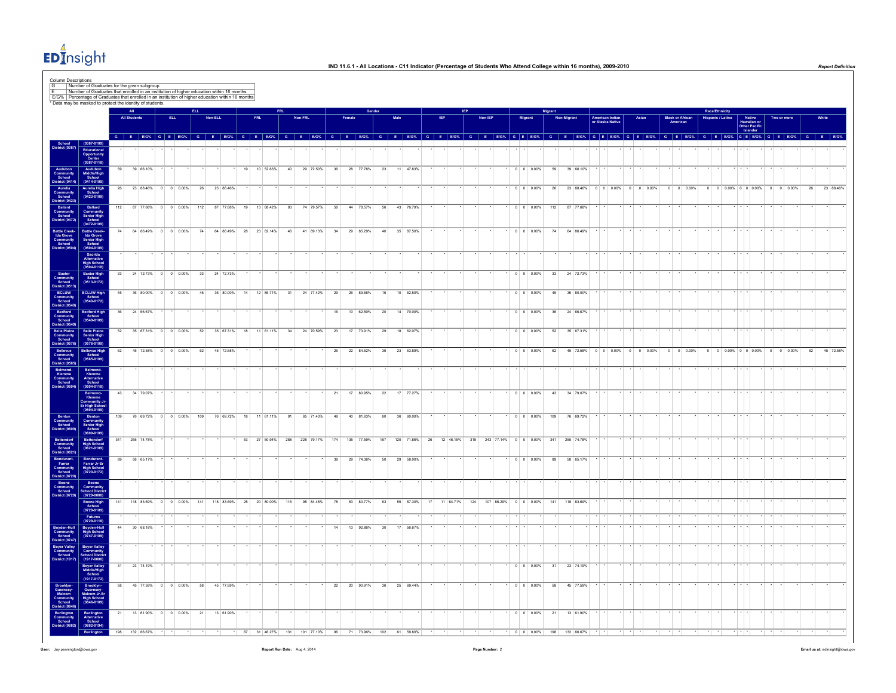# IND 11.6.1 - All Locations - C11 Indicator (Percentage of Students Who Attend College within 16 months), 2009-2010

**Column Descriptions**

| | |
|---|---|
| G | Number of Graduates for the given subgroup |
| E | Number of Graduates that enrolled in an institution of higher education within 16 months |
| E/G% | Percentage of Graduates that enrolled in an institution of higher education within 16 months |

* Data may be masked to protect the identity of students.

| | | All | | | ELL | | | | | | FRL | | | | | | Gender | | | | | | IEP | | | | | | Migrant | | | | | | Race/Ethnicity | | | | | | | | | | | | | | | | | | | | |
|---|---|---|---|---|---|---|---|---|---|---|---|---|---|---|---|---|---|---|---|---|---|---|---|---|---|---|---|---|---|---|---|---|---|---|---|---|---|---|---|---|---|---|---|---|---|---|---|---|---|---|---|---|---|---|---|
| | | All Students | | | ELL | | | Non-ELL | | | FRL | | | Non-FRL | | | Female | | | Male | | | IEP | | | Non-IEP | | | Migrant | | | Non-Migrant | | | American Indian or Alaska Native | | | Asian | | | Black or African American | | | Hispanic / Latino | | | Native Hawaiian or Other Pacific Islander | | | Two or more | | | White | | |
| | | G | E | E/G% | G | E | E/G% | G | E | E/G% | G | E | E/G% | G | E | E/G% | G | E | E/G% | G | E | E/G% | G | E | E/G% | G | E | E/G% | G | E | E/G% | G | E | E/G% | G | E | E/G% | G | E | E/G% | G | E | E/G% | G | E | E/G% | G | E | E/G% | G | E | E/G% | G | E | E/G% |
| School District (0387) | (0387-0109) | | | | | | | | | | | | | | | | | | | | | | | | | | | | | | | | | | | | | | | | | | | | | | | | | | | | | | |
| | Educational Opportunity Center (0387-0118) | * | * | * | * | * | * | * | * | * | * | * | * | * | * | * | * | * | * | * | * | * | * | * | * | * | * | * | * | * | * | * | * | * | * | * | * | * | * | * | * | * | * | * | * | * | * | * | * | * | * | * | * | * | * |
| Audubon Community School District (0414) | Audubon Middle/High School (0414-0109) | 59 | 39 | 66.10% | * | * | * | * | * | * | 19 | 10 | 52.63% | 40 | 29 | 72.50% | 36 | 28 | 77.78% | 23 | 11 | 47.83% | * | * | * | * | * | * | 0 | 0 | 0.00% | 59 | 39 | 66.10% | * | * | * | * | * | * | * | * | * | * | * | * | * | * | * | * | * | * | * | * | * |
| Aurelia Community School District (0423) | Aurelia High School (0423-0109) | 26 | 23 | 88.46% | 0 | 0 | 0.00% | 26 | 23 | 88.46% | * | * | * | * | * | * | * | * | * | * | * | * | * | * | * | * | * | * | 0 | 0 | 0.00% | 26 | 23 | 88.46% | 0 | 0 | 0.00% | 0 | 0 | 0.00% | 0 | 0 | 0.00% | 0 | 0 | 0.00% | 0 | 0 | 0.00% | 0 | 0 | 0.00% | 26 | 23 | 88.46% |
| Ballard Community School District (0472) | Ballard Community Senior High School (0472-0109) | 112 | 87 | 77.68% | 0 | 0 | 0.00% | 112 | 87 | 77.68% | 19 | 13 | 68.42% | 93 | 74 | 79.57% | 56 | 44 | 78.57% | 56 | 43 | 76.79% | * | * | * | * | * | * | 0 | 0 | 0.00% | 112 | 87 | 77.68% | * | * | * | * | * | * | * | * | * | * | * | * | * | * | * | * | * | * | * | * | * |
| Battle Creek-Ida Grove Community School District (0504) | Battle Creek-Ida Grove Senior High School (0504-0109) | 74 | 64 | 86.49% | 0 | 0 | 0.00% | 74 | 64 | 86.49% | 28 | 23 | 82.14% | 46 | 41 | 89.13% | 34 | 29 | 85.29% | 40 | 35 | 87.50% | * | * | * | * | * | * | 0 | 0 | 0.00% | 74 | 64 | 86.49% | * | * | * | * | * | * | * | * | * | * | * | * | * | * | * | * | * | * | * | * | * |
| | Sac-Ida Alternative High School (0504-0118) | * | * | * | * | * | * | * | * | * | * | * | * | * | * | * | * | * | * | * | * | * | * | * | * | * | * | * | * | * | * | * | * | * | * | * | * | * | * | * | * | * | * | * | * | * | * | * | * | * | * | * | * | * | * |
| Baxter Community School District (0513) | Baxter High School (0513-0172) | 33 | 24 | 72.73% | 0 | 0 | 0.00% | 33 | 24 | 72.73% | * | * | * | * | * | * | * | * | * | * | * | * | * | * | * | * | * | * | 0 | 0 | 0.00% | 33 | 24 | 72.73% | * | * | * | * | * | * | * | * | * | * | * | * | * | * | * | * | * | * | * | * | * |
| BCLUW Community School District (0540) | BCLUW High School (0540-0172) | 45 | 36 | 80.00% | 0 | 0 | 0.00% | 45 | 36 | 80.00% | 14 | 12 | 85.71% | 31 | 24 | 77.42% | 29 | 26 | 89.66% | 16 | 10 | 62.50% | * | * | * | * | * | * | 0 | 0 | 0.00% | 45 | 36 | 80.00% | * | * | * | * | * | * | * | * | * | * | * | * | * | * | * | * | * | * | * | * | * |
| Bedford Community School District (0549) | Bedford High School (0549-0109) | 36 | 24 | 66.67% | * | * | * | * | * | * | * | * | * | * | * | * | 16 | 10 | 62.50% | 20 | 14 | 70.00% | * | * | * | * | * | * | 0 | 0 | 0.00% | 36 | 24 | 66.67% | * | * | * | * | * | * | * | * | * | * | * | * | * | * | * | * | * | * | * | * | * |
| Belle Plaine Community School District (0576) | Belle Plaine Senior High School (0576-0109) | 52 | 35 | 67.31% | 0 | 0 | 0.00% | 52 | 35 | 67.31% | 18 | 11 | 61.11% | 34 | 24 | 70.59% | 23 | 17 | 73.91% | 29 | 18 | 62.07% | * | * | * | * | * | * | 0 | 0 | 0.00% | 52 | 35 | 67.31% | * | * | * | * | * | * | * | * | * | * | * | * | * | * | * | * | * | * | * | * | * |
| Bellevue Community School District (0585) | Bellevue High School (0585-0109) | 62 | 45 | 72.58% | 0 | 0 | 0.00% | 62 | 45 | 72.58% | * | * | * | * | * | * | 26 | 22 | 84.62% | 36 | 23 | 63.89% | * | * | * | * | * | * | 0 | 0 | 0.00% | 62 | 45 | 72.58% | 0 | 0 | 0.00% | 0 | 0 | 0.00% | 0 | 0 | 0.00% | 0 | 0 | 0.00% | 0 | 0 | 0.00% | 0 | 0 | 0.00% | 62 | 45 | 72.58% |
| Belmond-Klemme Community School District (0594) | Belmond-Klemme Alternative School (0594-0118) | * | * | * | * | * | * | * | * | * | * | * | * | * | * | * | * | * | * | * | * | * | * | * | * | * | * | * | * | * | * | * | * | * | * | * | * | * | * | * | * | * | * | * | * | * | * | * | * | * | * | * | * | * | * |
| | Belmond-Klemme Community Jr-Sr High School (0594-0109) | 43 | 34 | 79.07% | * | * | * | * | * | * | * | * | * | * | * | * | 21 | 17 | 80.95% | 22 | 17 | 77.27% | * | * | * | * | * | * | 0 | 0 | 0.00% | 43 | 34 | 79.07% | * | * | * | * | * | * | * | * | * | * | * | * | * | * | * | * | * | * | * | * | * |
| Benton Community School District (0609) | Benton Community Senior High School (0609-0109) | 109 | 76 | 69.72% | 0 | 0 | 0.00% | 109 | 76 | 69.72% | 18 | 11 | 61.11% | 91 | 65 | 71.43% | 49 | 40 | 81.63% | 60 | 36 | 60.00% | * | * | * | * | * | * | 0 | 0 | 0.00% | 109 | 76 | 69.72% | * | * | * | * | * | * | * | * | * | * | * | * | * | * | * | * | * | * | * | * | * |
| Bettendorf Community School District (0621) | Bettendorf High School (0621-0109) | 341 | 255 | 74.78% | * | * | * | * | * | * | 53 | 27 | 50.94% | 288 | 228 | 79.17% | 174 | 135 | 77.59% | 167 | 120 | 71.86% | 26 | 12 | 46.15% | 315 | 243 | 77.14% | 0 | 0 | 0.00% | 341 | 255 | 74.78% | * | * | * | * | * | * | * | * | * | * | * | * | * | * | * | * | * | * | * | * | * |
| Bondurant-Farrar Community School District (0720) | Bondurant-Farrar Jr-Sr High School (0720-0172) | 89 | 58 | 65.17% | * | * | * | * | * | * | * | * | * | * | * | * | 39 | 29 | 74.36% | 50 | 29 | 58.00% | * | * | * | * | * | * | 0 | 0 | 0.00% | 89 | 58 | 65.17% | * | * | * | * | * | * | * | * | * | * | * | * | * | * | * | * | * | * | * | * | * |
| Boone Community School District (0729) | Boone Community School District (0729-0000) | * | * | * | * | * | * | * | * | * | * | * | * | * | * | * | * | * | * | * | * | * | * | * | * | * | * | * | * | * | * | * | * | * | * | * | * | * | * | * | * | * | * | * | * | * | * | * | * | * | * | * | * | * | * |
| | Boone High School (0729-0109) | 141 | 118 | 83.69% | 0 | 0 | 0.00% | 141 | 118 | 83.69% | 25 | 20 | 80.00% | 116 | 98 | 84.48% | 78 | 63 | 80.77% | 63 | 55 | 87.30% | 17 | 11 | 64.71% | 124 | 107 | 86.29% | 0 | 0 | 0.00% | 141 | 118 | 83.69% | * | * | * | * | * | * | * | * | * | * | * | * | * | * | * | * | * | * | * | * | * |
| | Futures (0729-0118) | * | * | * | * | * | * | * | * | * | * | * | * | * | * | * | * | * | * | * | * | * | * | * | * | * | * | * | * | * | * | * | * | * | * | * | * | * | * | * | * | * | * | * | * | * | * | * | * | * | * | * | * | * | * |
| Boyden-Hull Community School District (0747) | Boyden-Hull High School (0747-0109) | 44 | 30 | 68.18% | * | * | * | * | * | * | * | * | * | * | * | * | 14 | 13 | 92.86% | 30 | 17 | 56.67% | * | * | * | * | * | * | * | * | * | * | * | * | * | * | * | * | * | * | * | * | * | * | * | * | * | * | * | * | * | * | * | * | * |
| Boyer Valley Community School District (1917) | Boyer Valley Community School District (1917-0000) | * | * | * | * | * | * | * | * | * | * | * | * | * | * | * | * | * | * | * | * | * | * | * | * | * | * | * | * | * | * | * | * | * | * | * | * | * | * | * | * | * | * | * | * | * | * | * | * | * | * | * | * | * | * |
| | Boyer Valley Middle/High School (1917-0172) | 31 | 23 | 74.19% | * | * | * | * | * | * | * | * | * | * | * | * | * | * | * | * | * | * | * | * | * | * | * | * | 0 | 0 | 0.00% | 31 | 23 | 74.19% | * | * | * | * | * | * | * | * | * | * | * | * | * | * | * | * | * | * | * | * | * |
| Brooklyn-Guernsey-Malcom Community School District (0846) | Brooklyn-Guernsey-Malcom Jr-Sr High School (0846-0109) | 58 | 45 | 77.59% | 0 | 0 | 0.00% | 58 | 45 | 77.59% | * | * | * | * | * | * | 22 | 20 | 90.91% | 36 | 25 | 69.44% | * | * | * | * | * | * | 0 | 0 | 0.00% | 58 | 45 | 77.59% | * | * | * | * | * | * | * | * | * | * | * | * | * | * | * | * | * | * | * | * | * |
| Burlington Community School District (0882) | Burlington Alternative School (0882-0194) | 21 | 13 | 61.90% | 0 | 0 | 0.00% | 21 | 13 | 61.90% | * | * | * | * | * | * | * | * | * | * | * | * | * | * | * | * | * | * | 0 | 0 | 0.00% | 21 | 13 | 61.90% | * | * | * | * | * | * | * | * | * | * | * | * | * | * | * | * | * | * | * | * | * |
| | Burlington | 198 | 132 | 66.67% | * | * | * | * | * | * | 67 | 31 | 46.27% | 131 | 101 | 77.10% | 96 | 71 | 73.96% | 102 | 61 | 59.80% | * | * | * | * | * | * | 0 | 0 | 0.00% | 198 | 132 | 66.67% | * | * | * | * | * | * | * | * | * | * | * | * | * | * | * | * | * | * | * | * | * |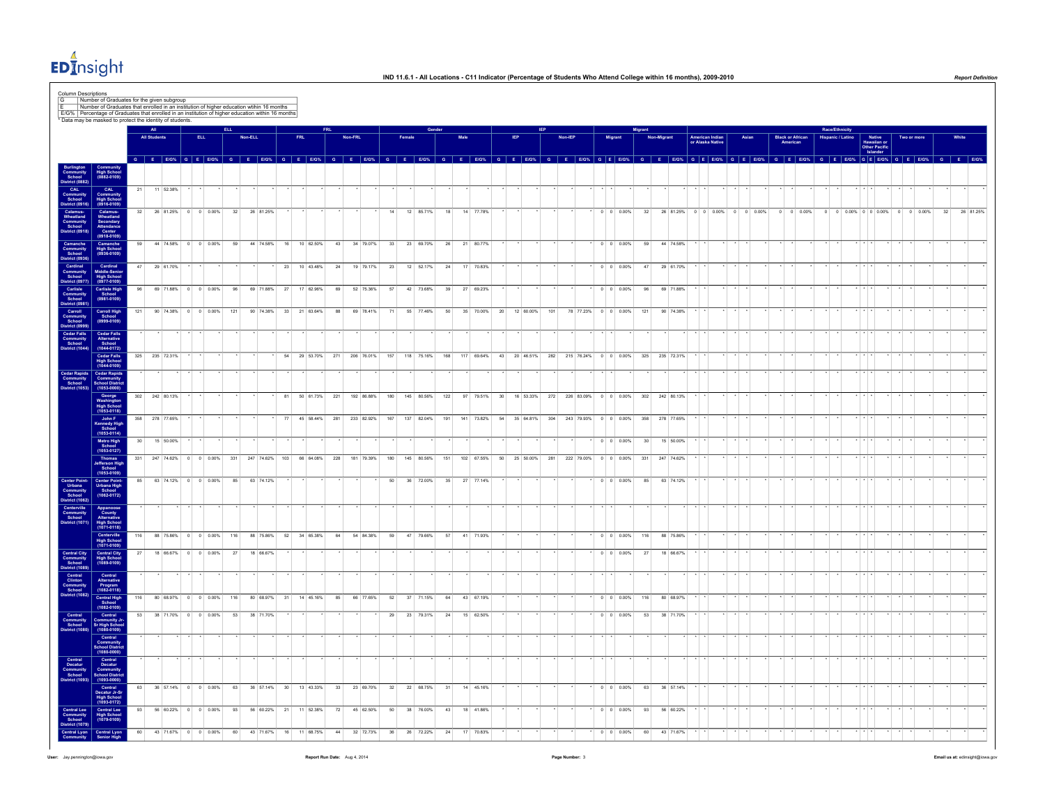# IND 11.6.1 - All Locations - C11 Indicator (Percentage of Students Who Attend College within 16 months), 2009-2010

Column Descriptions

| | |
|---|---|
| G | Number of Graduates for the given subgroup |
| E | Number of Graduates that enrolled in an institution of higher education within 16 months |
| E/G% | Percentage of Graduates that enrolled in an institution of higher education within 16 months |

* Data may be masked to protect the identity of students.

| | | All | | | ELL | | | | | | FRL | | | | | | Gender | | | | | | IEP | | | | | | Migrant | | | | | | Race/Ethnicity | | | | | | | | | | | | | | | | | | | | |
|---|---|---|---|---|---|---|---|---|---|---|---|---|---|---|---|---|---|---|---|---|---|---|---|---|---|---|---|---|---|---|---|---|---|---|---|---|---|---|---|---|---|---|---|---|---|---|---|---|---|---|---|---|---|---|---|---|---|---|
| | | All Students | | | ELL | | | Non-ELL | | | FRL | | | Non-FRL | | | Female | | | Male | | | IEP | | | Non-IEP | | | Migrant | | | Non-Migrant | | | American Indian or Alaska Native | | | Asian | | | Black or African American | | | Hispanic / Latino | | | Native Hawaiian or Other Pacific Islander | | | Two or more | | | White | | |
| | | G | E | E/G% | G | E | E/G% | G | E | E/G% | G | E | E/G% | G | E | E/G% | G | E | E/G% | G | E | E/G% | G | E | E/G% | G | E | E/G% | G | E | E/G% | G | E | E/G% | G | E | E/G% | G | E | E/G% | G | E | E/G% | G | E | E/G% | G | E | E/G% | G | E | E/G% | G | E | E/G% |
| Burlington Community School District (0882) | Community High School (0882-0109) | | | | | | | | | | | | | | | | | | | | | | | | | | | | | | | | | | | | | | | | | | | | | | | | | | | | | | | | |
| CAL Community School District (0916) | CAL Community High School (0916-0109) | 21 | 11 | 52.38% | * | * | * | * | * | * | * | * | * | * | * | * | * | * | * | * | * | * | * | * | * | * | * | * | * | * | * | * | * | * | * | * | * | * | * | * | * | * | * | * | * | * | * | * | * | * | * | * | * | * | * |
| Calamus-Wheatland Community School District (0918) | Calamus-Wheatland Secondary Attendance Center (0918-0109) | 32 | 26 | 81.25% | 0 | 0 | 0.00% | 32 | 26 | 81.25% | * | * | * | * | * | * | 14 | 12 | 85.71% | 18 | 14 | 77.78% | * | * | * | * | * | * | 0 | 0 | 0.00% | 32 | 26 | 81.25% | 0 | 0 | 0.00% | 0 | 0 | 0.00% | 0 | 0 | 0.00% | 0 | 0 | 0.00% | 0 | 0 | 0.00% | 0 | 0 | 0.00% | 32 | 26 | 81.25% |
| Camanche Community School District (0936) | Camanche High School (0936-0109) | 59 | 44 | 74.58% | 0 | 0 | 0.00% | 59 | 44 | 74.58% | 16 | 10 | 62.50% | 43 | 34 | 79.07% | 33 | 23 | 69.70% | 26 | 21 | 80.77% | * | * | * | * | * | * | 0 | 0 | 0.00% | 59 | 44 | 74.58% | * | * | * | * | * | * | * | * | * | * | * | * | * | * | * | * | * | * | * | * | * |
| Cardinal Community School District (0977) | Cardinal Middle-Senior High School (0977-0109) | 47 | 29 | 61.70% | * | * | * | * | * | * | 23 | 10 | 43.48% | 24 | 19 | 79.17% | 23 | 12 | 52.17% | 24 | 17 | 70.83% | * | * | * | * | * | * | 0 | 0 | 0.00% | 47 | 29 | 61.70% | * | * | * | * | * | * | * | * | * | * | * | * | * | * | * | * | * | * | * | * | * |
| Carlisle Community School District (0981) | Carlisle High School (0981-0109) | 96 | 69 | 71.88% | 0 | 0 | 0.00% | 96 | 69 | 71.88% | 27 | 17 | 62.96% | 69 | 52 | 75.36% | 57 | 42 | 73.68% | 39 | 27 | 69.23% | * | * | * | * | * | * | 0 | 0 | 0.00% | 96 | 69 | 71.88% | * | * | * | * | * | * | * | * | * | * | * | * | * | * | * | * | * | * | * | * | * |
| Carroll Community School District (0999) | Carroll High School (0999-0109) | 121 | 90 | 74.38% | 0 | 0 | 0.00% | 121 | 90 | 74.38% | 33 | 21 | 63.64% | 88 | 69 | 78.41% | 71 | 55 | 77.46% | 50 | 35 | 70.00% | 20 | 12 | 60.00% | 101 | 78 | 77.23% | 0 | 0 | 0.00% | 121 | 90 | 74.38% | * | * | * | * | * | * | * | * | * | * | * | * | * | * | * | * | * | * | * | * | * |
| Cedar Falls Community School District (1044) | Cedar Falls Alternative School (1044-0172) | * | * | * | * | * | * | * | * | * | * | * | * | * | * | * | * | * | * | * | * | * | * | * | * | * | * | * | * | * | * | * | * | * | * | * | * | * | * | * | * | * | * | * | * | * | * | * | * | * | * | * | * | * | * | * | * | * |
| | Cedar Falls High School (1044-0109) | 325 | 235 | 72.31% | * | * | * | * | * | * | 54 | 29 | 53.70% | 271 | 206 | 76.01% | 157 | 118 | 75.16% | 168 | 117 | 69.64% | 43 | 20 | 46.51% | 282 | 215 | 76.24% | 0 | 0 | 0.00% | 325 | 235 | 72.31% | * | * | * | * | * | * | * | * | * | * | * | * | * | * | * | * | * | * | * | * | * |
| Cedar Rapids Community School District (1053) | Cedar Rapids Community School District (1053-0000) | * | * | * | * | * | * | * | * | * | * | * | * | * | * | * | * | * | * | * | * | * | * | * | * | * | * | * | * | * | * | * | * | * | * | * | * | * | * | * | * | * | * | * | * | * | * | * | * | * | * | * | * | * | * | * | * | * |
| | George Washington High School (1053-0118) | 302 | 242 | 80.13% | * | * | * | * | * | * | 81 | 50 | 61.73% | 221 | 192 | 86.88% | 180 | 145 | 80.56% | 122 | 97 | 79.51% | 30 | 16 | 53.33% | 272 | 226 | 83.09% | 0 | 0 | 0.00% | 302 | 242 | 80.13% | * | * | * | * | * | * | * | * | * | * | * | * | * | * | * | * | * | * | * | * | * |
| | John F Kennedy High School (1053-0114) | 358 | 278 | 77.65% | * | * | * | * | * | * | 77 | 45 | 58.44% | 281 | 233 | 82.92% | 167 | 137 | 82.04% | 191 | 141 | 73.82% | 54 | 35 | 64.81% | 304 | 243 | 79.93% | 0 | 0 | 0.00% | 358 | 278 | 77.65% | * | * | * | * | * | * | * | * | * | * | * | * | * | * | * | * | * | * | * | * | * |
| | Metro High School (1053-0127) | 30 | 15 | 50.00% | * | * | * | * | * | * | * | * | * | * | * | * | * | * | * | * | * | * | * | * | * | * | * | * | 0 | 0 | 0.00% | 30 | 15 | 50.00% | * | * | * | * | * | * | * | * | * | * | * | * | * | * | * | * | * | * | * | * | * |
| | Thomas Jefferson High School (1053-0109) | 331 | 247 | 74.62% | 0 | 0 | 0.00% | 331 | 247 | 74.62% | 103 | 66 | 64.08% | 228 | 181 | 79.39% | 180 | 145 | 80.56% | 151 | 102 | 67.55% | 50 | 25 | 50.00% | 281 | 222 | 79.00% | 0 | 0 | 0.00% | 331 | 247 | 74.62% | * | * | * | * | * | * | * | * | * | * | * | * | * | * | * | * | * | * | * | * | * |
| Center Point-Urbana Community School District (1062) | Center Point-Urbana High School (1062-0172) | 85 | 63 | 74.12% | 0 | 0 | 0.00% | 85 | 63 | 74.12% | * | * | * | * | * | * | 50 | 36 | 72.00% | 35 | 27 | 77.14% | * | * | * | * | * | * | 0 | 0 | 0.00% | 85 | 63 | 74.12% | * | * | * | * | * | * | * | * | * | * | * | * | * | * | * | * | * | * | * | * | * |
| Centerville Community School District (1071) | Appanoose County Alternative High School (1071-0118) | * | * | * | * | * | * | * | * | * | * | * | * | * | * | * | * | * | * | * | * | * | * | * | * | * | * | * | * | * | * | * | * | * | * | * | * | * | * | * | * | * | * | * | * | * | * | * | * | * | * | * | * | * | * | * | * | * |
| | Centerville High School (1071-0109) | 116 | 88 | 75.86% | 0 | 0 | 0.00% | 116 | 88 | 75.86% | 52 | 34 | 65.38% | 64 | 54 | 84.38% | 59 | 47 | 79.66% | 57 | 41 | 71.93% | * | * | * | * | * | * | 0 | 0 | 0.00% | 116 | 88 | 75.86% | * | * | * | * | * | * | * | * | * | * | * | * | * | * | * | * | * | * | * | * | * |
| Central City Community School District (1089) | Central City High School (1089-0109) | 27 | 18 | 66.67% | 0 | 0 | 0.00% | 27 | 18 | 66.67% | * | * | * | * | * | * | * | * | * | * | * | * | * | * | * | * | * | * | 0 | 0 | 0.00% | 27 | 18 | 66.67% | * | * | * | * | * | * | * | * | * | * | * | * | * | * | * | * | * | * | * | * | * |
| Central Clinton Community School District (1082) | Central Alternative Program (1082-0118) | * | * | * | * | * | * | * | * | * | * | * | * | * | * | * | * | * | * | * | * | * | * | * | * | * | * | * | * | * | * | * | * | * | * | * | * | * | * | * | * | * | * | * | * | * | * | * | * | * | * | * | * | * | * | * | * | * |
| | Central High School (1082-0109) | 116 | 80 | 68.97% | 0 | 0 | 0.00% | 116 | 80 | 68.97% | 31 | 14 | 45.16% | 85 | 66 | 77.65% | 52 | 37 | 71.15% | 64 | 43 | 67.19% | * | * | * | * | * | * | 0 | 0 | 0.00% | 116 | 80 | 68.97% | * | * | * | * | * | * | * | * | * | * | * | * | * | * | * | * | * | * | * | * | * |
| Central Community School District (1080) | Central Community Jr-Sr High School (1080-0109) | 53 | 38 | 71.70% | 0 | 0 | 0.00% | 53 | 38 | 71.70% | * | * | * | * | * | * | 29 | 23 | 79.31% | 24 | 15 | 62.50% | * | * | * | * | * | * | 0 | 0 | 0.00% | 53 | 38 | 71.70% | * | * | * | * | * | * | * | * | * | * | * | * | * | * | * | * | * | * | * | * | * |
| | Central Community School District (1080-0000) | * | * | * | * | * | * | * | * | * | * | * | * | * | * | * | * | * | * | * | * | * | * | * | * | * | * | * | * | * | * | * | * | * | * | * | * | * | * | * | * | * | * | * | * | * | * | * | * | * | * | * | * | * | * | * | * | * |
| Central Decatur Community School District (1093) | Central Decatur Community School District (1093-0000) | * | * | * | * | * | * | * | * | * | * | * | * | * | * | * | * | * | * | * | * | * | * | * | * | * | * | * | * | * | * | * | * | * | * | * | * | * | * | * | * | * | * | * | * | * | * | * | * | * | * | * | * | * | * | * | * | * |
| | Central Decatur Jr-Sr High School (1093-0172) | 63 | 36 | 57.14% | 0 | 0 | 0.00% | 63 | 36 | 57.14% | 30 | 13 | 43.33% | 33 | 23 | 69.70% | 32 | 22 | 68.75% | 31 | 14 | 45.16% | * | * | * | * | * | * | 0 | 0 | 0.00% | 63 | 36 | 57.14% | * | * | * | * | * | * | * | * | * | * | * | * | * | * | * | * | * | * | * | * | * |
| Central Lee Community School District (1079) | Central Lee High School (1079-0109) | 93 | 56 | 60.22% | 0 | 0 | 0.00% | 93 | 56 | 60.22% | 21 | 11 | 52.38% | 72 | 45 | 62.50% | 50 | 38 | 76.00% | 43 | 18 | 41.86% | * | * | * | * | * | * | 0 | 0 | 0.00% | 93 | 56 | 60.22% | * | * | * | * | * | * | * | * | * | * | * | * | * | * | * | * | * | * | * | * | * |
| Central Lyon Community | Central Lyon Senior High | 60 | 43 | 71.67% | 0 | 0 | 0.00% | 60 | 43 | 71.67% | 16 | 11 | 68.75% | 44 | 32 | 72.73% | 36 | 26 | 72.22% | 24 | 17 | 70.83% | * | * | * | * | * | * | 0 | 0 | 0.00% | 60 | 43 | 71.67% | * | * | * | * | * | * | * | * | * | * | * | * | * | * | * | * | * | * | * | * | * |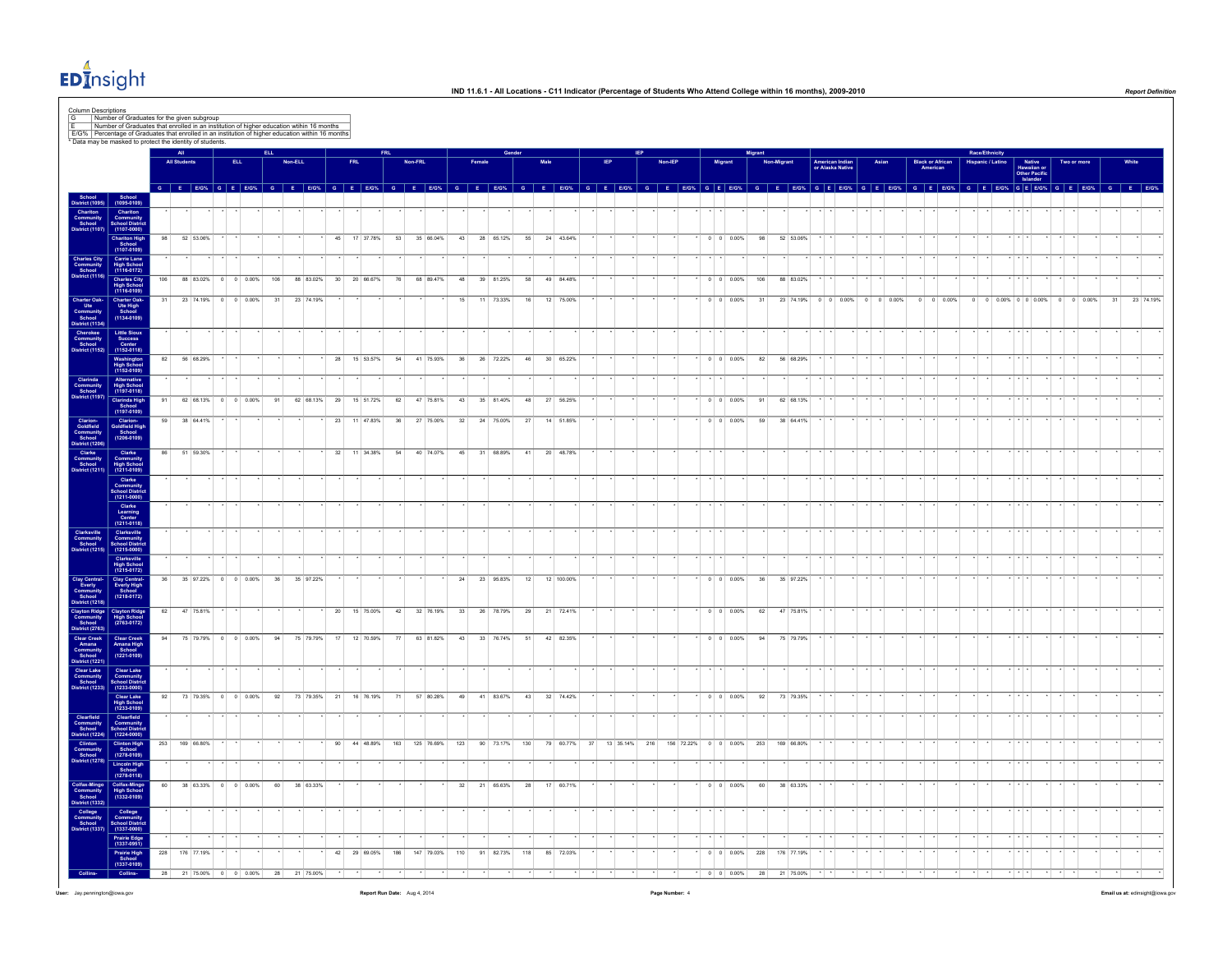# IND 11.6.1 - All Locations - C11 Indicator (Percentage of Students Who Attend College within 16 months), 2009-2010

Column Descriptions

| | |
|---|---|
| G | Number of Graduates for the given subgroup |
| E | Number of Graduates that enrolled in an institution of higher education within 16 months |
| E/G% | Percentage of Graduates that enrolled in an institution of higher education within 16 months |

* Data may be masked to protect the identity of students.

| School District | School | All Students | | | ELL | | | Non-ELL | | | FRL | | | Non-FRL | | | Female | | | Male | | | IEP | | | Non-IEP | | | Migrant | | | Non-Migrant | | | American Indian or Alaska Native | | | Asian | | | Black or African American | | | Hispanic / Latino | | | Native Hawaiian or Other Pacific Islander | | | Two or more | | | White | | |
|---|---|---|---|---|---|---|---|---|---|---|---|---|---|---|---|---|---|---|---|---|---|---|---|---|---|---|---|---|---|---|---|---|---|---|---|---|---|---|---|---|---|---|---|---|---|---|---|---|---|---|---|---|---|---|---|
| | | G | E | E/G% | G | E | E/G% | G | E | E/G% | G | E | E/G% | G | E | E/G% | G | E | E/G% | G | E | E/G% | G | E | E/G% | G | E | E/G% | G | E | E/G% | G | E | E/G% | G | E | E/G% | G | E | E/G% | G | E | E/G% | G | E | E/G% | G | E | E/G% | G | E | E/G% | G | E | E/G% |
| School District (1095) | School (1095-0109) | | | | | | | | | | | | | | | | | | | | | | | | | | | | | | | | | | | | | | | | | | | | | | | | | | | | | | | |
| Chariton Community School District (1107) | Chariton Community School District (1107-0000) | * | * | * | * | * | * | * | * | * | * | * | * | * | * | * | * | * | * | * | * | * | * | * | * | * | * | * | * | * | * | * | * | * | * | * | * | * | * | * | * | * | * | * | * | * | * | * | * | * | * | * | * | * | * |
| | Chariton High School (1107-0109) | 98 | 52 | 53.06% | * | * | * | * | * | * | 45 | 17 | 37.78% | 53 | 35 | 66.04% | 43 | 28 | 65.12% | 55 | 24 | 43.64% | * | * | * | * | * | * | 0 | 0 | 0.00% | 98 | 52 | 53.06% | * | * | * | * | * | * | * | * | * | * | * | * | * | * | * | * | * | * | * | * | * |
| Charles City Community School District (1116) | Carrie Lane High School (1116-0172) | * | * | * | * | * | * | * | * | * | * | * | * | * | * | * | * | * | * | * | * | * | * | * | * | * | * | * | * | * | * | * | * | * | * | * | * | * | * | * | * | * | * | * | * | * | * | * | * | * | * | * | * | * | * |
| | Charles City High School (1116-0109) | 106 | 88 | 83.02% | 0 | 0 | 0.00% | 106 | 88 | 83.02% | 30 | 20 | 66.67% | 76 | 68 | 89.47% | 48 | 39 | 81.25% | 58 | 49 | 84.48% | * | * | * | * | * | * | 0 | 0 | 0.00% | 106 | 88 | 83.02% | * | * | * | * | * | * | * | * | * | * | * | * | * | * | * | * | * | * | * | * | * |
| Charter Oak-Ute Community School District (1134) | Charter Oak-Ute High School (1134-0109) | 31 | 23 | 74.19% | 0 | 0 | 0.00% | 31 | 23 | 74.19% | * | * | * | * | * | * | 15 | 11 | 73.33% | 16 | 12 | 75.00% | * | * | * | * | * | * | 0 | 0 | 0.00% | 31 | 23 | 74.19% | 0 | 0 | 0.00% | 0 | 0 | 0.00% | 0 | 0 | 0.00% | 0 | 0 | 0.00% | 0 | 0 | 0.00% | 0 | 0 | 0.00% | 31 | 23 | 74.19% |
| Cherokee Community School District (1152) | Little Sioux Success Center (1152-0118) | * | * | * | * | * | * | * | * | * | * | * | * | * | * | * | * | * | * | * | * | * | * | * | * | * | * | * | * | * | * | * | * | * | * | * | * | * | * | * | * | * | * | * | * | * | * | * | * | * | * | * | * | * | * |
| | Washington High School (1152-0109) | 82 | 56 | 68.29% | * | * | * | * | * | * | 28 | 15 | 53.57% | 54 | 41 | 75.93% | 36 | 26 | 72.22% | 46 | 30 | 65.22% | * | * | * | * | * | * | 0 | 0 | 0.00% | 82 | 56 | 68.29% | * | * | * | * | * | * | * | * | * | * | * | * | * | * | * | * | * | * | * | * | * |
| Clarinda Community School District (1197) | Alternative High School (1197-0118) | * | * | * | * | * | * | * | * | * | * | * | * | * | * | * | * | * | * | * | * | * | * | * | * | * | * | * | * | * | * | * | * | * | * | * | * | * | * | * | * | * | * | * | * | * | * | * | * | * | * | * | * | * | * |
| | Clarinda High School (1197-0109) | 91 | 62 | 68.13% | 0 | 0 | 0.00% | 91 | 62 | 68.13% | 29 | 15 | 51.72% | 62 | 47 | 75.81% | 43 | 35 | 81.40% | 48 | 27 | 56.25% | * | * | * | * | * | * | 0 | 0 | 0.00% | 91 | 62 | 68.13% | * | * | * | * | * | * | * | * | * | * | * | * | * | * | * | * | * | * | * | * | * |
| Clarion-Goldfield Community School District (1206) | Clarion-Goldfield High School (1206-0109) | 59 | 38 | 64.41% | * | * | * | * | * | * | 23 | 11 | 47.83% | 36 | 27 | 75.00% | 32 | 24 | 75.00% | 27 | 14 | 51.85% | * | * | * | * | * | * | 0 | 0 | 0.00% | 59 | 38 | 64.41% | * | * | * | * | * | * | * | * | * | * | * | * | * | * | * | * | * | * | * | * | * |
| Clarke Community School District (1211) | Clarke Community High School (1211-0109) | 86 | 51 | 59.30% | * | * | * | * | * | * | 32 | 11 | 34.38% | 54 | 40 | 74.07% | 45 | 31 | 68.89% | 41 | 20 | 48.78% | * | * | * | * | * | * | * | * | * | * | * | * | * | * | * | * | * | * | * | * | * | * | * | * | * | * | * | * | * | * | * | * | * |
| | Clarke Community School District (1211-0000) | * | * | * | * | * | * | * | * | * | * | * | * | * | * | * | * | * | * | * | * | * | * | * | * | * | * | * | * | * | * | * | * | * | * | * | * | * | * | * | * | * | * | * | * | * | * | * | * | * | * | * | * | * | * |
| | Clarke Learning Center (1211-0118) | * | * | * | * | * | * | * | * | * | * | * | * | * | * | * | * | * | * | * | * | * | * | * | * | * | * | * | * | * | * | * | * | * | * | * | * | * | * | * | * | * | * | * | * | * | * | * | * | * | * | * | * | * | * |
| Clarksville Community School District (1215) | Clarksville Community School District (1215-0000) | * | * | * | * | * | * | * | * | * | * | * | * | * | * | * | * | * | * | * | * | * | * | * | * | * | * | * | * | * | * | * | * | * | * | * | * | * | * | * | * | * | * | * | * | * | * | * | * | * | * | * | * | * | * |
| | Clarksville High School (1215-0172) | * | * | * | * | * | * | * | * | * | * | * | * | * | * | * | * | * | * | * | * | * | * | * | * | * | * | * | * | * | * | * | * | * | * | * | * | * | * | * | * | * | * | * | * | * | * | * | * | * | * | * | * | * | * |
| Clay Central-Everly Community School District (1218) | Clay Central-Everly High School (1218-0172) | 36 | 35 | 97.22% | 0 | 0 | 0.00% | 36 | 35 | 97.22% | * | * | * | * | * | * | 24 | 23 | 95.83% | 12 | 12 | 100.00% | * | * | * | * | * | * | 0 | 0 | 0.00% | 36 | 35 | 97.22% | * | * | * | * | * | * | * | * | * | * | * | * | * | * | * | * | * | * | * | * | * |
| Clayton Ridge Community School District (2763) | Clayton Ridge High School (2763-0172) | 62 | 47 | 75.81% | * | * | * | * | * | * | 20 | 15 | 75.00% | 42 | 32 | 76.19% | 33 | 26 | 78.79% | 29 | 21 | 72.41% | * | * | * | * | * | * | 0 | 0 | 0.00% | 62 | 47 | 75.81% | * | * | * | * | * | * | * | * | * | * | * | * | * | * | * | * | * | * | * | * | * |
| Clear Creek Amana Community School District (1221) | Clear Creek Amana High School (1221-0109) | 94 | 75 | 79.79% | 0 | 0 | 0.00% | 94 | 75 | 79.79% | 17 | 12 | 70.59% | 77 | 63 | 81.82% | 43 | 33 | 76.74% | 51 | 42 | 82.35% | * | * | * | * | * | * | 0 | 0 | 0.00% | 94 | 75 | 79.79% | * | * | * | * | * | * | * | * | * | * | * | * | * | * | * | * | * | * | * | * | * |
| Clear Lake Community School District (1233) | Clear Lake Community School District (1233-0000) | * | * | * | * | * | * | * | * | * | * | * | * | * | * | * | * | * | * | * | * | * | * | * | * | * | * | * | * | * | * | * | * | * | * | * | * | * | * | * | * | * | * | * | * | * | * | * | * | * | * | * | * | * | * |
| | Clear Lake High School (1233-0109) | 92 | 73 | 79.35% | 0 | 0 | 0.00% | 92 | 73 | 79.35% | 21 | 16 | 76.19% | 71 | 57 | 80.28% | 49 | 41 | 83.67% | 43 | 32 | 74.42% | * | * | * | * | * | * | 0 | 0 | 0.00% | 92 | 73 | 79.35% | * | * | * | * | * | * | * | * | * | * | * | * | * | * | * | * | * | * | * | * | * |
| Clearfield Community School District (1224) | Clearfield Community School District (1224-0000) | * | * | * | * | * | * | * | * | * | * | * | * | * | * | * | * | * | * | * | * | * | * | * | * | * | * | * | * | * | * | * | * | * | * | * | * | * | * | * | * | * | * | * | * | * | * | * | * | * | * | * | * | * | * |
| Clinton Community School District (1278) | Clinton High School (1278-0109) | 253 | 169 | 66.80% | * | * | * | * | * | * | 90 | 44 | 48.89% | 163 | 125 | 76.69% | 123 | 90 | 73.17% | 130 | 79 | 60.77% | 37 | 13 | 35.14% | 216 | 156 | 72.22% | 0 | 0 | 0.00% | 253 | 169 | 66.80% | * | * | * | * | * | * | * | * | * | * | * | * | * | * | * | * | * | * | * | * | * |
| | Lincoln High School (1278-0118) | * | * | * | * | * | * | * | * | * | * | * | * | * | * | * | * | * | * | * | * | * | * | * | * | * | * | * | * | * | * | * | * | * | * | * | * | * | * | * | * | * | * | * | * | * | * | * | * | * | * | * | * | * | * |
| Colfax-Mingo Community School District (1332) | Colfax-Mingo High School (1332-0109) | 60 | 38 | 63.33% | 0 | 0 | 0.00% | 60 | 38 | 63.33% | * | * | * | * | * | * | 32 | 21 | 65.63% | 28 | 17 | 60.71% | * | * | * | * | * | * | 0 | 0 | 0.00% | 60 | 38 | 63.33% | * | * | * | * | * | * | * | * | * | * | * | * | * | * | * | * | * | * | * | * | * |
| College Community School District (1337) | College Community School District (1337-0000) | * | * | * | * | * | * | * | * | * | * | * | * | * | * | * | * | * | * | * | * | * | * | * | * | * | * | * | * | * | * | * | * | * | * | * | * | * | * | * | * | * | * | * | * | * | * | * | * | * | * | * | * | * | * |
| | Prairie Edge (1337-0951) | * | * | * | * | * | * | * | * | * | * | * | * | * | * | * | * | * | * | * | * | * | * | * | * | * | * | * | * | * | * | * | * | * | * | * | * | * | * | * | * | * | * | * | * | * | * | * | * | * | * | * | * | * | * |
| | Prairie High School (1337-0109) | 228 | 176 | 77.19% | * | * | * | * | * | * | 42 | 29 | 69.05% | 186 | 147 | 79.03% | 110 | 91 | 82.73% | 118 | 85 | 72.03% | * | * | * | * | * | * | 0 | 0 | 0.00% | 228 | 176 | 77.19% | * | * | * | * | * | * | * | * | * | * | * | * | * | * | * | * | * | * | * | * | * |
| Collins- | Collins- | 28 | 21 | 75.00% | 0 | 0 | 0.00% | 28 | 21 | 75.00% | * | * | * | * | * | * | * | * | * | * | * | * | * | * | * | * | * | * | 0 | 0 | 0.00% | 28 | 21 | 75.00% | * | * | * | * | * | * | * | * | * | * | * | * | * | * | * | * | * | * | * | * | * |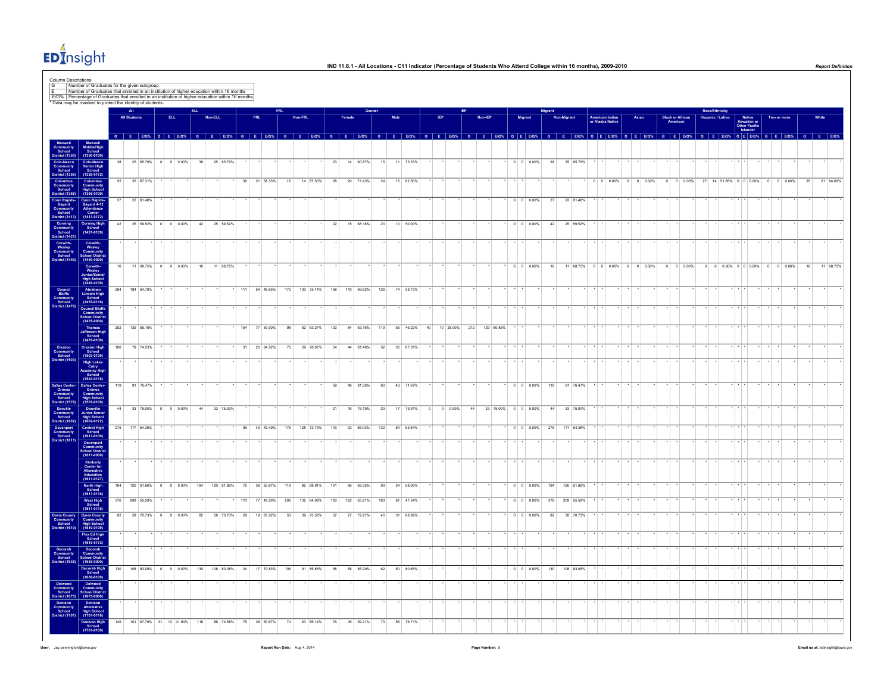# IND 11.6.1 - All Locations - C11 Indicator (Percentage of Students Who Attend College within 16 months), 2009-2010

Column Descriptions

| | |
|---|---|
| G | Number of Graduates for the given subgroup |
| E | Number of Graduates that enrolled in an institution of higher education within 16 months |
| E/G% | Percentage of Graduates that enrolled in an institution of higher education within 16 months |

* Data may be masked to protect the identity of students.

| | | All | | | ELL | | | | | | FRL | | | | | | Gender | | | | | | IEP | | | | | | Migrant | | | | | | Race/Ethnicity | | | | | | | | | | | | | | | | | | | | |
|---|---|---|---|---|---|---|---|---|---|---|---|---|---|---|---|---|---|---|---|---|---|---|---|---|---|---|---|---|---|---|---|---|---|---|---|---|---|---|---|---|---|---|---|---|---|---|---|---|---|---|---|---|---|---|---|---|---|---|
| | | All Students | | | ELL | | | Non-ELL | | | FRL | | | Non-FRL | | | Female | | | Male | | | IEP | | | Non-IEP | | | Migrant | | | Non-Migrant | | | American Indian or Alaska Native | | | Asian | | | Black or African American | | | Hispanic / Latino | | | Native Hawaiian or Other Pacific Islander | | | Two or more | | | White | | |
| | | G | E | E/G% | G | E | E/G% | G | E | E/G% | G | E | E/G% | G | E | E/G% | G | E | E/G% | G | E | E/G% | G | E | E/G% | G | E | E/G% | G | E | E/G% | G | E | E/G% | G | E | E/G% | G | E | E/G% | G | E | E/G% | G | E | E/G% | G | E | E/G% | G | E | E/G% | G | E | E/G% |
| Maxwell Community School District (1350) | Maxwell Middle/High School (1350-0109) | | | | | | | | | | | | | | | | | | | | | | | | | | | | | | | | | | | | | | | | | | | | | | | | | | | | | | | | | |
| Colo-Nesco Community School District (1359) | Colo-Nesco Senior High School (1359-0172) | 38 | 25 | 65.79% | 0 | 0 | 0.00% | 38 | 25 | 65.79% | * | * | * | * | * | * | 23 | 14 | 60.87% | 15 | 11 | 73.33% | * | * | * | * | * | * | 0 | 0 | 0.00% | 38 | 25 | 65.79% | * | * | * | * | * | * | * | * | * | * | * | * | * | * | * | * | * | * | * | * | * |
| Columbus Community School District (1368) | Columbus Community High School (1368-0109) | 52 | 35 | 67.31% | * | * | * | * | * | * | 36 | 21 | 58.33% | 16 | 14 | 87.50% | 28 | 20 | 71.43% | 24 | 15 | 62.50% | * | * | * | * | * | * | * | * | * | * | * | * | 0 | 0 | 0.00% | 0 | 0 | 0.00% | 0 | 0 | 0.00% | 27 | 14 | 51.85% | 0 | 0 | 0.00% | 0 | 0 | 0.00% | 25 | 21 | 84.00% |
| Coon Rapids-Bayard Community School District (1413) | Coon Rapids-Bayard 4-12 Attendance Center (1413-0172) | 27 | 22 | 81.48% | * | * | * | * | * | * | * | * | * | * | * | * | * | * | * | * | * | * | * | * | * | * | * | * | 0 | 0 | 0.00% | 27 | 22 | 81.48% | * | * | * | * | * | * | * | * | * | * | * | * | * | * | * | * | * | * | * | * | * |
| Corning Community School District (1431) | Corning High School (1431-0109) | 42 | 25 | 59.52% | 0 | 0 | 0.00% | 42 | 25 | 59.52% | * | * | * | * | * | * | 22 | 15 | 68.18% | 20 | 10 | 50.00% | * | * | * | * | * | * | 0 | 0 | 0.00% | 42 | 25 | 59.52% | * | * | * | * | * | * | * | * | * | * | * | * | * | * | * | * | * | * | * | * | * |
| Corwith-Wesley Community School District (1449) | Corwith-Wesley Community School District (1449-0000) | * | * | * | * | * | * | * | * | * | * | * | * | * | * | * | * | * | * | * | * | * | * | * | * | * | * | * | * | * | * | * | * | * | * | * | * | * | * | * | * | * | * | * | * | * | * | * | * | * | * | * | * | * | * | * | * | * |
| | Corwith-Wesley Junior/Senior High School (1449-0109) | 16 | 11 | 68.75% | 0 | 0 | 0.00% | 16 | 11 | 68.75% | * | * | * | * | * | * | * | * | * | * | * | * | * | * | * | * | * | * | 0 | 0 | 0.00% | 16 | 11 | 68.75% | 0 | 0 | 0.00% | 0 | 0 | 0.00% | 0 | 0 | 0.00% | 0 | 0 | 0.00% | 0 | 0 | 0.00% | 0 | 0 | 0.00% | 16 | 11 | 68.75% |
| Council Bluffs Community School District (1476) | Abraham Lincoln High School (1476-0118) | 284 | 184 | 64.79% | * | * | * | * | * | * | 111 | 54 | 48.65% | 173 | 130 | 75.14% | 158 | 110 | 69.62% | 126 | 74 | 58.73% | * | * | * | * | * | * | * | * | * | * | * | * | * | * | * | * | * | * | * | * | * | * | * | * | * | * | * | * | * | * | * | * | * |
| | Council Bluffs Community School District (1476-0000) | * | * | * | * | * | * | * | * | * | * | * | * | * | * | * | * | * | * | * | * | * | * | * | * | * | * | * | * | * | * | * | * | * | * | * | * | * | * | * | * | * | * | * | * | * | * | * | * | * | * | * | * | * | * | * | * | * |
| | Thomas Jefferson High School (1476-0109) | 252 | 139 | 55.16% | * | * | * | * | * | * | 154 | 77 | 50.00% | 98 | 62 | 63.27% | 133 | 84 | 63.16% | 119 | 55 | 46.22% | 40 | 10 | 25.00% | 212 | 129 | 60.85% | * | * | * | * | * | * | * | * | * | * | * | * | * | * | * | * | * | * | * | * | * | * | * | * | * | * | * |
| Creston Community School District (1503) | Creston High School (1503-0109) | 106 | 79 | 74.53% | * | * | * | * | * | * | 31 | 20 | 64.52% | 75 | 59 | 78.67% | 54 | 44 | 81.48% | 52 | 35 | 67.31% | * | * | * | * | * | * | * | * | * | * | * | * | * | * | * | * | * | * | * | * | * | * | * | * | * | * | * | * | * | * | * | * | * |
| | High Lakes Cntry Academy High School (1503-0118) | * | * | * | * | * | * | * | * | * | * | * | * | * | * | * | * | * | * | * | * | * | * | * | * | * | * | * | * | * | * | * | * | * | * | * | * | * | * | * | * | * | * | * | * | * | * | * | * | * | * | * | * | * | * | * | * | * |
| Dallas Center-Grimes Community School District (1576) | Dallas Center-Grimes Community High School (1576-0109) | 119 | 91 | 76.47% | * | * | * | * | * | * | * | * | * | * | * | * | 59 | 48 | 81.36% | 60 | 43 | 71.67% | * | * | * | * | * | * | 0 | 0 | 0.00% | 119 | 91 | 76.47% | * | * | * | * | * | * | * | * | * | * | * | * | * | * | * | * | * | * | * | * | * |
| Danville Community School District (1602) | Danville Junior-Senior High School (1602-0172) | 44 | 33 | 75.00% | 0 | 0 | 0.00% | 44 | 33 | 75.00% | * | * | * | * | * | * | 21 | 16 | 76.19% | 23 | 17 | 73.91% | 0 | 0 | 0.00% | 44 | 33 | 75.00% | 0 | 0 | 0.00% | 44 | 33 | 75.00% | * | * | * | * | * | * | * | * | * | * | * | * | * | * | * | * | * | * | * | * | * |
| Davenport Community School District (1611) | Central High School (1611-0109) | 275 | 177 | 64.36% | * | * | * | * | * | * | 99 | 49 | 49.49% | 176 | 128 | 72.73% | 143 | 93 | 65.03% | 132 | 84 | 63.64% | * | * | * | * | * | * | 0 | 0 | 0.00% | 275 | 177 | 64.36% | * | * | * | * | * | * | * | * | * | * | * | * | * | * | * | * | * | * | * | * | * |
| | Davenport Community School District (1611-0000) | * | * | * | * | * | * | * | * | * | * | * | * | * | * | * | * | * | * | * | * | * | * | * | * | * | * | * | * | * | * | * | * | * | * | * | * | * | * | * | * | * | * | * | * | * | * | * | * | * | * | * | * | * | * | * | * | * |
| | Kimberly Center for Alternative Education (1611-0127) | * | * | * | * | * | * | * | * | * | * | * | * | * | * | * | * | * | * | * | * | * | * | * | * | * | * | * | * | * | * | * | * | * | * | * | * | * | * | * | * | * | * | * | * | * | * | * | * | * | * | * | * | * | * | * | * | * |
| | North High School (1611-0116) | 194 | 120 | 61.86% | 0 | 0 | 0.00% | 194 | 120 | 61.86% | 75 | 38 | 50.67% | 119 | 82 | 68.91% | 101 | 66 | 65.35% | 93 | 54 | 58.06% | * | * | * | * | * | * | 0 | 0 | 0.00% | 194 | 120 | 61.86% | * | * | * | * | * | * | * | * | * | * | * | * | * | * | * | * | * | * | * | * | * |
| | West High School (1611-0118) | 376 | 209 | 55.59% | * | * | * | * | * | * | 170 | 77 | 45.29% | 206 | 132 | 64.08% | 193 | 122 | 63.21% | 183 | 87 | 47.54% | * | * | * | * | * | * | 0 | 0 | 0.00% | 376 | 209 | 55.59% | * | * | * | * | * | * | * | * | * | * | * | * | * | * | * | * | * | * | * | * | * |
| Davis County Community School District (1619) | Davis County Community High School (1619-0109) | 82 | 58 | 70.73% | 0 | 0 | 0.00% | 82 | 58 | 70.73% | 29 | 19 | 65.52% | 53 | 39 | 73.58% | 37 | 27 | 72.97% | 45 | 31 | 68.89% | * | * | * | * | * | * | 0 | 0 | 0.00% | 82 | 58 | 70.73% | * | * | * | * | * | * | * | * | * | * | * | * | * | * | * | * | * | * | * | * | * |
| | Flex Ed High School (1619-0172) | * | * | * | * | * | * | * | * | * | * | * | * | * | * | * | * | * | * | * | * | * | * | * | * | * | * | * | * | * | * | * | * | * | * | * | * | * | * | * | * | * | * | * | * | * | * | * | * | * | * | * | * | * | * | * | * | * |
| Decorah Community School District (1638) | Decorah Community School District (1638-0000) | * | * | * | * | * | * | * | * | * | * | * | * | * | * | * | * | * | * | * | * | * | * | * | * | * | * | * | * | * | * | * | * | * | * | * | * | * | * | * | * | * | * | * | * | * | * | * | * | * | * | * | * | * | * | * | * | * |
| | Decorah High School (1638-0109) | 130 | 108 | 83.08% | 0 | 0 | 0.00% | 130 | 108 | 83.08% | 24 | 17 | 70.83% | 106 | 91 | 85.85% | 68 | 58 | 85.29% | 62 | 50 | 80.65% | * | * | * | * | * | * | 0 | 0 | 0.00% | 130 | 108 | 83.08% | * | * | * | * | * | * | * | * | * | * | * | * | * | * | * | * | * | * | * | * | * |
| Delwood Community School District (1675) | Delwood Community School District (1675-0000) | * | * | * | * | * | * | * | * | * | * | * | * | * | * | * | * | * | * | * | * | * | * | * | * | * | * | * | * | * | * | * | * | * | * | * | * | * | * | * | * | * | * | * | * | * | * | * | * | * | * | * | * | * | * | * | * | * |
| Denison Community School District (1701) | Denison Alternative High School (1701-0118) | * | * | * | * | * | * | * | * | * | * | * | * | * | * | * | * | * | * | * | * | * | * | * | * | * | * | * | * | * | * | * | * | * | * | * | * | * | * | * | * | * | * | * | * | * | * | * | * | * | * | * | * | * | * | * | * | * |
| | Denison High School (1701-0109) | 149 | 101 | 67.79% | 31 | 13 | 41.94% | 118 | 88 | 74.58% | 75 | 38 | 50.67% | 74 | 63 | 85.14% | 76 | 45 | 59.21% | 73 | 56 | 76.71% | * | * | * | * | * | * | * | * | * | * | * | * | * | * | * | * | * | * | * | * | * | * | * | * | * | * | * | * | * | * | * | * | * |

User: Jay.pennington@iowa.gov   Report Run Date: Aug 4, 2014   Email us at: edinsight@iowa.gov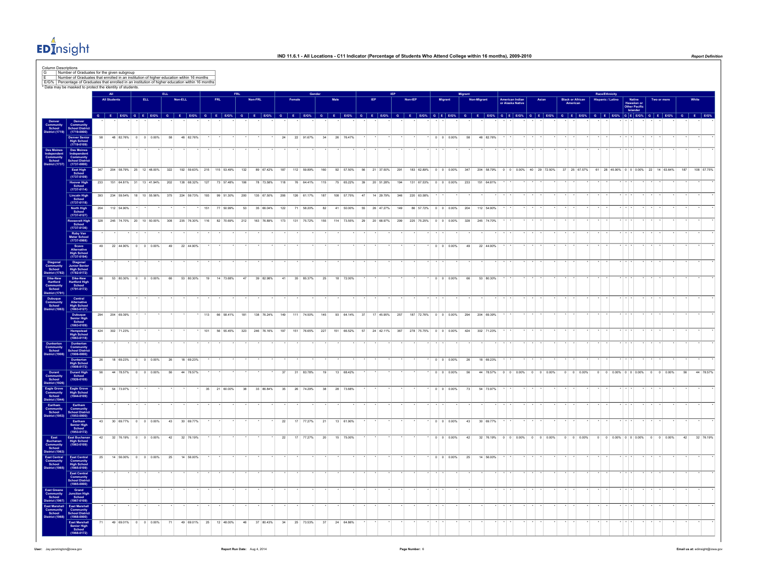# IND 11.6.1 - All Locations - C11 Indicator (Percentage of Students Who Attend College within 16 months), 2009-2010

Column Descriptions

| | |
|---|---|
| G | Number of Graduates for the given subgroup |
| E | Number of Graduates that enrolled in an institution of higher education within 16 months |
| E/G% | Percentage of Graduates that enrolled in an institution of higher education within 16 months |

\* Data may be masked to protect the identity of students.

| | | All | | | ELL | | | | | | FRL | | | | | | Gender | | | | | | IEP | | | | | | Migrant | | | | | | Race/Ethnicity | | | | | | | | | | | | | | | | | | | | |
|---|---|---|---|---|---|---|---|---|---|---|---|---|---|---|---|---|---|---|---|---|---|---|---|---|---|---|---|---|---|---|---|---|---|---|---|---|---|---|---|---|---|---|---|---|---|---|---|---|---|---|---|---|---|---|---|---|---|---|---|---|---|---|---|---|
| | | All Students | | | ELL | | | Non-ELL | | | FRL | | | Non-FRL | | | Female | | | Male | | | IEP | | | Non-IEP | | | Migrant | | | Non-Migrant | | | American Indian or Alaska Native | | | Asian | | | Black or African American | | | Hispanic / Latino | | | Native Hawaiian or Other Pacific Islander | | | Two or more | | | White | | |
| | | G | E | E/G% | G | E | E/G% | G | E | E/G% | G | E | E/G% | G | E | E/G% | G | E | E/G% | G | E | E/G% | G | E | E/G% | G | E | E/G% | G | E | E/G% | G | E | E/G% | G | E | E/G% | G | E | E/G% | G | E | E/G% | G | E | E/G% | G | E | E/G% | G | E | E/G% | G | E | E/G% |
| Denver Community School District (1719) | Denver Community School District (1719-0000) | * | * | * | * | * | * | * | * | * | * | * | * | * | * | * | * | * | * | * | * | * | * | * | * | * | * | * | * | * | * | * | * | * | * | * | * | * | * | * | * | * | * | * | * | * | * | * | * | * | * | * | * | * | * | * |
| | Denver Senior High School (1719-0109) | 58 | 48 | 82.76% | 0 | 0 | 0.00% | 58 | 48 | 82.76% | * | * | * | * | * | * | 24 | 22 | 91.67% | 34 | 26 | 76.47% | * | * | * | * | * | * | 0 | 0 | 0.00% | 58 | 48 | 82.76% | * | * | * | * | * | * | * | * | * | * | * | * | * | * | * | * | * | * | * | * | * |
| Des Moines Independent Community School District (1737) | Des Moines Independent Community School District (1737-0000) | * | * | * | * | * | * | * | * | * | * | * | * | * | * | * | * | * | * | * | * | * | * | * | * | * | * | * | * | * | * | * | * | * | * | * | * | * | * | * | * | * | * | * | * | * | * | * | * | * | * | * | * | * | * | * |
| | East High School (1737-0109) | 347 | 204 | 58.79% | 25 | 12 | 48.00% | 322 | 192 | 59.63% | 215 | 115 | 53.49% | 132 | 89 | 67.42% | 187 | 112 | 59.89% | 160 | 92 | 57.50% | 56 | 21 | 37.50% | 291 | 183 | 62.89% | 0 | 0 | 0.00% | 347 | 204 | 58.79% | 0 | 0 | 0.00% | 40 | 29 | 72.50% | 37 | 25 | 67.57% | 61 | 28 | 45.90% | 0 | 0 | 0.00% | 22 | 14 | 63.64% | 187 | 108 | 57.75% |
| | Hoover High School (1737-0114) | 233 | 151 | 64.81% | 31 | 13 | 41.94% | 202 | 138 | 68.32% | 127 | 73 | 57.48% | 106 | 78 | 73.58% | 118 | 76 | 64.41% | 115 | 75 | 65.22% | 39 | 20 | 51.28% | 194 | 131 | 67.53% | 0 | 0 | 0.00% | 233 | 151 | 64.81% | * | * | * | * | * | * | * | * | * | * | * | * | * | * | * | * | * | * | * | * | * |
| | Lincoln High School (1737-0118) | 393 | 234 | 59.54% | 18 | 10 | 55.56% | 375 | 224 | 59.73% | 193 | 99 | 51.30% | 200 | 135 | 67.50% | 206 | 126 | 61.17% | 187 | 108 | 57.75% | 47 | 14 | 29.79% | 346 | 220 | 63.58% | * | * | * | * | * | * | * | * | * | * | * | * | * | * | * | * | * | * | * | * | * | * | * | * | * | * | * |
| | North High School (1737-0127) | 204 | 112 | 54.90% | * | * | * | * | * | * | 151 | 77 | 50.99% | 53 | 35 | 66.04% | 122 | 71 | 58.20% | 82 | 41 | 50.00% | 55 | 26 | 47.27% | 149 | 86 | 57.72% | 0 | 0 | 0.00% | 204 | 112 | 54.90% | * | * | * | * | * | * | * | * | * | * | * | * | * | * | * | * | * | * | * | * | * |
| | Roosevelt High School (1737-0136) | 328 | 245 | 74.70% | 20 | 10 | 50.00% | 308 | 235 | 76.30% | 116 | 82 | 70.69% | 212 | 163 | 76.89% | 173 | 131 | 75.72% | 155 | 114 | 73.55% | 29 | 20 | 68.97% | 299 | 225 | 75.25% | 0 | 0 | 0.00% | 328 | 245 | 74.70% | * | * | * | * | * | * | * | * | * | * | * | * | * | * | * | * | * | * | * | * | * |
| | Ruby Van Meter School (1737-0988) | * | * | * | * | * | * | * | * | * | * | * | * | * | * | * | * | * | * | * | * | * | * | * | * | * | * | * | * | * | * | * | * | * | * | * | * | * | * | * | * | * | * | * | * | * | * | * | * | * | * | * | * | * | * | * |
| | Scavo Alternative High School (1737-0194) | 49 | 22 | 44.90% | 0 | 0 | 0.00% | 49 | 22 | 44.90% | * | * | * | * | * | * | * | * | * | * | * | * | * | * | * | * | * | * | 0 | 0 | 0.00% | 49 | 22 | 44.90% | * | * | * | * | * | * | * | * | * | * | * | * | * | * | * | * | * | * | * | * | * |
| Diagonal Community School District (1782) | Diagonal Junior-Senior High School (1782-0172) | * | * | * | * | * | * | * | * | * | * | * | * | * | * | * | * | * | * | * | * | * | * | * | * | * | * | * | * | * | * | * | * | * | * | * | * | * | * | * | * | * | * | * | * | * | * | * | * | * | * | * | * | * | * | * |
| Dike-New Hartford Community School District (1791) | Dike-New Hartford High School (1791-0172) | 66 | 53 | 80.30% | 0 | 0 | 0.00% | 66 | 53 | 80.30% | 19 | 14 | 73.68% | 47 | 39 | 82.98% | 41 | 35 | 85.37% | 25 | 18 | 72.00% | * | * | * | * | * | * | 0 | 0 | 0.00% | 66 | 53 | 80.30% | * | * | * | * | * | * | * | * | * | * | * | * | * | * | * | * | * | * | * | * | * |
| Dubuque Community School District (1863) | Central Alternative High School (1863-0127) | * | * | * | * | * | * | * | * | * | * | * | * | * | * | * | * | * | * | * | * | * | * | * | * | * | * | * | * | * | * | * | * | * | * | * | * | * | * | * | * | * | * | * | * | * | * | * | * | * | * | * | * | * | * | * |
| | Dubuque Senior High School (1863-0109) | 294 | 204 | 69.39% | * | * | * | * | * | * | 113 | 66 | 58.41% | 181 | 138 | 76.24% | 149 | 111 | 74.50% | 145 | 93 | 64.14% | 37 | 17 | 45.95% | 257 | 187 | 72.76% | 0 | 0 | 0.00% | 294 | 204 | 69.39% | * | * | * | * | * | * | * | * | * | * | * | * | * | * | * | * | * | * | * | * | * |
| | Hempstead High School (1863-0118) | 424 | 302 | 71.23% | * | * | * | * | * | * | 101 | 56 | 55.45% | 323 | 246 | 76.16% | 197 | 151 | 76.65% | 227 | 151 | 66.52% | 57 | 24 | 42.11% | 367 | 278 | 75.75% | 0 | 0 | 0.00% | 424 | 302 | 71.23% | * | * | * | * | * | * | * | * | * | * | * | * | * | * | * | * | * | * | * | * | * |
| Dunkerton Community School District (1908) | Dunkerton Community School District (1908-0000) | * | * | * | * | * | * | * | * | * | * | * | * | * | * | * | * | * | * | * | * | * | * | * | * | * | * | * | * | * | * | * | * | * | * | * | * | * | * | * | * | * | * | * | * | * | * | * | * | * | * | * | * | * | * | * |
| | Dunkerton High School (1908-0172) | 26 | 18 | 69.23% | 0 | 0 | 0.00% | 26 | 18 | 69.23% | * | * | * | * | * | * | * | * | * | * | * | * | * | * | * | * | * | * | 0 | 0 | 0.00% | 26 | 18 | 69.23% | * | * | * | * | * | * | * | * | * | * | * | * | * | * | * | * | * | * | * | * | * |
| Durant Community School District (1926) | Durant High School (1926-0109) | 56 | 44 | 78.57% | 0 | 0 | 0.00% | 56 | 44 | 78.57% | * | * | * | * | * | * | 37 | 31 | 83.78% | 19 | 13 | 68.42% | * | * | * | * | * | * | 0 | 0 | 0.00% | 56 | 44 | 78.57% | 0 | 0 | 0.00% | 0 | 0 | 0.00% | 0 | 0 | 0.00% | 0 | 0 | 0.00% | 0 | 0 | 0.00% | 0 | 0 | 0.00% | 56 | 44 | 78.57% |
| Eagle Grove Community School District (1944) | Eagle Grove High School (1944-0109) | 73 | 54 | 73.97% | * | * | * | * | * | * | 35 | 21 | 60.00% | 38 | 33 | 86.84% | 35 | 26 | 74.29% | 38 | 28 | 73.68% | * | * | * | * | * | * | 0 | 0 | 0.00% | 73 | 54 | 73.97% | * | * | * | * | * | * | * | * | * | * | * | * | * | * | * | * | * | * | * | * | * |
| Earlham Community School District (1953) | Earlham Community School District (1953-0000) | * | * | * | * | * | * | * | * | * | * | * | * | * | * | * | * | * | * | * | * | * | * | * | * | * | * | * | * | * | * | * | * | * | * | * | * | * | * | * | * | * | * | * | * | * | * | * | * | * | * | * | * | * | * | * |
| | Earlham Senior High School (1953-0172) | 43 | 30 | 69.77% | 0 | 0 | 0.00% | 43 | 30 | 69.77% | * | * | * | * | * | * | 22 | 17 | 77.27% | 21 | 13 | 61.90% | * | * | * | * | * | * | 0 | 0 | 0.00% | 43 | 30 | 69.77% | * | * | * | * | * | * | * | * | * | * | * | * | * | * | * | * | * | * | * | * | * |
| East Buchanan Community School District (1963) | East Buchanan High School (1963-0109) | 42 | 32 | 76.19% | 0 | 0 | 0.00% | 42 | 32 | 76.19% | * | * | * | * | * | * | 22 | 17 | 77.27% | 20 | 15 | 75.00% | * | * | * | * | * | * | 0 | 0 | 0.00% | 42 | 32 | 76.19% | 0 | 0 | 0.00% | 0 | 0 | 0.00% | 0 | 0 | 0.00% | 0 | 0 | 0.00% | 0 | 0 | 0.00% | 0 | 0 | 0.00% | 42 | 32 | 76.19% |
| East Central Community School District (1965) | East Central Community High School (1965-0109) | 25 | 14 | 56.00% | 0 | 0 | 0.00% | 25 | 14 | 56.00% | * | * | * | * | * | * | * | * | * | * | * | * | * | * | * | * | * | * | 0 | 0 | 0.00% | 25 | 14 | 56.00% | * | * | * | * | * | * | * | * | * | * | * | * | * | * | * | * | * | * | * | * | * |
| | East Central Community School District (1965-0000) | * | * | * | * | * | * | * | * | * | * | * | * | * | * | * | * | * | * | * | * | * | * | * | * | * | * | * | * | * | * | * | * | * | * | * | * | * | * | * | * | * | * | * | * | * | * | * | * | * | * | * | * | * | * | * |
| East Greene Community School District (1967) | Grand Junction High School (1967-0109) | * | * | * | * | * | * | * | * | * | * | * | * | * | * | * | * | * | * | * | * | * | * | * | * | * | * | * | * | * | * | * | * | * | * | * | * | * | * | * | * | * | * | * | * | * | * | * | * | * | * | * | * | * | * | * |
| East Marshall Community School District (1968) | East Marshall Community School District (1968-0000) | * | * | * | * | * | * | * | * | * | * | * | * | * | * | * | * | * | * | * | * | * | * | * | * | * | * | * | * | * | * | * | * | * | * | * | * | * | * | * | * | * | * | * | * | * | * | * | * | * | * | * | * | * | * | * |
| | East Marshall Senior High School (1968-0172) | 71 | 49 | 69.01% | 0 | 0 | 0.00% | 71 | 49 | 69.01% | 25 | 12 | 48.00% | 46 | 37 | 80.43% | 34 | 25 | 73.53% | 37 | 24 | 64.86% | * | * | * | * | * | * | * | * | * | * | * | * | * | * | * | * | * | * | * | * | * | * | * | * | * | * | * | * | * | * | * | * | * |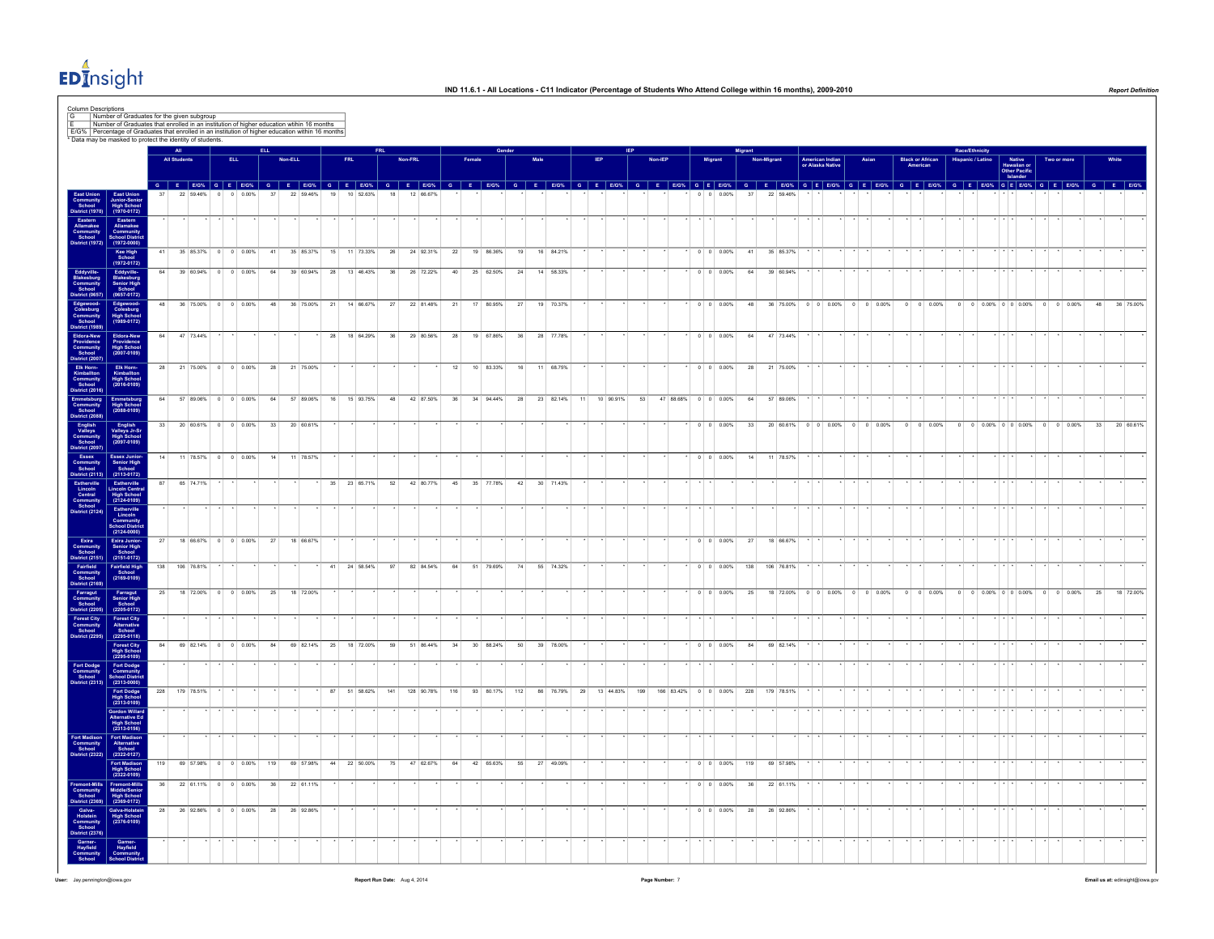# IND 11.6.1 - All Locations - C11 Indicator (Percentage of Students Who Attend College within 16 months), 2009-2010

Column Descriptions

| | |
|---|---|
| G | Number of Graduates for the given subgroup |
| E | Number of Graduates that enrolled in an institution of higher education within 16 months |
| E/G% | Percentage of Graduates that enrolled in an institution of higher education within 16 months |

* Data may be masked to protect the identity of students.

| | | All | | | ELL | | | | | | FRL | | | | | | Gender | | | | | | IEP | | | | | | Migrant | | | | | | Race/Ethnicity | | | | | | | | | | | | | | | | | | | | |
|---|---|---|---|---|---|---|---|---|---|---|---|---|---|---|---|---|---|---|---|---|---|---|---|---|---|---|---|---|---|---|---|---|---|---|---|---|---|---|---|---|---|---|---|---|---|---|---|---|---|---|---|---|---|---|---|---|---|---|
| | | All Students | | | ELL | | | Non-ELL | | | FRL | | | Non-FRL | | | Female | | | Male | | | IEP | | | Non-IEP | | | Migrant | | | Non-Migrant | | | American Indian or Alaska Native | | | Asian | | | Black or African American | | | Hispanic / Latino | | | Native Hawaiian or Other Pacific Islander | | | Two or more | | | White | | |
| | | G | E | E/G% | G | E | E/G% | G | E | E/G% | G | E | E/G% | G | E | E/G% | G | E | E/G% | G | E | E/G% | G | E | E/G% | G | E | E/G% | G | E | E/G% | G | E | E/G% | G | E | E/G% | G | E | E/G% | G | E | E/G% | G | E | E/G% | G | E | E/G% | G | E | E/G% | G | E | E/G% |
| East Union Community School District (1970) | East Union Junior-Senior High School (1970-0172) | 37 | 22 | 59.46% | 0 | 0 | 0.00% | 37 | 22 | 59.46% | 19 | 10 | 52.63% | 18 | 12 | 66.67% | * | * | * | * | * | * | * | * | * | * | * | * | 0 | 0 | 0.00% | 37 | 22 | 59.46% | * | * | * | * | * | * | * | * | * | * | * | * | * | * | * | * | * | * | * | * | * |
| Eastern Allamakee Community School District (1972) | Eastern Allamakee Community School District (1972-0000) | * | * | * | * | * | * | * | * | * | * | * | * | * | * | * | * | * | * | * | * | * | * | * | * | * | * | * | * | * | * | * | * | * | * | * | * | * | * | * | * | * | * | * | * | * | * | * | * | * | * | * | * | * | * | * | * | * |
| | Kee High School (1972-0172) | 41 | 35 | 85.37% | 0 | 0 | 0.00% | 41 | 35 | 85.37% | 15 | 11 | 73.33% | 26 | 24 | 92.31% | 22 | 19 | 86.36% | 19 | 16 | 84.21% | * | * | * | * | * | * | 0 | 0 | 0.00% | 41 | 35 | 85.37% | * | * | * | * | * | * | * | * | * | * | * | * | * | * | * | * | * | * | * | * | * |
| Eddyville-Blakesburg Community School District (0657) | Eddyville-Blakesburg Senior High School (0657-0172) | 64 | 39 | 60.94% | 0 | 0 | 0.00% | 64 | 39 | 60.94% | 28 | 13 | 46.43% | 36 | 26 | 72.22% | 40 | 25 | 62.50% | 24 | 14 | 58.33% | * | * | * | * | * | * | 0 | 0 | 0.00% | 64 | 39 | 60.94% | * | * | * | * | * | * | * | * | * | * | * | * | * | * | * | * | * | * | * | * | * |
| Edgewood-Colesburg Community School District (1989) | Edgewood-Colesburg High School (1989-0172) | 48 | 36 | 75.00% | 0 | 0 | 0.00% | 48 | 36 | 75.00% | 21 | 14 | 66.67% | 27 | 22 | 81.48% | 21 | 17 | 80.95% | 27 | 19 | 70.37% | * | * | * | * | * | * | 0 | 0 | 0.00% | 48 | 36 | 75.00% | 0 | 0 | 0.00% | 0 | 0 | 0.00% | 0 | 0 | 0.00% | 0 | 0 | 0.00% | 0 | 0 | 0.00% | 0 | 0 | 0.00% | 48 | 36 | 75.00% |
| Eldora-New Providence Community School District (2007) | Eldora-New Providence High School (2007-0109) | 64 | 47 | 73.44% | * | * | * | * | * | * | 28 | 18 | 64.29% | 36 | 29 | 80.56% | 28 | 19 | 67.86% | 36 | 28 | 77.78% | * | * | * | * | * | * | 0 | 0 | 0.00% | 64 | 47 | 73.44% | * | * | * | * | * | * | * | * | * | * | * | * | * | * | * | * | * | * | * | * | * |
| Elk Horn-Kimballton Community School District (2016) | Elk Horn-Kimballton High School (2016-0109) | 28 | 21 | 75.00% | 0 | 0 | 0.00% | 28 | 21 | 75.00% | * | * | * | * | * | * | 12 | 10 | 83.33% | 16 | 11 | 68.75% | * | * | * | * | * | * | 0 | 0 | 0.00% | 28 | 21 | 75.00% | * | * | * | * | * | * | * | * | * | * | * | * | * | * | * | * | * | * | * | * | * |
| Emmetsburg Community School District (2088) | Emmetsburg High School (2088-0109) | 64 | 57 | 89.06% | 0 | 0 | 0.00% | 64 | 57 | 89.06% | 16 | 15 | 93.75% | 48 | 42 | 87.50% | 36 | 34 | 94.44% | 28 | 23 | 82.14% | 11 | 10 | 90.91% | 53 | 47 | 88.68% | 0 | 0 | 0.00% | 64 | 57 | 89.06% | * | * | * | * | * | * | * | * | * | * | * | * | * | * | * | * | * | * | * | * | * |
| English Valleys Community School District (2097) | English Valleys Jr-Sr High School (2097-0109) | 33 | 20 | 60.61% | 0 | 0 | 0.00% | 33 | 20 | 60.61% | * | * | * | * | * | * | * | * | * | * | * | * | * | * | * | * | * | * | 0 | 0 | 0.00% | 33 | 20 | 60.61% | 0 | 0 | 0.00% | 0 | 0 | 0.00% | 0 | 0 | 0.00% | 0 | 0 | 0.00% | 0 | 0 | 0.00% | 0 | 0 | 0.00% | 33 | 20 | 60.61% |
| Essex Community School District (2113) | Essex Junior-Senior High School (2113-0172) | 14 | 11 | 78.57% | 0 | 0 | 0.00% | 14 | 11 | 78.57% | * | * | * | * | * | * | * | * | * | * | * | * | * | * | * | * | * | * | 0 | 0 | 0.00% | 14 | 11 | 78.57% | * | * | * | * | * | * | * | * | * | * | * | * | * | * | * | * | * | * | * | * | * |
| Estherville Lincoln Central Community School District (2124) | Estherville Lincoln Central High School (2124-0109) | 87 | 65 | 74.71% | * | * | * | * | * | * | 35 | 23 | 65.71% | 52 | 42 | 80.77% | 45 | 35 | 77.78% | 42 | 30 | 71.43% | * | * | * | * | * | * | * | * | * | * | * | * | * | * | * | * | * | * | * | * | * | * | * | * | * | * | * | * | * | * | * | * | * |
| | Estherville Lincoln Community School District (2124-0000) | * | * | * | * | * | * | * | * | * | * | * | * | * | * | * | * | * | * | * | * | * | * | * | * | * | * | * | * | * | * | * | * | * | * | * | * | * | * | * | * | * | * | * | * | * | * | * | * | * | * | * | * | * | * | * | * | * |
| Exira Community School District (2151) | Exira Junior-Senior High School (2151-0172) | 27 | 18 | 66.67% | 0 | 0 | 0.00% | 27 | 18 | 66.67% | * | * | * | * | * | * | * | * | * | * | * | * | * | * | * | * | * | * | 0 | 0 | 0.00% | 27 | 18 | 66.67% | * | * | * | * | * | * | * | * | * | * | * | * | * | * | * | * | * | * | * | * | * |
| Fairfield Community School District (2169) | Fairfield High School (2169-0109) | 138 | 106 | 76.81% | * | * | * | * | * | * | 41 | 24 | 58.54% | 97 | 82 | 84.54% | 64 | 51 | 79.69% | 74 | 55 | 74.32% | * | * | * | * | * | * | 0 | 0 | 0.00% | 138 | 106 | 76.81% | * | * | * | * | * | * | * | * | * | * | * | * | * | * | * | * | * | * | * | * | * |
| Farragut Community School District (2205) | Farragut Senior High School (2205-0172) | 25 | 18 | 72.00% | 0 | 0 | 0.00% | 25 | 18 | 72.00% | * | * | * | * | * | * | * | * | * | * | * | * | * | * | * | * | * | * | 0 | 0 | 0.00% | 25 | 18 | 72.00% | 0 | 0 | 0.00% | 0 | 0 | 0.00% | 0 | 0 | 0.00% | 0 | 0 | 0.00% | 0 | 0 | 0.00% | 0 | 0 | 0.00% | 25 | 18 | 72.00% |
| Forest City Community School District (2295) | Forest City Alternative School (2295-0118) | * | * | * | * | * | * | * | * | * | * | * | * | * | * | * | * | * | * | * | * | * | * | * | * | * | * | * | * | * | * | * | * | * | * | * | * | * | * | * | * | * | * | * | * | * | * | * | * | * | * | * | * | * | * | * | * | * |
| | Forest City High School (2295-0109) | 84 | 69 | 82.14% | 0 | 0 | 0.00% | 84 | 69 | 82.14% | 25 | 18 | 72.00% | 59 | 51 | 86.44% | 34 | 30 | 88.24% | 50 | 39 | 78.00% | * | * | * | * | * | * | 0 | 0 | 0.00% | 84 | 69 | 82.14% | * | * | * | * | * | * | * | * | * | * | * | * | * | * | * | * | * | * | * | * | * |
| Fort Dodge Community School District (2313) | Fort Dodge Community School District (2313-0000) | * | * | * | * | * | * | * | * | * | * | * | * | * | * | * | * | * | * | * | * | * | * | * | * | * | * | * | * | * | * | * | * | * | * | * | * | * | * | * | * | * | * | * | * | * | * | * | * | * | * | * | * | * | * | * | * | * |
| | Fort Dodge High School (2313-0109) | 228 | 179 | 78.51% | * | * | * | * | * | * | 87 | 51 | 58.62% | 141 | 128 | 90.78% | 116 | 93 | 80.17% | 112 | 86 | 76.79% | 29 | 13 | 44.83% | 199 | 166 | 83.42% | 0 | 0 | 0.00% | 228 | 179 | 78.51% | * | * | * | * | * | * | * | * | * | * | * | * | * | * | * | * | * | * | * | * | * |
| | Gordon Willard Alternative Ed High School (2313-0156) | * | * | * | * | * | * | * | * | * | * | * | * | * | * | * | * | * | * | * | * | * | * | * | * | * | * | * | * | * | * | * | * | * | * | * | * | * | * | * | * | * | * | * | * | * | * | * | * | * | * | * | * | * | * | * | * | * |
| Fort Madison Community School District (2322) | Fort Madison Alternative School (2322-0127) | * | * | * | * | * | * | * | * | * | * | * | * | * | * | * | * | * | * | * | * | * | * | * | * | * | * | * | * | * | * | * | * | * | * | * | * | * | * | * | * | * | * | * | * | * | * | * | * | * | * | * | * | * | * | * | * | * |
| | Fort Madison High School (2322-0109) | 119 | 69 | 57.98% | 0 | 0 | 0.00% | 119 | 69 | 57.98% | 44 | 22 | 50.00% | 75 | 47 | 62.67% | 64 | 42 | 65.63% | 55 | 27 | 49.09% | * | * | * | * | * | * | 0 | 0 | 0.00% | 119 | 69 | 57.98% | * | * | * | * | * | * | * | * | * | * | * | * | * | * | * | * | * | * | * | * | * |
| Fremont-Mills Community School District (2369) | Fremont-Mills Middle/Senior High School (2369-0172) | 36 | 22 | 61.11% | 0 | 0 | 0.00% | 36 | 22 | 61.11% | * | * | * | * | * | * | * | * | * | * | * | * | * | * | * | * | * | * | 0 | 0 | 0.00% | 36 | 22 | 61.11% | * | * | * | * | * | * | * | * | * | * | * | * | * | * | * | * | * | * | * | * | * |
| Galva-Holstein Community School District (2376) | Galva-Holstein High School (2376-0109) | 28 | 26 | 92.86% | 0 | 0 | 0.00% | 28 | 26 | 92.86% | * | * | * | * | * | * | * | * | * | * | * | * | * | * | * | * | * | * | 0 | 0 | 0.00% | 28 | 26 | 92.86% | * | * | * | * | * | * | * | * | * | * | * | * | * | * | * | * | * | * | * | * | * |
| Garner-Hayfield Community School | Garner-Hayfield Community School District | * | * | * | * | * | * | * | * | * | * | * | * | * | * | * | * | * | * | * | * | * | * | * | * | * | * | * | * | * | * | * | * | * | * | * | * | * | * | * | * | * | * | * | * | * | * | * | * | * | * | * | * | * | * | * | * | * |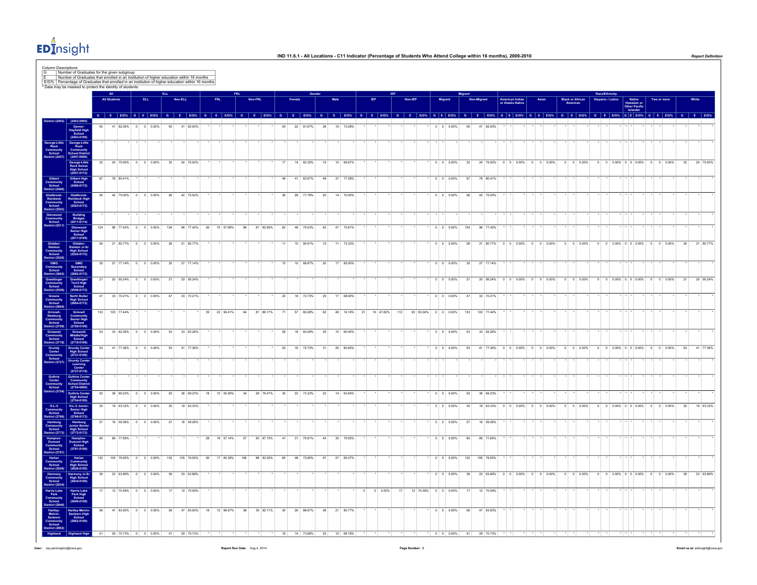# IND 11.6.1 - All Locations - C11 Indicator (Percentage of Students Who Attend College within 16 months), 2009-2010

Column Descriptions

| | |
|---|---|
| G | Number of Graduates for the given subgroup |
| E | Number of Graduates that enrolled in an institution of higher education within 16 months |
| E/G% | Percentage of Graduates that enrolled in an institution of higher education within 16 months |

* Data may be masked to protect the identity of students.

| | | All | | | ELL | | | | | | FRL | | | | | | Gender | | | | | | IEP | | | | | | Migrant | | | | | | Race/Ethnicity | | | | | | | | | | | | | | | | | | | | |
|---|---|---|---|---|---|---|---|---|---|---|---|---|---|---|---|---|---|---|---|---|---|---|---|---|---|---|---|---|---|---|---|---|---|---|---|---|---|---|---|---|---|---|---|---|---|---|---|---|---|---|---|---|---|---|---|---|---|---|
| | | All Students | | | ELL | | | Non-ELL | | | FRL | | | Non-FRL | | | Female | | | Male | | | IEP | | | Non-IEP | | | Migrant | | | Non-Migrant | | | American Indian or Alaska Native | | | Asian | | | Black or African American | | | Hispanic / Latino | | | Native Hawaiian or Other Pacific Islander | | | Two or more | | | White | | |
| | | G | E | E/G% | G | E | E/G% | G | E | E/G% | G | E | E/G% | G | E | E/G% | G | E | E/G% | G | E | E/G% | G | E | E/G% | G | E | E/G% | G | E | E/G% | G | E | E/G% | G | E | E/G% | G | E | E/G% | G | E | E/G% | G | E | E/G% | G | E | E/G% | G | E | E/G% | G | E | E/G% |
| District (2403) | (2403-0000) | | | | | | | | | | | | | | | | | | | | | | | | | | | | | | | | | | | | | | | | | | | | | | | | | | | | | | | | | |
| | Garner-Hayfield High School (2403-0109) | 50 | 41 | 82.00% | 0 | 0 | 0.00% | 50 | 41 | 82.00% | * | * | * | * | * | * | 24 | 22 | 91.67% | 26 | 19 | 73.08% | * | * | * | * | * | * | 0 | 0 | 0.00% | 50 | 41 | 82.00% | * | * | * | * | * | * | * | * | * | * | * | * | * | * | * | * | * | * | * | * | * |
| George-Little Rock Community School District (2457) | George-Little Rock Community School District (2457-0000) | * | * | * | * | * | * | * | * | * | * | * | * | * | * | * | * | * | * | * | * | * | * | * | * | * | * | * | * | * | * | * | * | * | * | * | * | * | * | * | * | * | * | * | * | * | * | * | * | * | * | * | * | * | * | * | * | * |
| | George-Little Rock Senior High School (2457-0172) | 32 | 24 | 75.00% | 0 | 0 | 0.00% | 32 | 24 | 75.00% | * | * | * | * | * | * | 17 | 14 | 82.35% | 15 | 10 | 66.67% | * | * | * | * | * | * | 0 | 0 | 0.00% | 32 | 24 | 75.00% | 0 | 0 | 0.00% | 0 | 0 | 0.00% | 0 | 0 | 0.00% | 0 | 0 | 0.00% | 0 | 0 | 0.00% | 0 | 0 | 0.00% | 32 | 24 | 75.00% |
| Gilbert Community School District (2466) | Gilbert High School (2466-0172) | 97 | 78 | 80.41% | * | * | * | * | * | * | * | * | * | * | * | * | 49 | 41 | 83.67% | 48 | 37 | 77.08% | * | * | * | * | * | * | 0 | 0 | 0.00% | 97 | 78 | 80.41% | * | * | * | * | * | * | * | * | * | * | * | * | * | * | * | * | * | * | * | * | * |
| Gladbrook-Reinbeck Community School District (2502) | Gladbrook-Reinbeck High School (2502-0172) | 56 | 42 | 75.00% | 0 | 0 | 0.00% | 56 | 42 | 75.00% | * | * | * | * | * | * | 36 | 28 | 77.78% | 20 | 14 | 70.00% | * | * | * | * | * | * | 0 | 0 | 0.00% | 56 | 42 | 75.00% | * | * | * | * | * | * | * | * | * | * | * | * | * | * | * | * | * | * | * | * | * |
| Glenwood Community School District (2511) | Building Bridges (2511-0114) | * | * | * | * | * | * | * | * | * | * | * | * | * | * | * | * | * | * | * | * | * | * | * | * | * | * | * | * | * | * | * | * | * | * | * | * | * | * | * | * | * | * | * | * | * | * | * | * | * | * | * | * | * | * | * | * | * |
| | Glenwood Senior High School (2511-0109) | 124 | 96 | 77.42% | 0 | 0 | 0.00% | 124 | 96 | 77.42% | 26 | 15 | 57.69% | 98 | 81 | 82.65% | 62 | 49 | 79.03% | 62 | 47 | 75.81% | * | * | * | * | * | * | 0 | 0 | 0.00% | 124 | 96 | 77.42% | * | * | * | * | * | * | * | * | * | * | * | * | * | * | * | * | * | * | * | * | * |
| Glidden-Ralston Community School District (2520) | Glidden-Ralston Jr-Sr High School (2520-0172) | 26 | 21 | 80.77% | 0 | 0 | 0.00% | 26 | 21 | 80.77% | * | * | * | * | * | * | 11 | 10 | 90.91% | 15 | 11 | 73.33% | * | * | * | * | * | * | 0 | 0 | 0.00% | 26 | 21 | 80.77% | 0 | 0 | 0.00% | 0 | 0 | 0.00% | 0 | 0 | 0.00% | 0 | 0 | 0.00% | 0 | 0 | 0.00% | 0 | 0 | 0.00% | 26 | 21 | 80.77% |
| GMG Community School District (2682) | GMG Secondary School (2682-0172) | 35 | 27 | 77.14% | 0 | 0 | 0.00% | 35 | 27 | 77.14% | * | * | * | * | * | * | 15 | 10 | 66.67% | 20 | 17 | 85.00% | * | * | * | * | * | * | 0 | 0 | 0.00% | 35 | 27 | 77.14% | * | * | * | * | * | * | * | * | * | * | * | * | * | * | * | * | * | * | * | * | * |
| Graettinger Community School District (2556) | Graettinger/Terril High School (2556-0172) | 21 | 20 | 95.24% | 0 | 0 | 0.00% | 21 | 20 | 95.24% | * | * | * | * | * | * | * | * | * | * | * | * | * | * | * | * | * | * | 0 | 0 | 0.00% | 21 | 20 | 95.24% | 0 | 0 | 0.00% | 0 | 0 | 0.00% | 0 | 0 | 0.00% | 0 | 0 | 0.00% | 0 | 0 | 0.00% | 0 | 0 | 0.00% | 21 | 20 | 95.24% |
| Greene Community School District (2664) | North Butler High School (2664-0172) | 47 | 33 | 70.21% | 0 | 0 | 0.00% | 47 | 33 | 70.21% | * | * | * | * | * | * | 22 | 16 | 72.73% | 25 | 17 | 68.00% | * | * | * | * | * | * | 0 | 0 | 0.00% | 47 | 33 | 70.21% | * | * | * | * | * | * | * | * | * | * | * | * | * | * | * | * | * | * | * | * | * |
| Grinnell-Newburg Community School District (2709) | Grinnell Community Senior High School (2709-0109) | 133 | 103 | 77.44% | * | * | * | * | * | * | 39 | 22 | 56.41% | 94 | 81 | 86.17% | 71 | 57 | 80.28% | 62 | 46 | 74.19% | 21 | 10 | 47.62% | 112 | 93 | 83.04% | 0 | 0 | 0.00% | 133 | 103 | 77.44% | * | * | * | * | * | * | * | * | * | * | * | * | * | * | * | * | * | * | * | * | * |
| Griswold Community School District (2718) | Griswold Middle/High School (2718-0109) | 53 | 33 | 62.26% | 0 | 0 | 0.00% | 53 | 33 | 62.26% | * | * | * | * | * | * | 28 | 18 | 64.29% | 25 | 15 | 60.00% | * | * | * | * | * | * | 0 | 0 | 0.00% | 53 | 33 | 62.26% | * | * | * | * | * | * | * | * | * | * | * | * | * | * | * | * | * | * | * | * | * |
| Grundy Center Community School District (2727) | Grundy Center High School (2727-0109) | 53 | 41 | 77.36% | 0 | 0 | 0.00% | 53 | 41 | 77.36% | * | * | * | * | * | * | 22 | 16 | 72.73% | 31 | 25 | 80.65% | * | * | * | * | * | * | 0 | 0 | 0.00% | 53 | 41 | 77.36% | 0 | 0 | 0.00% | 0 | 0 | 0.00% | 0 | 0 | 0.00% | 0 | 0 | 0.00% | 0 | 0 | 0.00% | 0 | 0 | 0.00% | 53 | 41 | 77.36% |
| | Grundy Center Learning Center (2727-0118) | * | * | * | * | * | * | * | * | * | * | * | * | * | * | * | * | * | * | * | * | * | * | * | * | * | * | * | * | * | * | * | * | * | * | * | * | * | * | * | * | * | * | * | * | * | * | * | * | * | * | * | * | * | * | * | * | * |
| Guthrie Center Community School District (2754) | Guthrie Center Community School District (2754-0000) | * | * | * | * | * | * | * | * | * | * | * | * | * | * | * | * | * | * | * | * | * | * | * | * | * | * | * | * | * | * | * | * | * | * | * | * | * | * | * | * | * | * | * | * | * | * | * | * | * | * | * | * | * | * | * | * | * |
| | Guthrie Center High School (2754-0109) | 52 | 36 | 69.23% | 0 | 0 | 0.00% | 52 | 36 | 69.23% | 18 | 10 | 55.56% | 34 | 26 | 76.47% | 30 | 22 | 73.33% | 22 | 14 | 63.64% | * | * | * | * | * | * | 0 | 0 | 0.00% | 52 | 36 | 69.23% | * | * | * | * | * | * | * | * | * | * | * | * | * | * | * | * | * | * | * | * | * |
| H-L-V Community School District (2766) | H-L-V Junior-Senior High School (2766-0172) | 30 | 19 | 63.33% | 0 | 0 | 0.00% | 30 | 19 | 63.33% | * | * | * | * | * | * | * | * | * | * | * | * | * | * | * | * | * | * | 0 | 0 | 0.00% | 30 | 19 | 63.33% | 0 | 0 | 0.00% | 0 | 0 | 0.00% | 0 | 0 | 0.00% | 0 | 0 | 0.00% | 0 | 0 | 0.00% | 0 | 0 | 0.00% | 30 | 19 | 63.33% |
| Hamburg Community School District (2772) | Hamburg Junior-Senior High School (2772-0172) | 27 | 16 | 59.26% | 0 | 0 | 0.00% | 27 | 16 | 59.26% | * | * | * | * | * | * | * | * | * | * | * | * | * | * | * | * | * | * | 0 | 0 | 0.00% | 27 | 16 | 59.26% | * | * | * | * | * | * | * | * | * | * | * | * | * | * | * | * | * | * | * | * | * |
| Hampton-Dumont Community School District (2781) | Hampton-Dumont High School (2781-0109) | 85 | 66 | 77.65% | * | * | * | * | * | * | 28 | 16 | 57.14% | 57 | 50 | 87.72% | 41 | 31 | 75.61% | 44 | 35 | 79.55% | * | * | * | * | * | * | 0 | 0 | 0.00% | 85 | 66 | 77.65% | * | * | * | * | * | * | * | * | * | * | * | * | * | * | * | * | * | * | * | * | * |
| Harlan Community School District (2826) | Harlan Community High School (2826-0109) | 132 | 105 | 79.55% | 0 | 0 | 0.00% | 132 | 105 | 79.55% | 26 | 17 | 65.38% | 106 | 88 | 83.02% | 65 | 48 | 73.85% | 67 | 57 | 85.07% | * | * | * | * | * | * | 0 | 0 | 0.00% | 132 | 105 | 79.55% | * | * | * | * | * | * | * | * | * | * | * | * | * | * | * | * | * | * | * | * | * |
| Harmony Community School District (2834) | Harmony Jr-Sr High School (2834-0109) | 36 | 23 | 63.89% | 0 | 0 | 0.00% | 36 | 23 | 63.89% | * | * | * | * | * | * | * | * | * | * | * | * | * | * | * | * | * | * | 0 | 0 | 0.00% | 36 | 23 | 63.89% | 0 | 0 | 0.00% | 0 | 0 | 0.00% | 0 | 0 | 0.00% | 0 | 0 | 0.00% | 0 | 0 | 0.00% | 0 | 0 | 0.00% | 36 | 23 | 63.89% |
| Harris-Lake Park Community School District (2846) | Harris-Lake Park High School (2846-0109) | 17 | 12 | 70.59% | 0 | 0 | 0.00% | 17 | 12 | 70.59% | * | * | * | * | * | * | * | * | * | * | * | * | 0 | 0 | 0.00% | 17 | 12 | 70.59% | 0 | 0 | 0.00% | 17 | 12 | 70.59% | * | * | * | * | * | * | * | * | * | * | * | * | * | * | * | * | * | * | * | * | * |
| Hartley-Melvin-Sanborn Community School District (2862) | Hartley-Melvin-Sanborn High School (2862-0109) | 56 | 47 | 83.93% | 0 | 0 | 0.00% | 56 | 47 | 83.93% | 18 | 12 | 66.67% | 38 | 35 | 92.11% | 30 | 26 | 86.67% | 26 | 21 | 80.77% | * | * | * | * | * | * | 0 | 0 | 0.00% | 56 | 47 | 83.93% | * | * | * | * | * | * | * | * | * | * | * | * | * | * | * | * | * | * | * | * | * |
| Highland | Highland High | 41 | 29 | 70.73% | 0 | 0 | 0.00% | 41 | 29 | 70.73% | * | * | * | * | * | * | 19 | 14 | 73.68% | 22 | 15 | 68.18% | * | * | * | * | * | * | 0 | 0 | 0.00% | 41 | 29 | 70.73% | * | * | * | * | * | * | * | * | * | * | * | * | * | * | * | * | * | * | * | * | * |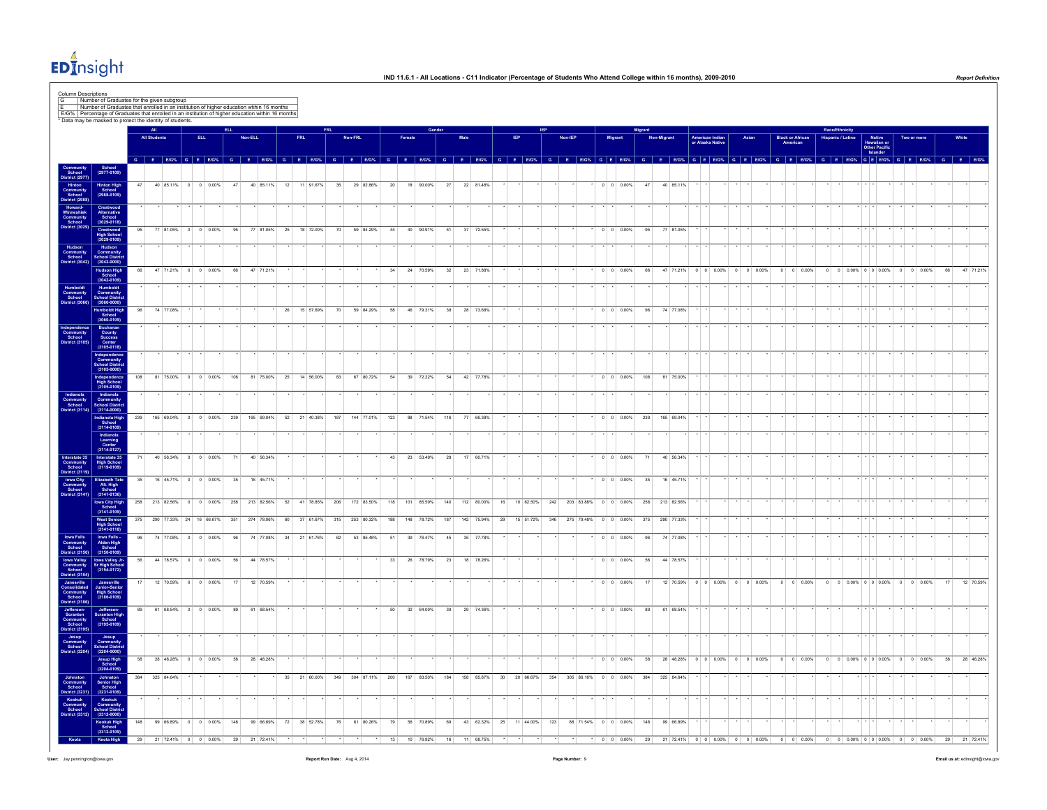# IND 11.6.1 - All Locations - C11 Indicator (Percentage of Students Who Attend College within 16 months), 2009-2010

Report Definition

Column Descriptions

| | |
|---|---|
| G | Number of Graduates for the given subgroup |
| E | Number of Graduates that enrolled in an institution of higher education within 16 months |
| E/G% | Percentage of Graduates that enrolled in an institution of higher education within 16 months |

\* Data may be masked to protect the identity of students.

| | | All | | | ELL | | | | | | FRL | | | | | | Gender | | | | | | IEP | | | | | | Migrant | | | | | | Race/Ethnicity | | | | | | | | | | | | | | | | | | | | |
|---|---|---|---|---|---|---|---|---|---|---|---|---|---|---|---|---|---|---|---|---|---|---|---|---|---|---|---|---|---|---|---|---|---|---|---|---|---|---|---|---|---|---|---|---|---|---|---|---|---|---|---|---|---|---|---|---|---|---|
| | | All Students | | | ELL | | | Non-ELL | | | FRL | | | Non-FRL | | | Female | | | Male | | | IEP | | | Non-IEP | | | Migrant | | | Non-Migrant | | | American Indian or Alaska Native | | | Asian | | | Black or African American | | | Hispanic / Latino | | | Native Hawaiian or Other Pacific Islander | | | Two or more | | | White | | |
| | | G | E | E/G% | G | E | E/G% | G | E | E/G% | G | E | E/G% | G | E | E/G% | G | E | E/G% | G | E | E/G% | G | E | E/G% | G | E | E/G% | G | E | E/G% | G | E | E/G% | G | E | E/G% | G | E | E/G% | G | E | E/G% | G | E | E/G% | G | E | E/G% | G | E | E/G% | G | E | E/G% |
| Community School District (2977) | School (2977-0109) | | | | | | | | | | | | | | | | | | | | | | | | | | | | | | | | | | | | | | | | | | | | | | | | | | | | | | | | | |
| Hinton Community School District (2988) | Hinton High School (2988-0109) | 47 | 40 | 85.11% | 0 | 0 | 0.00% | 47 | 40 | 85.11% | 12 | 11 | 91.67% | 35 | 29 | 82.86% | 20 | 18 | 90.00% | 27 | 22 | 81.48% | * | * | * | * | * | * | 0 | 0 | 0.00% | 47 | 40 | 85.11% | * | * | * | * | * | * | * | * | * | * | * | * | * | * | * | * | * | * | * | * | * |
| Howard-Winneshiek Community School District (3029) | Crestwood Alternative School (3029-0118) | * | * | * | * | * | * | * | * | * | * | * | * | * | * | * | * | * | * | * | * | * | * | * | * | * | * | * | * | * | * | * | * | * | * | * | * | * | * | * | * | * | * | * | * | * | * | * | * | * | * | * | * | * | * | * | * | * |
| | Crestwood High School (3029-0109) | 95 | 77 | 81.05% | 0 | 0 | 0.00% | 95 | 77 | 81.05% | 25 | 18 | 72.00% | 70 | 59 | 84.29% | 44 | 40 | 90.91% | 51 | 37 | 72.55% | * | * | * | * | * | * | 0 | 0 | 0.00% | 95 | 77 | 81.05% | * | * | * | * | * | * | * | * | * | * | * | * | * | * | * | * | * | * | * | * | * |
| Hudson Community School District (3042) | Hudson Community School District (3042-0000) | * | * | * | * | * | * | * | * | * | * | * | * | * | * | * | * | * | * | * | * | * | * | * | * | * | * | * | * | * | * | * | * | * | * | * | * | * | * | * | * | * | * | * | * | * | * | * | * | * | * | * | * | * | * | * | * | * |
| | Hudson High School (3042-0109) | 66 | 47 | 71.21% | 0 | 0 | 0.00% | 66 | 47 | 71.21% | * | * | * | * | * | * | 34 | 24 | 70.59% | 32 | 23 | 71.88% | * | * | * | * | * | * | 0 | 0 | 0.00% | 66 | 47 | 71.21% | 0 | 0 | 0.00% | 0 | 0 | 0.00% | 0 | 0 | 0.00% | 0 | 0 | 0.00% | 0 | 0 | 0.00% | 0 | 0 | 0.00% | 66 | 47 | 71.21% |
| Humboldt Community School District (3060) | Humboldt Community School District (3060-0000) | * | * | * | * | * | * | * | * | * | * | * | * | * | * | * | * | * | * | * | * | * | * | * | * | * | * | * | * | * | * | * | * | * | * | * | * | * | * | * | * | * | * | * | * | * | * | * | * | * | * | * | * | * | * | * | * | * |
| | Humboldt High School (3060-0109) | 96 | 74 | 77.08% | * | * | * | * | * | * | 26 | 15 | 57.69% | 70 | 59 | 84.29% | 58 | 46 | 79.31% | 38 | 28 | 73.68% | * | * | * | * | * | * | 0 | 0 | 0.00% | 96 | 74 | 77.08% | * | * | * | * | * | * | * | * | * | * | * | * | * | * | * | * | * | * | * | * | * |
| Independence Community School District (3105) | Buchanan County Success Center (3105-0118) | * | * | * | * | * | * | * | * | * | * | * | * | * | * | * | * | * | * | * | * | * | * | * | * | * | * | * | * | * | * | * | * | * | * | * | * | * | * | * | * | * | * | * | * | * | * | * | * | * | * | * | * | * | * | * | * | * |
| | Independence Community School District (3105-0000) | * | * | * | * | * | * | * | * | * | * | * | * | * | * | * | * | * | * | * | * | * | * | * | * | * | * | * | * | * | * | * | * | * | * | * | * | * | * | * | * | * | * | * | * | * | * | * | * | * | * | * | * | * | * | * | * | * |
| | Independence High School (3105-0109) | 108 | 81 | 75.00% | 0 | 0 | 0.00% | 108 | 81 | 75.00% | 25 | 14 | 56.00% | 83 | 67 | 80.72% | 54 | 39 | 72.22% | 54 | 42 | 77.78% | * | * | * | * | * | * | 0 | 0 | 0.00% | 108 | 81 | 75.00% | * | * | * | * | * | * | * | * | * | * | * | * | * | * | * | * | * | * | * | * | * |
| Indianola Community School District (3114) | Indianola Community School District (3114-0000) | * | * | * | * | * | * | * | * | * | * | * | * | * | * | * | * | * | * | * | * | * | * | * | * | * | * | * | * | * | * | * | * | * | * | * | * | * | * | * | * | * | * | * | * | * | * | * | * | * | * | * | * | * | * | * | * | * |
| | Indianola High School (3114-0109) | 239 | 165 | 69.04% | 0 | 0 | 0.00% | 239 | 165 | 69.04% | 52 | 21 | 40.38% | 187 | 144 | 77.01% | 123 | 88 | 71.54% | 116 | 77 | 66.38% | * | * | * | * | * | * | 0 | 0 | 0.00% | 239 | 165 | 69.04% | * | * | * | * | * | * | * | * | * | * | * | * | * | * | * | * | * | * | * | * | * |
| | Indianola Learning Center (3114-0127) | * | * | * | * | * | * | * | * | * | * | * | * | * | * | * | * | * | * | * | * | * | * | * | * | * | * | * | * | * | * | * | * | * | * | * | * | * | * | * | * | * | * | * | * | * | * | * | * | * | * | * | * | * | * | * | * | * |
| Interstate 35 Community School District (3119) | Interstate 35 High School (3119-0109) | 71 | 40 | 56.34% | 0 | 0 | 0.00% | 71 | 40 | 56.34% | * | * | * | * | * | * | 43 | 23 | 53.49% | 28 | 17 | 60.71% | * | * | * | * | * | * | 0 | 0 | 0.00% | 71 | 40 | 56.34% | * | * | * | * | * | * | * | * | * | * | * | * | * | * | * | * | * | * | * | * | * |
| Iowa City Community School District (3141) | Elizabeth Tate Alt. High School (3141-0136) | 35 | 16 | 45.71% | 0 | 0 | 0.00% | 35 | 16 | 45.71% | * | * | * | * | * | * | * | * | * | * | * | * | * | * | * | * | * | * | 0 | 0 | 0.00% | 35 | 16 | 45.71% | * | * | * | * | * | * | * | * | * | * | * | * | * | * | * | * | * | * | * | * | * |
| | Iowa City High School (3141-0109) | 258 | 213 | 82.56% | 0 | 0 | 0.00% | 258 | 213 | 82.56% | 52 | 41 | 78.85% | 206 | 172 | 83.50% | 118 | 101 | 85.59% | 140 | 112 | 80.00% | 16 | 10 | 62.50% | 242 | 203 | 83.88% | 0 | 0 | 0.00% | 258 | 213 | 82.56% | * | * | * | * | * | * | * | * | * | * | * | * | * | * | * | * | * | * | * | * | * |
| | West Senior High School (3141-0118) | 375 | 290 | 77.33% | 24 | 16 | 66.67% | 351 | 274 | 78.06% | 60 | 37 | 61.67% | 315 | 253 | 80.32% | 188 | 148 | 78.72% | 187 | 142 | 75.94% | 29 | 15 | 51.72% | 346 | 275 | 79.48% | 0 | 0 | 0.00% | 375 | 290 | 77.33% | * | * | * | * | * | * | * | * | * | * | * | * | * | * | * | * | * | * | * | * | * |
| Iowa Falls Community School District (3150) | Iowa Falls - Alden High School (3150-0109) | 96 | 74 | 77.08% | 0 | 0 | 0.00% | 96 | 74 | 77.08% | 34 | 21 | 61.76% | 62 | 53 | 85.48% | 51 | 39 | 76.47% | 45 | 35 | 77.78% | * | * | * | * | * | * | 0 | 0 | 0.00% | 96 | 74 | 77.08% | * | * | * | * | * | * | * | * | * | * | * | * | * | * | * | * | * | * | * | * | * |
| Iowa Valley Community School District (3154) | Iowa Valley Jr-Sr High School (3154-0172) | 56 | 44 | 78.57% | 0 | 0 | 0.00% | 56 | 44 | 78.57% | * | * | * | * | * | * | 33 | 26 | 78.79% | 23 | 18 | 78.26% | * | * | * | * | * | * | 0 | 0 | 0.00% | 56 | 44 | 78.57% | * | * | * | * | * | * | * | * | * | * | * | * | * | * | * | * | * | * | * | * | * |
| Janesville Consolidated Community School District (3186) | Janesville Junior-Senior High School (3186-0109) | 17 | 12 | 70.59% | 0 | 0 | 0.00% | 17 | 12 | 70.59% | * | * | * | * | * | * | * | * | * | * | * | * | * | * | * | * | * | * | 0 | 0 | 0.00% | 17 | 12 | 70.59% | 0 | 0 | 0.00% | 0 | 0 | 0.00% | 0 | 0 | 0.00% | 0 | 0 | 0.00% | 0 | 0 | 0.00% | 0 | 0 | 0.00% | 17 | 12 | 70.59% |
| Jefferson-Scranton Community School District (3195) | Jefferson-Scranton High School (3195-0109) | 89 | 61 | 68.54% | 0 | 0 | 0.00% | 89 | 61 | 68.54% | * | * | * | * | * | * | 50 | 32 | 64.00% | 39 | 29 | 74.36% | * | * | * | * | * | * | 0 | 0 | 0.00% | 89 | 61 | 68.54% | * | * | * | * | * | * | * | * | * | * | * | * | * | * | * | * | * | * | * | * | * |
| Jesup Community School District (3204) | Jesup Community School District (3204-0000) | * | * | * | * | * | * | * | * | * | * | * | * | * | * | * | * | * | * | * | * | * | * | * | * | * | * | * | * | * | * | * | * | * | * | * | * | * | * | * | * | * | * | * | * | * | * | * | * | * | * | * | * | * | * | * | * | * |
| | Jesup High School (3204-0109) | 58 | 28 | 48.28% | 0 | 0 | 0.00% | 58 | 28 | 48.28% | * | * | * | * | * | * | * | * | * | * | * | * | * | * | * | * | * | * | 0 | 0 | 0.00% | 58 | 28 | 48.28% | 0 | 0 | 0.00% | 0 | 0 | 0.00% | 0 | 0 | 0.00% | 0 | 0 | 0.00% | 0 | 0 | 0.00% | 0 | 0 | 0.00% | 58 | 28 | 48.28% |
| Johnston Community School District (3231) | Johnston Senior High School (3231-0109) | 384 | 325 | 84.64% | * | * | * | * | * | * | 35 | 21 | 60.00% | 349 | 304 | 87.11% | 200 | 167 | 83.50% | 184 | 158 | 85.87% | 30 | 20 | 66.67% | 354 | 305 | 86.16% | 0 | 0 | 0.00% | 384 | 325 | 84.64% | * | * | * | * | * | * | * | * | * | * | * | * | * | * | * | * | * | * | * | * | * |
| Keokuk Community School District (3312) | Keokuk Community School District (3312-0000) | * | * | * | * | * | * | * | * | * | * | * | * | * | * | * | * | * | * | * | * | * | * | * | * | * | * | * | * | * | * | * | * | * | * | * | * | * | * | * | * | * | * | * | * | * | * | * | * | * | * | * | * | * | * | * | * | * |
| | Keokuk High School (3312-0109) | 148 | 99 | 66.89% | 0 | 0 | 0.00% | 148 | 99 | 66.89% | 72 | 38 | 52.78% | 76 | 61 | 80.26% | 79 | 56 | 70.89% | 69 | 43 | 62.32% | 25 | 11 | 44.00% | 123 | 88 | 71.54% | 0 | 0 | 0.00% | 148 | 99 | 66.89% | * | * | * | * | * | * | * | * | * | * | * | * | * | * | * | * | * | * | * | * | * |
| Keota | Keota High | 29 | 21 | 72.41% | 0 | 0 | 0.00% | 29 | 21 | 72.41% | * | * | * | * | * | * | 13 | 10 | 76.92% | 16 | 11 | 68.75% | * | * | * | * | * | * | 0 | 0 | 0.00% | 29 | 21 | 72.41% | 0 | 0 | 0.00% | 0 | 0 | 0.00% | 0 | 0 | 0.00% | 0 | 0 | 0.00% | 0 | 0 | 0.00% | 0 | 0 | 0.00% | 29 | 21 | 72.41% |

User: Jay.pennington@iowa.gov Report Run Date: Aug 4, 2014 Email us at: edinsight@iowa.gov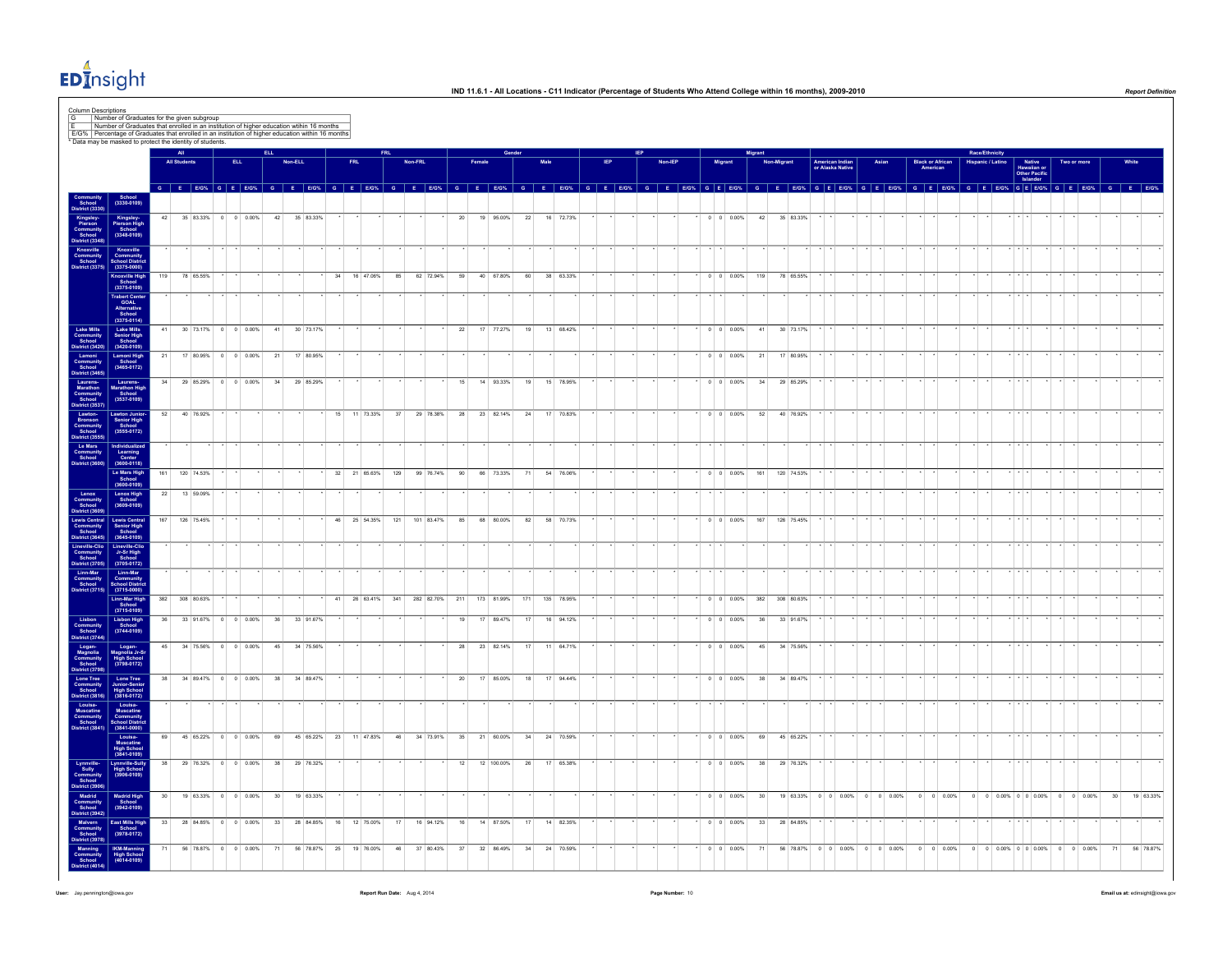# IND 11.6.1 - All Locations - C11 Indicator (Percentage of Students Who Attend College within 16 months), 2009-2010

Report Definition

Column Descriptions

| | |
|---|---|
| G | Number of Graduates for the given subgroup |
| E | Number of Graduates that enrolled in an institution of higher education within 16 months |
| E/G% | Percentage of Graduates that enrolled in an institution of higher education within 16 months |

* Data may be masked to protect the identity of students.

| District | School | All: All Students | | | ELL: ELL | | | ELL: Non-ELL | | | FRL: FRL | | | FRL: Non-FRL | | | Gender: Female | | | Gender: Male | | | IEP: IEP | | | IEP: Non-IEP | | | Migrant: Migrant | | | Migrant: Non-Migrant | | | Race/Ethnicity: American Indian or Alaska Native | | | Race/Ethnicity: Asian | | | Race/Ethnicity: Black or African American | | | Race/Ethnicity: Hispanic / Latino | | | Race/Ethnicity: Native Hawaiian or Other Pacific Islander | | | Race/Ethnicity: Two or more | | | Race/Ethnicity: White | | |
|---|---|---|---|---|---|---|---|---|---|---|---|---|---|---|---|---|---|---|---|---|---|---|---|---|---|---|---|---|---|---|---|---|---|---|---|---|---|---|---|---|---|---|---|---|---|---|---|---|---|---|---|---|---|---|---|---|---|---|
| | | G | E | E/G% | G | E | E/G% | G | E | E/G% | G | E | E/G% | G | E | E/G% | G | E | E/G% | G | E | E/G% | G | E | E/G% | G | E | E/G% | G | E | E/G% | G | E | E/G% | G | E | E/G% | G | E | E/G% | G | E | E/G% | G | E | E/G% | G | E | E/G% | G | E | E/G% | G | E | E/G% |
| Community School District (3330) | School (3330-0109) | | | | | | | | | | | | | | | | | | | | | | | | | | | | | | | | | | | | | | | | | | | | | | | | | | | | | | | | | |
| Kingsley-Pierson Community School District (3348) | Kingsley-Pierson High School (3348-0109) | 42 | 35 | 83.33% | 0 | 0 | 0.00% | 42 | 35 | 83.33% | * | * | * | * | * | * | 20 | 19 | 95.00% | 22 | 16 | 72.73% | * | * | * | * | * | * | 0 | 0 | 0.00% | 42 | 35 | 83.33% | * | * | * | * | * | * | * | * | * | * | * | * | * | * | * | * | * | * | * | * | * |
| Knoxville Community School District (3375) | Knoxville Community School District (3375-0000) | * | * | * | * | * | * | * | * | * | * | * | * | * | * | * | * | * | * | * | * | * | * | * | * | * | * | * | * | * | * | * | * | * | * | * | * | * | * | * | * | * | * | * | * | * | * | * | * | * | * | * | * | * | * | * | * | * |
| | Knoxville High School (3375-0109) | 119 | 78 | 65.55% | * | * | * | * | * | * | 34 | 16 | 47.06% | 85 | 62 | 72.94% | 59 | 40 | 67.80% | 60 | 38 | 63.33% | * | * | * | * | * | * | 0 | 0 | 0.00% | 119 | 78 | 65.55% | * | * | * | * | * | * | * | * | * | * | * | * | * | * | * | * | * | * | * | * | * |
| | Trabert Center GOAL Alternative School (3375-0114) | * | * | * | * | * | * | * | * | * | * | * | * | * | * | * | * | * | * | * | * | * | * | * | * | * | * | * | * | * | * | * | * | * | * | * | * | * | * | * | * | * | * | * | * | * | * | * | * | * | * | * | * | * | * | * | * | * |
| Lake Mills Community School District (3420) | Lake Mills Senior High School (3420-0109) | 41 | 30 | 73.17% | 0 | 0 | 0.00% | 41 | 30 | 73.17% | * | * | * | * | * | * | 22 | 17 | 77.27% | 19 | 13 | 68.42% | * | * | * | * | * | * | 0 | 0 | 0.00% | 41 | 30 | 73.17% | * | * | * | * | * | * | * | * | * | * | * | * | * | * | * | * | * | * | * | * | * |
| Lamoni Community School District (3465) | Lamoni High School (3465-0172) | 21 | 17 | 80.95% | 0 | 0 | 0.00% | 21 | 17 | 80.95% | * | * | * | * | * | * | * | * | * | * | * | * | * | * | * | * | * | * | 0 | 0 | 0.00% | 21 | 17 | 80.95% | * | * | * | * | * | * | * | * | * | * | * | * | * | * | * | * | * | * | * | * | * |
| Laurens-Marathon Community School District (3537) | Laurens-Marathon High School (3537-0109) | 34 | 29 | 85.29% | 0 | 0 | 0.00% | 34 | 29 | 85.29% | * | * | * | * | * | * | 15 | 14 | 93.33% | 19 | 15 | 78.95% | * | * | * | * | * | * | 0 | 0 | 0.00% | 34 | 29 | 85.29% | * | * | * | * | * | * | * | * | * | * | * | * | * | * | * | * | * | * | * | * | * |
| Lawton-Bronson Community School District (3555) | Lawton Junior-Senior High School (3555-0172) | 52 | 40 | 76.92% | * | * | * | * | * | * | 15 | 11 | 73.33% | 37 | 29 | 78.38% | 28 | 23 | 82.14% | 24 | 17 | 70.83% | * | * | * | * | * | * | 0 | 0 | 0.00% | 52 | 40 | 76.92% | * | * | * | * | * | * | * | * | * | * | * | * | * | * | * | * | * | * | * | * | * |
| Le Mars Community School District (3600) | Individualized Learning Center (3600-0118) | * | * | * | * | * | * | * | * | * | * | * | * | * | * | * | * | * | * | * | * | * | * | * | * | * | * | * | * | * | * | * | * | * | * | * | * | * | * | * | * | * | * | * | * | * | * | * | * | * | * | * | * | * | * | * | * | * |
| | Le Mars High School (3600-0109) | 161 | 120 | 74.53% | * | * | * | * | * | * | 32 | 21 | 65.63% | 129 | 99 | 76.74% | 90 | 66 | 73.33% | 71 | 54 | 76.06% | * | * | * | * | * | * | 0 | 0 | 0.00% | 161 | 120 | 74.53% | * | * | * | * | * | * | * | * | * | * | * | * | * | * | * | * | * | * | * | * | * |
| Lenox Community School District (3609) | Lenox High School (3609-0109) | 22 | 13 | 59.09% | * | * | * | * | * | * | * | * | * | * | * | * | * | * | * | * | * | * | * | * | * | * | * | * | * | * | * | * | * | * | * | * | * | * | * | * | * | * | * | * | * | * | * | * | * | * | * | * | * | * | * | * | * | * |
| Lewis Central Community School District (3645) | Lewis Central Senior High School (3645-0109) | 167 | 126 | 75.45% | * | * | * | * | * | * | 46 | 25 | 54.35% | 121 | 101 | 83.47% | 85 | 68 | 80.00% | 82 | 58 | 70.73% | * | * | * | * | * | * | 0 | 0 | 0.00% | 167 | 126 | 75.45% | * | * | * | * | * | * | * | * | * | * | * | * | * | * | * | * | * | * | * | * | * |
| Lineville-Clio Community School District (3705) | Lineville-Clio Jr-Sr High School (3705-0172) | * | * | * | * | * | * | * | * | * | * | * | * | * | * | * | * | * | * | * | * | * | * | * | * | * | * | * | * | * | * | * | * | * | * | * | * | * | * | * | * | * | * | * | * | * | * | * | * | * | * | * | * | * | * | * | * | * |
| Linn-Mar Community School District (3715) | Linn-Mar Community School District (3715-0000) | * | * | * | * | * | * | * | * | * | * | * | * | * | * | * | * | * | * | * | * | * | * | * | * | * | * | * | * | * | * | * | * | * | * | * | * | * | * | * | * | * | * | * | * | * | * | * | * | * | * | * | * | * | * | * | * | * |
| | Linn-Mar High School (3715-0109) | 382 | 308 | 80.63% | * | * | * | * | * | * | 41 | 26 | 63.41% | 341 | 282 | 82.70% | 211 | 173 | 81.99% | 171 | 135 | 78.95% | * | * | * | * | * | * | 0 | 0 | 0.00% | 382 | 308 | 80.63% | * | * | * | * | * | * | * | * | * | * | * | * | * | * | * | * | * | * | * | * | * |
| Lisbon Community School District (3744) | Lisbon High School (3744-0109) | 36 | 33 | 91.67% | 0 | 0 | 0.00% | 36 | 33 | 91.67% | * | * | * | * | * | * | 19 | 17 | 89.47% | 17 | 16 | 94.12% | * | * | * | * | * | * | 0 | 0 | 0.00% | 36 | 33 | 91.67% | * | * | * | * | * | * | * | * | * | * | * | * | * | * | * | * | * | * | * | * | * |
| Logan-Magnolia Community School District (3798) | Logan-Magnolia Jr-Sr High School (3798-0172) | 45 | 34 | 75.56% | 0 | 0 | 0.00% | 45 | 34 | 75.56% | * | * | * | * | * | * | 28 | 23 | 82.14% | 17 | 11 | 64.71% | * | * | * | * | * | * | 0 | 0 | 0.00% | 45 | 34 | 75.56% | * | * | * | * | * | * | * | * | * | * | * | * | * | * | * | * | * | * | * | * | * |
| Lone Tree Community School District (3816) | Lone Tree Junior-Senior High School (3816-0172) | 38 | 34 | 89.47% | 0 | 0 | 0.00% | 38 | 34 | 89.47% | * | * | * | * | * | * | 20 | 17 | 85.00% | 18 | 17 | 94.44% | * | * | * | * | * | * | 0 | 0 | 0.00% | 38 | 34 | 89.47% | * | * | * | * | * | * | * | * | * | * | * | * | * | * | * | * | * | * | * | * | * |
| Louisa-Muscatine Community School District (3841) | Louisa-Muscatine Community School District (3841-0000) | * | * | * | * | * | * | * | * | * | * | * | * | * | * | * | * | * | * | * | * | * | * | * | * | * | * | * | * | * | * | * | * | * | * | * | * | * | * | * | * | * | * | * | * | * | * | * | * | * | * | * | * | * | * | * | * | * |
| | Louisa-Muscatine High School (3841-0109) | 69 | 45 | 65.22% | 0 | 0 | 0.00% | 69 | 45 | 65.22% | 23 | 11 | 47.83% | 46 | 34 | 73.91% | 35 | 21 | 60.00% | 34 | 24 | 70.59% | * | * | * | * | * | * | 0 | 0 | 0.00% | 69 | 45 | 65.22% | * | * | * | * | * | * | * | * | * | * | * | * | * | * | * | * | * | * | * | * | * |
| Lynnville-Sully Community School District (3906) | Lynnville-Sully High School (3906-0109) | 38 | 29 | 76.32% | 0 | 0 | 0.00% | 38 | 29 | 76.32% | * | * | * | * | * | * | 12 | 12 | 100.00% | 26 | 17 | 65.38% | * | * | * | * | * | * | 0 | 0 | 0.00% | 38 | 29 | 76.32% | * | * | * | * | * | * | * | * | * | * | * | * | * | * | * | * | * | * | * | * | * |
| Madrid Community School District (3942) | Madrid High School (3942-0109) | 30 | 19 | 63.33% | 0 | 0 | 0.00% | 30 | 19 | 63.33% | * | * | * | * | * | * | * | * | * | * | * | * | * | * | * | * | * | * | 0 | 0 | 0.00% | 30 | 19 | 63.33% | 0 | 0 | 0.00% | 0 | 0 | 0.00% | 0 | 0 | 0.00% | 0 | 0 | 0.00% | 0 | 0 | 0.00% | 0 | 0 | 0.00% | 30 | 19 | 63.33% |
| Malvern Community School District (3978) | East Mills High School (3978-0172) | 33 | 28 | 84.85% | 0 | 0 | 0.00% | 33 | 28 | 84.85% | 16 | 12 | 75.00% | 17 | 16 | 94.12% | 16 | 14 | 87.50% | 17 | 14 | 82.35% | * | * | * | * | * | * | 0 | 0 | 0.00% | 33 | 28 | 84.85% | * | * | * | * | * | * | * | * | * | * | * | * | * | * | * | * | * | * | * | * | * |
| Manning Community School District (4014) | IKM-Manning High School (4014-0109) | 71 | 56 | 78.87% | 0 | 0 | 0.00% | 71 | 56 | 78.87% | 25 | 19 | 76.00% | 46 | 37 | 80.43% | 37 | 32 | 86.49% | 34 | 24 | 70.59% | * | * | * | * | * | * | 0 | 0 | 0.00% | 71 | 56 | 78.87% | 0 | 0 | 0.00% | 0 | 0 | 0.00% | 0 | 0 | 0.00% | 0 | 0 | 0.00% | 0 | 0 | 0.00% | 0 | 0 | 0.00% | 71 | 56 | 78.87% |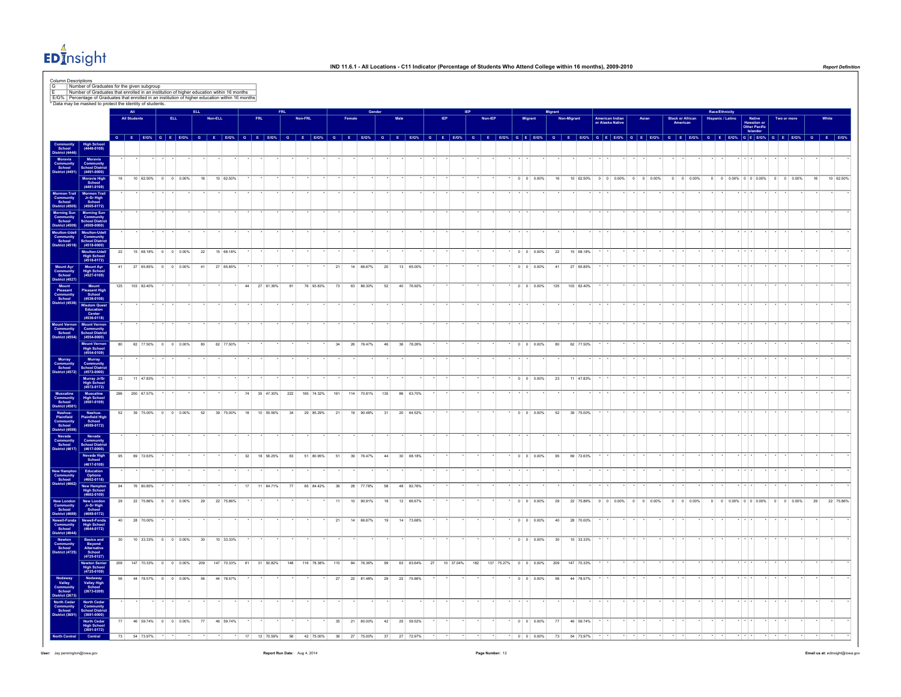# IND 11.6.1 - All Locations - C11 Indicator (Percentage of Students Who Attend College within 16 months), 2009-2010

**Column Descriptions**

| | |
|---|---|
| G | Number of Graduates for the given subgroup |
| E | Number of Graduates that enrolled in an institution of higher education within 16 months |
| E/G% | Percentage of Graduates that enrolled in an institution of higher education within 16 months |

* Data may be masked to protect the identity of students.

| | | All | | | ELL | | | | | | FRL | | | | | | Gender | | | | | | IEP | | | | | | Migrant | | | | | | Race/Ethnicity | | | | | | | | | | | | | | | | | | | | |
|---|---|---|---|---|---|---|---|---|---|---|---|---|---|---|---|---|---|---|---|---|---|---|---|---|---|---|---|---|---|---|---|---|---|---|---|---|---|---|---|---|---|---|---|---|---|---|---|---|---|---|---|---|---|---|---|---|---|---|
| | | All Students | | | ELL | | | Non-ELL | | | FRL | | | Non-FRL | | | Female | | | Male | | | IEP | | | Non-IEP | | | Migrant | | | Non-Migrant | | | American Indian or Alaska Native | | | Asian | | | Black or African American | | | Hispanic / Latino | | | Native Hawaiian or Other Pacific Islander | | | Two or more | | | White | | |
| | | G | E | E/G% | G | E | E/G% | G | E | E/G% | G | E | E/G% | G | E | E/G% | G | E | E/G% | G | E | E/G% | G | E | E/G% | G | E | E/G% | G | E | E/G% | G | E | E/G% | G | E | E/G% | G | E | E/G% | G | E | E/G% | G | E | E/G% | G | E | E/G% | G | E | E/G% | G | E | E/G% |
| Community School District (4446) | High School (4446-0109) | | | | | | | | | | | | | | | | | | | | | | | | | | | | | | | | | | | | | | | | | | | | | | | | | | | | | | | | | |
| Moravia Community School District (4491) | Moravia Community School District (4491-0000) | * | * | * | * | * | * | * | * | * | * | * | * | * | * | * | * | * | * | * | * | * | * | * | * | * | * | * | * | * | * | * | * | * | * | * | * | * | * | * | * | * | * | * | * | * | * | * | * | * | * | * | * | * | * | * | * | * |
| | Moravia High School (4491-0109) | 16 | 10 | 62.50% | 0 | 0 | 0.00% | 16 | 10 | 62.50% | * | * | * | * | * | * | * | * | * | * | * | * | * | * | * | * | * | * | 0 | 0 | 0.00% | 16 | 10 | 62.50% | 0 | 0 | 0.00% | 0 | 0 | 0.00% | 0 | 0 | 0.00% | 0 | 0 | 0.00% | 0 | 0 | 0.00% | 0 | 0 | 0.00% | 16 | 10 | 62.50% |
| Mormon Trail Community School District (4505) | Mormon Trail Jr-Sr High School (4505-0172) | * | * | * | * | * | * | * | * | * | * | * | * | * | * | * | * | * | * | * | * | * | * | * | * | * | * | * | * | * | * | * | * | * | * | * | * | * | * | * | * | * | * | * | * | * | * | * | * | * | * | * | * | * | * | * | * | * |
| Morning Sun Community School District (4509) | Morning Sun Community School District (4509-0000) | * | * | * | * | * | * | * | * | * | * | * | * | * | * | * | * | * | * | * | * | * | * | * | * | * | * | * | * | * | * | * | * | * | * | * | * | * | * | * | * | * | * | * | * | * | * | * | * | * | * | * | * | * | * | * | * | * |
| Moulton-Udell Community School District (4518) | Moulton-Udell Community School District (4518-0000) | * | * | * | * | * | * | * | * | * | * | * | * | * | * | * | * | * | * | * | * | * | * | * | * | * | * | * | * | * | * | * | * | * | * | * | * | * | * | * | * | * | * | * | * | * | * | * | * | * | * | * | * | * | * | * | * | * |
| | Moulton-Udell High School (4518-0172) | 22 | 15 | 68.18% | 0 | 0 | 0.00% | 22 | 15 | 68.18% | * | * | * | * | * | * | * | * | * | * | * | * | * | * | * | * | * | * | 0 | 0 | 0.00% | 22 | 15 | 68.18% | * | * | * | * | * | * | * | * | * | * | * | * | * | * | * | * | * | * | * | * | * |
| Mount Ayr Community School District (4527) | Mount Ayr High School (4527-0109) | 41 | 27 | 65.85% | 0 | 0 | 0.00% | 41 | 27 | 65.85% | * | * | * | * | * | * | 21 | 14 | 66.67% | 20 | 13 | 65.00% | * | * | * | * | * | * | 0 | 0 | 0.00% | 41 | 27 | 65.85% | * | * | * | * | * | * | * | * | * | * | * | * | * | * | * | * | * | * | * | * | * |
| Mount Pleasant Community School District (4536) | Mount Pleasant High School (4536-0109) | 125 | 103 | 82.40% | * | * | * | * | * | * | 44 | 27 | 61.36% | 81 | 76 | 93.83% | 73 | 63 | 86.30% | 52 | 40 | 76.92% | * | * | * | * | * | * | 0 | 0 | 0.00% | 125 | 103 | 82.40% | * | * | * | * | * | * | * | * | * | * | * | * | * | * | * | * | * | * | * | * | * |
| | Wisdom Quest Education Center (4536-0118) | * | * | * | * | * | * | * | * | * | * | * | * | * | * | * | * | * | * | * | * | * | * | * | * | * | * | * | * | * | * | * | * | * | * | * | * | * | * | * | * | * | * | * | * | * | * | * | * | * | * | * | * | * | * | * | * | * |
| Mount Vernon Community School District (4554) | Mount Vernon Community School District (4554-0000) | * | * | * | * | * | * | * | * | * | * | * | * | * | * | * | * | * | * | * | * | * | * | * | * | * | * | * | * | * | * | * | * | * | * | * | * | * | * | * | * | * | * | * | * | * | * | * | * | * | * | * | * | * | * | * | * | * |
| | Mount Vernon High School (4554-0109) | 80 | 62 | 77.50% | 0 | 0 | 0.00% | 80 | 62 | 77.50% | * | * | * | * | * | * | 34 | 26 | 76.47% | 46 | 36 | 78.26% | * | * | * | * | * | * | 0 | 0 | 0.00% | 80 | 62 | 77.50% | * | * | * | * | * | * | * | * | * | * | * | * | * | * | * | * | * | * | * | * | * |
| Murray Community School District (4572) | Murray Community School District (4572-0000) | * | * | * | * | * | * | * | * | * | * | * | * | * | * | * | * | * | * | * | * | * | * | * | * | * | * | * | * | * | * | * | * | * | * | * | * | * | * | * | * | * | * | * | * | * | * | * | * | * | * | * | * | * | * | * | * | * |
| | Murray Jr/Sr High School (4572-0172) | 23 | 11 | 47.83% | * | * | * | * | * | * | * | * | * | * | * | * | * | * | * | * | * | * | * | * | * | * | * | * | 0 | 0 | 0.00% | 23 | 11 | 47.83% | * | * | * | * | * | * | * | * | * | * | * | * | * | * | * | * | * | * | * | * | * |
| Muscatine Community School District (4581) | Muscatine High School (4581-0109) | 296 | 200 | 67.57% | * | * | * | * | * | * | 74 | 35 | 47.30% | 222 | 165 | 74.32% | 161 | 114 | 70.81% | 135 | 86 | 63.70% | * | * | * | * | * | * | * | * | * | * | * | * | * | * | * | * | * | * | * | * | * | * | * | * | * | * | * | * | * | * | * | * | * |
| Nashua-Plainfield Community School District (4599) | Nashua-Plainfield High School (4599-0172) | 52 | 39 | 75.00% | 0 | 0 | 0.00% | 52 | 39 | 75.00% | 18 | 10 | 55.56% | 34 | 29 | 85.29% | 21 | 19 | 90.48% | 31 | 20 | 64.52% | * | * | * | * | * | * | 0 | 0 | 0.00% | 52 | 39 | 75.00% | * | * | * | * | * | * | * | * | * | * | * | * | * | * | * | * | * | * | * | * | * |
| Nevada Community School District (4617) | Nevada Community School District (4617-0000) | * | * | * | * | * | * | * | * | * | * | * | * | * | * | * | * | * | * | * | * | * | * | * | * | * | * | * | * | * | * | * | * | * | * | * | * | * | * | * | * | * | * | * | * | * | * | * | * | * | * | * | * | * | * | * | * | * |
| | Nevada High School (4617-0109) | 95 | 69 | 72.63% | * | * | * | * | * | * | 32 | 18 | 56.25% | 63 | 51 | 80.95% | 51 | 39 | 76.47% | 44 | 30 | 68.18% | * | * | * | * | * | * | 0 | 0 | 0.00% | 95 | 69 | 72.63% | * | * | * | * | * | * | * | * | * | * | * | * | * | * | * | * | * | * | * | * | * |
| New Hampton Community School District (4662) | Education Options (4662-0118) | * | * | * | * | * | * | * | * | * | * | * | * | * | * | * | * | * | * | * | * | * | * | * | * | * | * | * | * | * | * | * | * | * | * | * | * | * | * | * | * | * | * | * | * | * | * | * | * | * | * | * | * | * | * | * | * | * |
| | New Hampton High School (4662-0109) | 94 | 76 | 80.85% | * | * | * | * | * | * | 17 | 11 | 64.71% | 77 | 65 | 84.42% | 36 | 28 | 77.78% | 58 | 48 | 82.76% | * | * | * | * | * | * | * | * | * | * | * | * | * | * | * | * | * | * | * | * | * | * | * | * | * | * | * | * | * | * | * | * | * |
| New London Community School District (4689) | New London Jr-Sr High School (4689-0172) | 29 | 22 | 75.86% | 0 | 0 | 0.00% | 29 | 22 | 75.86% | * | * | * | * | * | * | 11 | 10 | 90.91% | 18 | 12 | 66.67% | * | * | * | * | * | * | 0 | 0 | 0.00% | 29 | 22 | 75.86% | 0 | 0 | 0.00% | 0 | 0 | 0.00% | 0 | 0 | 0.00% | 0 | 0 | 0.00% | 0 | 0 | 0.00% | 0 | 0 | 0.00% | 29 | 22 | 75.86% |
| Newell-Fonda Community School District (4644) | Newell-Fonda High School (4644-0172) | 40 | 28 | 70.00% | * | * | * | * | * | * | * | * | * | * | * | * | 21 | 14 | 66.67% | 19 | 14 | 73.68% | * | * | * | * | * | * | 0 | 0 | 0.00% | 40 | 28 | 70.00% | * | * | * | * | * | * | * | * | * | * | * | * | * | * | * | * | * | * | * | * | * |
| Newton Community School District (4725) | Basics and Beyond Alternative School (4725-0127) | 30 | 10 | 33.33% | 0 | 0 | 0.00% | 30 | 10 | 33.33% | * | * | * | * | * | * | * | * | * | * | * | * | * | * | * | * | * | * | 0 | 0 | 0.00% | 30 | 10 | 33.33% | * | * | * | * | * | * | * | * | * | * | * | * | * | * | * | * | * | * | * | * | * |
| | Newton Senior High School (4725-0109) | 209 | 147 | 70.33% | 0 | 0 | 0.00% | 209 | 147 | 70.33% | 61 | 31 | 50.82% | 148 | 116 | 78.38% | 110 | 84 | 76.36% | 99 | 63 | 63.64% | 27 | 10 | 37.04% | 182 | 137 | 75.27% | 0 | 0 | 0.00% | 209 | 147 | 70.33% | * | * | * | * | * | * | * | * | * | * | * | * | * | * | * | * | * | * | * | * | * |
| Nodaway Valley Community School District (2673) | Nodaway Valley High School (2673-0209) | 56 | 44 | 78.57% | 0 | 0 | 0.00% | 56 | 44 | 78.57% | * | * | * | * | * | * | 27 | 22 | 81.48% | 29 | 22 | 75.86% | * | * | * | * | * | * | 0 | 0 | 0.00% | 56 | 44 | 78.57% | * | * | * | * | * | * | * | * | * | * | * | * | * | * | * | * | * | * | * | * | * |
| North Cedar Community School District (3691) | North Cedar Community School District (3691-0000) | * | * | * | * | * | * | * | * | * | * | * | * | * | * | * | * | * | * | * | * | * | * | * | * | * | * | * | * | * | * | * | * | * | * | * | * | * | * | * | * | * | * | * | * | * | * | * | * | * | * | * | * | * | * | * | * | * |
| | North Cedar High School (3691-0172) | 77 | 46 | 59.74% | 0 | 0 | 0.00% | 77 | 46 | 59.74% | * | * | * | * | * | * | 35 | 21 | 60.00% | 42 | 25 | 59.52% | * | * | * | * | * | * | 0 | 0 | 0.00% | 77 | 46 | 59.74% | * | * | * | * | * | * | * | * | * | * | * | * | * | * | * | * | * | * | * | * | * |
| North Central | Central | 73 | 54 | 73.97% | * | * | * | * | * | * | 17 | 12 | 70.59% | 56 | 42 | 75.00% | 36 | 27 | 75.00% | 37 | 27 | 72.97% | * | * | * | * | * | * | 0 | 0 | 0.00% | 73 | 54 | 73.97% | * | * | * | * | * | * | * | * | * | * | * | * | * | * | * | * | * | * | * | * | * |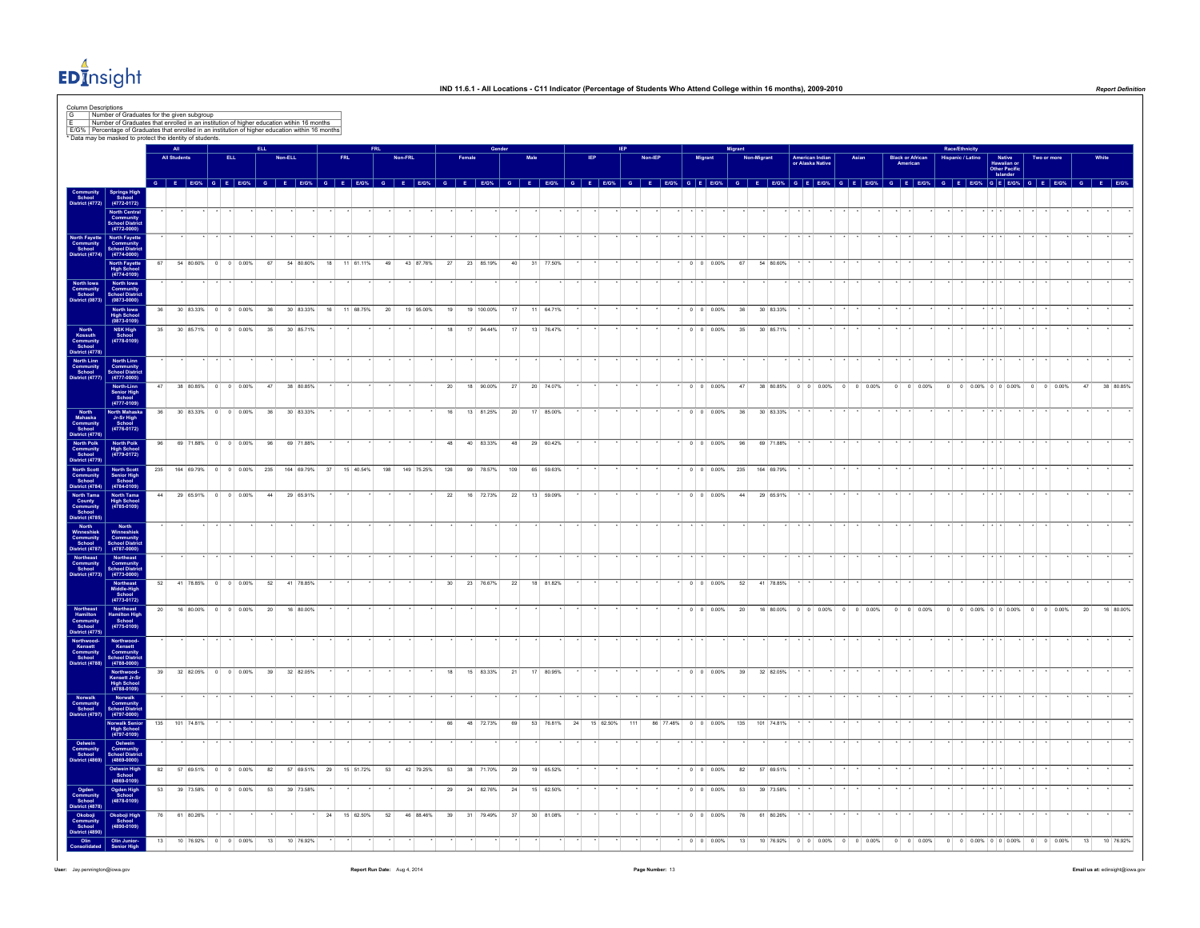# IND 11.6.1 - All Locations - C11 Indicator (Percentage of Students Who Attend College within 16 months), 2009-2010

Column Descriptions

| | |
|---|---|
| G | Number of Graduates for the given subgroup |
| E | Number of Graduates that enrolled in an institution of higher education within 16 months |
| E/G% | Percentage of Graduates that enrolled in an institution of higher education within 16 months |

* Data may be masked to protect the identity of students.

| District | School | All | | | ELL | | | | | | FRL | | | | | | Gender | | | | | | IEP | | | | | | Migrant | | | | | | Race/Ethnicity | | | | | | | | | | | | | | | | | | | | |
|---|---|---|---|---|---|---|---|---|---|---|---|---|---|---|---|---|---|---|---|---|---|---|---|---|---|---|---|---|---|---|---|---|---|---|---|---|---|---|---|---|---|---|---|---|---|---|---|---|---|---|---|---|---|---|---|---|
| | | All Students | | | ELL | | | Non-ELL | | | FRL | | | Non-FRL | | | Female | | | Male | | | IEP | | | Non-IEP | | | Migrant | | | Non-Migrant | | | American Indian or Alaska Native | | | Asian | | | Black or African American | | | Hispanic / Latino | | | Native Hawaiian or Other Pacific Islander | | | Two or more | | | White | | |
| | | G | E | E/G% | G | E | E/G% | G | E | E/G% | G | E | E/G% | G | E | E/G% | G | E | E/G% | G | E | E/G% | G | E | E/G% | G | E | E/G% | G | E | E/G% | G | E | E/G% | G | E | E/G% | G | E | E/G% | G | E | E/G% | G | E | E/G% | G | E | E/G% | G | E | E/G% | G | E | E/G% |
| Community School District (4772) | Springs High School (4772-0172) | | | | | | | | | | | | | | | | | | | | | | | | | | | | | | | | | | | | | | | | | | | | | | | | | | | | | | | | |
| | North Central Community School District (4772-0000) | * | * | * | * | * | * | * | * | * | * | * | * | * | * | * | * | * | * | * | * | * | * | * | * | * | * | * | * | * | * | * | * | * | * | * | * | * | * | * | * | * | * | * | * | * | * | * | * | * | * | * | * | * | * | * | * | * |
| North Fayette Community School District (4774) | North Fayette Community School District (4774-0000) | * | * | * | * | * | * | * | * | * | * | * | * | * | * | * | * | * | * | * | * | * | * | * | * | * | * | * | * | * | * | * | * | * | * | * | * | * | * | * | * | * | * | * | * | * | * | * | * | * | * | * | * | * | * | * | * | * |
| | North Fayette High School (4774-0109) | 67 | 54 | 80.60% | 0 | 0 | 0.00% | 67 | 54 | 80.60% | 18 | 11 | 61.11% | 49 | 43 | 87.76% | 27 | 23 | 85.19% | 40 | 31 | 77.50% | * | * | * | * | * | * | 0 | 0 | 0.00% | 67 | 54 | 80.60% | * | * | * | * | * | * | * | * | * | * | * | * | * | * | * | * | * | * | * | * | * |
| North Iowa Community School District (0873) | North Iowa Community School District (0873-0000) | * | * | * | * | * | * | * | * | * | * | * | * | * | * | * | * | * | * | * | * | * | * | * | * | * | * | * | * | * | * | * | * | * | * | * | * | * | * | * | * | * | * | * | * | * | * | * | * | * | * | * | * | * | * | * | * | * |
| | North Iowa High School (0873-0109) | 36 | 30 | 83.33% | 0 | 0 | 0.00% | 36 | 30 | 83.33% | 16 | 11 | 68.75% | 20 | 19 | 95.00% | 19 | 19 | 100.00% | 17 | 11 | 64.71% | * | * | * | * | * | * | 0 | 0 | 0.00% | 36 | 30 | 83.33% | * | * | * | * | * | * | * | * | * | * | * | * | * | * | * | * | * | * | * | * | * |
| North Kossuth Community School District (4778) | NSK High School (4778-0109) | 35 | 30 | 85.71% | 0 | 0 | 0.00% | 35 | 30 | 85.71% | * | * | * | * | * | * | 18 | 17 | 94.44% | 17 | 13 | 76.47% | * | * | * | * | * | * | 0 | 0 | 0.00% | 35 | 30 | 85.71% | * | * | * | * | * | * | * | * | * | * | * | * | * | * | * | * | * | * | * | * | * |
| North Linn Community School District (4777) | North Linn Community School District (4777-0000) | * | * | * | * | * | * | * | * | * | * | * | * | * | * | * | * | * | * | * | * | * | * | * | * | * | * | * | * | * | * | * | * | * | * | * | * | * | * | * | * | * | * | * | * | * | * | * | * | * | * | * | * | * | * | * | * | * |
| | North-Linn Senior High School (4777-0109) | 47 | 38 | 80.85% | 0 | 0 | 0.00% | 47 | 38 | 80.85% | * | * | * | * | * | * | 20 | 18 | 90.00% | 27 | 20 | 74.07% | * | * | * | * | * | * | 0 | 0 | 0.00% | 47 | 38 | 80.85% | 0 | 0 | 0.00% | 0 | 0 | 0.00% | 0 | 0 | 0.00% | 0 | 0 | 0.00% | 0 | 0 | 0.00% | 0 | 0 | 0.00% | 47 | 38 | 80.85% |
| North Mahaska Community School District (4776) | North Mahaska Jr-Sr High School (4776-0172) | 36 | 30 | 83.33% | 0 | 0 | 0.00% | 36 | 30 | 83.33% | * | * | * | * | * | * | 16 | 13 | 81.25% | 20 | 17 | 85.00% | * | * | * | * | * | * | 0 | 0 | 0.00% | 36 | 30 | 83.33% | * | * | * | * | * | * | * | * | * | * | * | * | * | * | * | * | * | * | * | * | * |
| North Polk Community School District (4779) | North Polk High School (4779-0172) | 96 | 69 | 71.88% | 0 | 0 | 0.00% | 96 | 69 | 71.88% | * | * | * | * | * | * | 48 | 40 | 83.33% | 48 | 29 | 60.42% | * | * | * | * | * | * | 0 | 0 | 0.00% | 96 | 69 | 71.88% | * | * | * | * | * | * | * | * | * | * | * | * | * | * | * | * | * | * | * | * | * |
| North Scott Community School District (4784) | North Scott Senior High School (4784-0109) | 235 | 164 | 69.79% | 0 | 0 | 0.00% | 235 | 164 | 69.79% | 37 | 15 | 40.54% | 198 | 149 | 75.25% | 126 | 99 | 78.57% | 109 | 65 | 59.63% | * | * | * | * | * | * | 0 | 0 | 0.00% | 235 | 164 | 69.79% | * | * | * | * | * | * | * | * | * | * | * | * | * | * | * | * | * | * | * | * | * |
| North Tama County Community School District (4785) | North Tama High School (4785-0109) | 44 | 29 | 65.91% | 0 | 0 | 0.00% | 44 | 29 | 65.91% | * | * | * | * | * | * | 22 | 16 | 72.73% | 22 | 13 | 59.09% | * | * | * | * | * | * | 0 | 0 | 0.00% | 44 | 29 | 65.91% | * | * | * | * | * | * | * | * | * | * | * | * | * | * | * | * | * | * | * | * | * |
| North Winneshiek Community School District (4787) | North Winneshiek Community School District (4787-0000) | * | * | * | * | * | * | * | * | * | * | * | * | * | * | * | * | * | * | * | * | * | * | * | * | * | * | * | * | * | * | * | * | * | * | * | * | * | * | * | * | * | * | * | * | * | * | * | * | * | * | * | * | * | * | * | * | * |
| Northeast Community School District (4773) | Northeast Community School District (4773-0000) | * | * | * | * | * | * | * | * | * | * | * | * | * | * | * | * | * | * | * | * | * | * | * | * | * | * | * | * | * | * | * | * | * | * | * | * | * | * | * | * | * | * | * | * | * | * | * | * | * | * | * | * | * | * | * | * | * |
| | Northeast Middle-High School (4773-0172) | 52 | 41 | 78.85% | 0 | 0 | 0.00% | 52 | 41 | 78.85% | * | * | * | * | * | * | 30 | 23 | 76.67% | 22 | 18 | 81.82% | * | * | * | * | * | * | 0 | 0 | 0.00% | 52 | 41 | 78.85% | * | * | * | * | * | * | * | * | * | * | * | * | * | * | * | * | * | * | * | * | * |
| Northeast Hamilton Community School District (4775) | Northeast Hamilton High School (4775-0109) | 20 | 16 | 80.00% | 0 | 0 | 0.00% | 20 | 16 | 80.00% | * | * | * | * | * | * | * | * | * | * | * | * | * | * | * | * | * | * | 0 | 0 | 0.00% | 20 | 16 | 80.00% | 0 | 0 | 0.00% | 0 | 0 | 0.00% | 0 | 0 | 0.00% | 0 | 0 | 0.00% | 0 | 0 | 0.00% | 0 | 0 | 0.00% | 20 | 16 | 80.00% |
| Northwood-Kensett Community School District (4788) | Northwood-Kensett Community School District (4788-0000) | * | * | * | * | * | * | * | * | * | * | * | * | * | * | * | * | * | * | * | * | * | * | * | * | * | * | * | * | * | * | * | * | * | * | * | * | * | * | * | * | * | * | * | * | * | * | * | * | * | * | * | * | * | * | * | * | * |
| | Northwood-Kensett Jr-Sr High School (4788-0109) | 39 | 32 | 82.05% | 0 | 0 | 0.00% | 39 | 32 | 82.05% | * | * | * | * | * | * | 18 | 15 | 83.33% | 21 | 17 | 80.95% | * | * | * | * | * | * | 0 | 0 | 0.00% | 39 | 32 | 82.05% | * | * | * | * | * | * | * | * | * | * | * | * | * | * | * | * | * | * | * | * | * |
| Norwalk Community School District (4797) | Norwalk Community School District (4797-0000) | * | * | * | * | * | * | * | * | * | * | * | * | * | * | * | * | * | * | * | * | * | * | * | * | * | * | * | * | * | * | * | * | * | * | * | * | * | * | * | * | * | * | * | * | * | * | * | * | * | * | * | * | * | * | * | * | * |
| | Norwalk Senior High School (4797-0109) | 135 | 101 | 74.81% | * | * | * | * | * | * | * | * | * | * | * | * | 66 | 48 | 72.73% | 69 | 53 | 76.81% | 24 | 15 | 62.50% | 111 | 86 | 77.48% | 0 | 0 | 0.00% | 135 | 101 | 74.81% | * | * | * | * | * | * | * | * | * | * | * | * | * | * | * | * | * | * | * | * | * |
| Oelwein Community School District (4869) | Oelwein Community School District (4869-0000) | * | * | * | * | * | * | * | * | * | * | * | * | * | * | * | * | * | * | * | * | * | * | * | * | * | * | * | * | * | * | * | * | * | * | * | * | * | * | * | * | * | * | * | * | * | * | * | * | * | * | * | * | * | * | * | * | * |
| | Oelwein High School (4869-0109) | 82 | 57 | 69.51% | 0 | 0 | 0.00% | 82 | 57 | 69.51% | 29 | 15 | 51.72% | 53 | 42 | 79.25% | 53 | 38 | 71.70% | 29 | 19 | 65.52% | * | * | * | * | * | * | 0 | 0 | 0.00% | 82 | 57 | 69.51% | * | * | * | * | * | * | * | * | * | * | * | * | * | * | * | * | * | * | * | * | * |
| Ogden Community School District (4878) | Ogden High School (4878-0109) | 53 | 39 | 73.58% | 0 | 0 | 0.00% | 53 | 39 | 73.58% | * | * | * | * | * | * | 29 | 24 | 82.76% | 24 | 15 | 62.50% | * | * | * | * | * | * | 0 | 0 | 0.00% | 53 | 39 | 73.58% | * | * | * | * | * | * | * | * | * | * | * | * | * | * | * | * | * | * | * | * | * |
| Okoboji Community School District (4890) | Okoboji High School (4890-0109) | 76 | 61 | 80.26% | * | * | * | * | * | * | 24 | 15 | 62.50% | 52 | 46 | 88.46% | 39 | 31 | 79.49% | 37 | 30 | 81.08% | * | * | * | * | * | * | 0 | 0 | 0.00% | 76 | 61 | 80.26% | * | * | * | * | * | * | * | * | * | * | * | * | * | * | * | * | * | * | * | * | * |
| Olin Consolidated | Olin Junior-Senior High | 13 | 10 | 76.92% | 0 | 0 | 0.00% | 13 | 10 | 76.92% | * | * | * | * | * | * | * | * | * | * | * | * | * | * | * | * | * | * | 0 | 0 | 0.00% | 13 | 10 | 76.92% | 0 | 0 | 0.00% | 0 | 0 | 0.00% | 0 | 0 | 0.00% | 0 | 0 | 0.00% | 0 | 0 | 0.00% | 0 | 0 | 0.00% | 13 | 10 | 76.92% |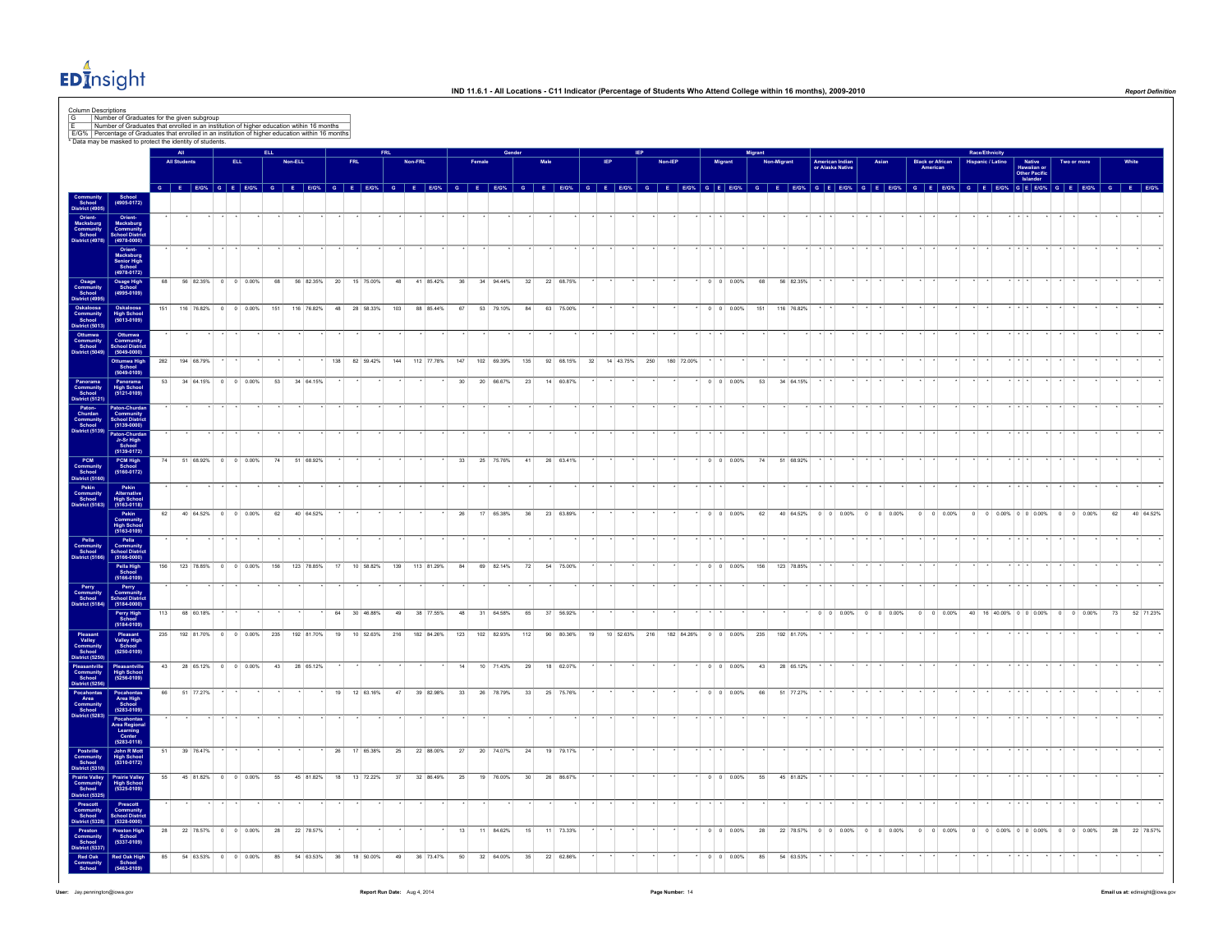# IND 11.6.1 - All Locations - C11 Indicator (Percentage of Students Who Attend College within 16 months), 2009-2010

Column Descriptions

| | |
|---|---|
| G | Number of Graduates for the given subgroup |
| E | Number of Graduates that enrolled in an institution of higher education within 16 months |
| E/G% | Percentage of Graduates that enrolled in an institution of higher education within 16 months |

* Data may be masked to protect the identity of students.

| | | All | | | ELL | | | | | | FRL | | | | | | Gender | | | | | | IEP | | | | | | Migrant | | | | | | Race/Ethnicity | | | | | | | | | | | | | | | | | | | | |
|---|---|---|---|---|---|---|---|---|---|---|---|---|---|---|---|---|---|---|---|---|---|---|---|---|---|---|---|---|---|---|---|---|---|---|---|---|---|---|---|---|---|---|---|---|---|---|---|---|---|---|---|---|---|---|---|---|---|---|---|---|---|
| | | All Students | | | ELL | | | Non-ELL | | | FRL | | | Non-FRL | | | Female | | | Male | | | IEP | | | Non-IEP | | | Migrant | | | Non-Migrant | | | American Indian or Alaska Native | | | Asian | | | Black or African American | | | Hispanic / Latino | | | Native Hawaiian or Other Pacific Islander | | | Two or more | | | White | | |
| | | G | E | E/G% | G | E | E/G% | G | E | E/G% | G | E | E/G% | G | E | E/G% | G | E | E/G% | G | E | E/G% | G | E | E/G% | G | E | E/G% | G | E | E/G% | G | E | E/G% | G | E | E/G% | G | E | E/G% | G | E | E/G% | G | E | E/G% | G | E | E/G% | G | E | E/G% | G | E | E/G% |
| Community School District (4905) | School (4905-0172) | | | | | | | | | | | | | | | | | | | | | | | | | | | | | | | | | | | | | | | | | | | | | | | | | | | | | | | | | | | |
| Orient-Macksburg Community School District (4978) | Orient-Macksburg Community School District (4978-0000) | * | * | * | * | * | * | * | * | * | * | * | * | * | * | * | * | * | * | * | * | * | * | * | * | * | * | * | * | * | * | * | * | * | * | * | * | * | * | * | * | * | * | * | * | * | * | * | * | * | * | * | * | * | * | * | * | * | * | * | * |
| | Orient-Macksburg Senior High School (4978-0172) | * | * | * | * | * | * | * | * | * | * | * | * | * | * | * | * | * | * | * | * | * | * | * | * | * | * | * | * | * | * | * | * | * | * | * | * | * | * | * | * | * | * | * | * | * | * | * | * | * | * | * | * | * | * | * | * | * | * | * | * |
| Osage Community School District (4995) | Osage High School (4995-0109) | 68 | 56 | 82.35% | 0 | 0 | 0.00% | 68 | 56 | 82.35% | 20 | 15 | 75.00% | 48 | 41 | 85.42% | 36 | 34 | 94.44% | 32 | 22 | 68.75% | * | * | * | * | * | * | 0 | 0 | 0.00% | 68 | 56 | 82.35% | * | * | * | * | * | * | * | * | * | * | * | * | * | * | * | * | * | * | * | * | * |
| Oskaloosa Community School District (5013) | Oskaloosa High School (5013-0109) | 151 | 116 | 76.82% | 0 | 0 | 0.00% | 151 | 116 | 76.82% | 48 | 28 | 58.33% | 103 | 88 | 85.44% | 67 | 53 | 79.10% | 84 | 63 | 75.00% | * | * | * | * | * | * | 0 | 0 | 0.00% | 151 | 116 | 76.82% | * | * | * | * | * | * | * | * | * | * | * | * | * | * | * | * | * | * | * | * | * |
| Ottumwa Community School District (5049) | Ottumwa Community School District (5049-0000) | * | * | * | * | * | * | * | * | * | * | * | * | * | * | * | * | * | * | * | * | * | * | * | * | * | * | * | * | * | * | * | * | * | * | * | * | * | * | * | * | * | * | * | * | * | * | * | * | * | * | * | * | * | * | * | * | * | * | * | * |
| | Ottumwa High School (5049-0109) | 282 | 194 | 68.79% | * | * | * | * | * | * | 138 | 82 | 59.42% | 144 | 112 | 77.78% | 147 | 102 | 69.39% | 135 | 92 | 68.15% | 32 | 14 | 43.75% | 250 | 180 | 72.00% | * | * | * | * | * | * | * | * | * | * | * | * | * | * | * | * | * | * | * | * | * | * | * | * | * | * | * |
| Panorama Community School District (5121) | Panorama High School (5121-0109) | 53 | 34 | 64.15% | 0 | 0 | 0.00% | 53 | 34 | 64.15% | * | * | * | * | * | * | 30 | 20 | 66.67% | 23 | 14 | 60.87% | * | * | * | * | * | * | 0 | 0 | 0.00% | 53 | 34 | 64.15% | * | * | * | * | * | * | * | * | * | * | * | * | * | * | * | * | * | * | * | * | * |
| Paton-Churdan Community School District (5139) | Paton-Churdan Community School District (5139-0000) | * | * | * | * | * | * | * | * | * | * | * | * | * | * | * | * | * | * | * | * | * | * | * | * | * | * | * | * | * | * | * | * | * | * | * | * | * | * | * | * | * | * | * | * | * | * | * | * | * | * | * | * | * | * | * | * | * | * | * | * |
| | Paton-Churdan Jr-Sr High School (5139-0172) | * | * | * | * | * | * | * | * | * | * | * | * | * | * | * | * | * | * | * | * | * | * | * | * | * | * | * | * | * | * | * | * | * | * | * | * | * | * | * | * | * | * | * | * | * | * | * | * | * | * | * | * | * | * | * | * | * | * | * | * |
| PCM Community School District (5160) | PCM High School (5160-0172) | 74 | 51 | 68.92% | 0 | 0 | 0.00% | 74 | 51 | 68.92% | * | * | * | * | * | * | 33 | 25 | 75.76% | 41 | 26 | 63.41% | * | * | * | * | * | * | 0 | 0 | 0.00% | 74 | 51 | 68.92% | * | * | * | * | * | * | * | * | * | * | * | * | * | * | * | * | * | * | * | * | * |
| Pekin Community School District (5163) | Pekin Alternative High School (5163-0118) | * | * | * | * | * | * | * | * | * | * | * | * | * | * | * | * | * | * | * | * | * | * | * | * | * | * | * | * | * | * | * | * | * | * | * | * | * | * | * | * | * | * | * | * | * | * | * | * | * | * | * | * | * | * | * | * | * | * | * | * |
| | Pekin Community High School (5163-0109) | 62 | 40 | 64.52% | 0 | 0 | 0.00% | 62 | 40 | 64.52% | * | * | * | * | * | * | 26 | 17 | 65.38% | 36 | 23 | 63.89% | * | * | * | * | * | * | 0 | 0 | 0.00% | 62 | 40 | 64.52% | 0 | 0 | 0.00% | 0 | 0 | 0.00% | 0 | 0 | 0.00% | 0 | 0 | 0.00% | 0 | 0 | 0.00% | 0 | 0 | 0.00% | 62 | 40 | 64.52% |
| Pella Community School District (5166) | Pella Community School District (5166-0000) | * | * | * | * | * | * | * | * | * | * | * | * | * | * | * | * | * | * | * | * | * | * | * | * | * | * | * | * | * | * | * | * | * | * | * | * | * | * | * | * | * | * | * | * | * | * | * | * | * | * | * | * | * | * | * | * | * | * | * | * |
| | Pella High School (5166-0109) | 156 | 123 | 78.85% | 0 | 0 | 0.00% | 156 | 123 | 78.85% | 17 | 10 | 58.82% | 139 | 113 | 81.29% | 84 | 69 | 82.14% | 72 | 54 | 75.00% | * | * | * | * | * | * | 0 | 0 | 0.00% | 156 | 123 | 78.85% | * | * | * | * | * | * | * | * | * | * | * | * | * | * | * | * | * | * | * | * | * |
| Perry Community School District (5184) | Perry Community School District (5184-0000) | * | * | * | * | * | * | * | * | * | * | * | * | * | * | * | * | * | * | * | * | * | * | * | * | * | * | * | * | * | * | * | * | * | * | * | * | * | * | * | * | * | * | * | * | * | * | * | * | * | * | * | * | * | * | * | * | * | * | * | * |
| | Perry High School (5184-0109) | 113 | 68 | 60.18% | * | * | * | * | * | * | 64 | 30 | 46.88% | 49 | 38 | 77.55% | 48 | 31 | 64.58% | 65 | 37 | 56.92% | * | * | * | * | * | * | * | * | * | * | * | * | 0 | 0 | 0.00% | 0 | 0 | 0.00% | 0 | 0 | 0.00% | 40 | 16 | 40.00% | 0 | 0 | 0.00% | 0 | 0 | 0.00% | 73 | 52 | 71.23% |
| Pleasant Valley Community School District (5250) | Pleasant Valley High School (5250-0109) | 235 | 192 | 81.70% | 0 | 0 | 0.00% | 235 | 192 | 81.70% | 19 | 10 | 52.63% | 216 | 182 | 84.26% | 123 | 102 | 82.93% | 112 | 90 | 80.36% | 19 | 10 | 52.63% | 216 | 182 | 84.26% | 0 | 0 | 0.00% | 235 | 192 | 81.70% | * | * | * | * | * | * | * | * | * | * | * | * | * | * | * | * | * | * | * | * | * |
| Pleasantville Community School District (5256) | Pleasantville High School (5256-0109) | 43 | 28 | 65.12% | 0 | 0 | 0.00% | 43 | 28 | 65.12% | * | * | * | * | * | * | 14 | 10 | 71.43% | 29 | 18 | 62.07% | * | * | * | * | * | * | 0 | 0 | 0.00% | 43 | 28 | 65.12% | * | * | * | * | * | * | * | * | * | * | * | * | * | * | * | * | * | * | * | * | * |
| Pocahontas Area Community School District (5283) | Pocahontas Area High School (5283-0109) | 66 | 51 | 77.27% | * | * | * | * | * | * | 19 | 12 | 63.16% | 47 | 39 | 82.98% | 33 | 26 | 78.79% | 33 | 25 | 75.76% | * | * | * | * | * | * | 0 | 0 | 0.00% | 66 | 51 | 77.27% | * | * | * | * | * | * | * | * | * | * | * | * | * | * | * | * | * | * | * | * | * |
| | Pocahontas Area Regional Learning Center (5283-0118) | * | * | * | * | * | * | * | * | * | * | * | * | * | * | * | * | * | * | * | * | * | * | * | * | * | * | * | * | * | * | * | * | * | * | * | * | * | * | * | * | * | * | * | * | * | * | * | * | * | * | * | * | * | * | * | * | * | * | * | * |
| Postville Community School District (5310) | John R Mott High School (5310-0172) | 51 | 39 | 76.47% | * | * | * | * | * | * | 26 | 17 | 65.38% | 25 | 22 | 88.00% | 27 | 20 | 74.07% | 24 | 19 | 79.17% | * | * | * | * | * | * | * | * | * | * | * | * | * | * | * | * | * | * | * | * | * | * | * | * | * | * | * | * | * | * | * | * | * |
| Prairie Valley Community School District (5325) | Prairie Valley High School (5325-0109) | 55 | 45 | 81.82% | 0 | 0 | 0.00% | 55 | 45 | 81.82% | 18 | 13 | 72.22% | 37 | 32 | 86.49% | 25 | 19 | 76.00% | 30 | 26 | 86.67% | * | * | * | * | * | * | 0 | 0 | 0.00% | 55 | 45 | 81.82% | * | * | * | * | * | * | * | * | * | * | * | * | * | * | * | * | * | * | * | * | * |
| Prescott Community School District (5328) | Prescott Community School District (5328-0000) | * | * | * | * | * | * | * | * | * | * | * | * | * | * | * | * | * | * | * | * | * | * | * | * | * | * | * | * | * | * | * | * | * | * | * | * | * | * | * | * | * | * | * | * | * | * | * | * | * | * | * | * | * | * | * | * | * | * | * | * |
| Preston Community School District (5337) | Preston High School (5337-0109) | 28 | 22 | 78.57% | 0 | 0 | 0.00% | 28 | 22 | 78.57% | * | * | * | * | * | * | 13 | 11 | 84.62% | 15 | 11 | 73.33% | * | * | * | * | * | * | 0 | 0 | 0.00% | 28 | 22 | 78.57% | 0 | 0 | 0.00% | 0 | 0 | 0.00% | 0 | 0 | 0.00% | 0 | 0 | 0.00% | 0 | 0 | 0.00% | 0 | 0 | 0.00% | 28 | 22 | 78.57% |
| Red Oak Community School | Red Oak High School (5463-0109) | 85 | 54 | 63.53% | 0 | 0 | 0.00% | 85 | 54 | 63.53% | 36 | 18 | 50.00% | 49 | 36 | 73.47% | 50 | 32 | 64.00% | 35 | 22 | 62.86% | * | * | * | * | * | * | 0 | 0 | 0.00% | 85 | 54 | 63.53% | * | * | * | * | * | * | * | * | * | * | * | * | * | * | * | * | * | * | * | * | * |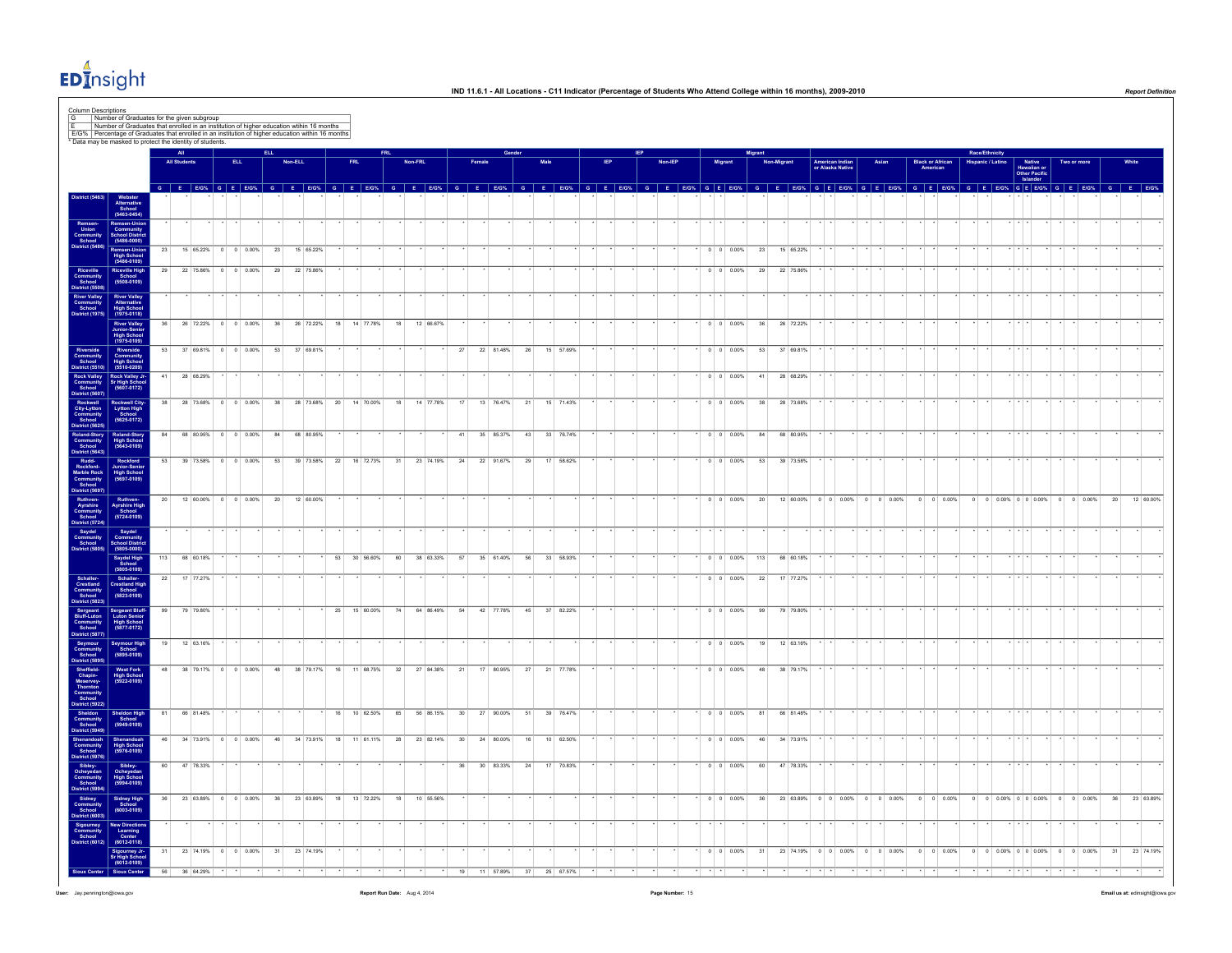# IND 11.6.1 - All Locations - C11 Indicator (Percentage of Students Who Attend College within 16 months), 2009-2010

**Column Descriptions**

| | |
|---|---|
| G | Number of Graduates for the given subgroup |
| E | Number of Graduates that enrolled in an institution of higher education within 16 months |
| E/G% | Percentage of Graduates that enrolled in an institution of higher education within 16 months |

\* Data may be masked to protect the identity of students.

| | | All | | | ELL | | | | | | FRL | | | | | | Gender | | | | | | IEP | | | | | | Migrant | | | | | | Race/Ethnicity | | | | | | | | | | | | | | | | | | | | |
|---|---|---|---|---|---|---|---|---|---|---|---|---|---|---|---|---|---|---|---|---|---|---|---|---|---|---|---|---|---|---|---|---|---|---|---|---|---|---|---|---|---|---|---|---|---|---|---|---|---|---|---|---|---|---|---|---|---|---|
| | | All Students | | | ELL | | | Non-ELL | | | FRL | | | Non-FRL | | | Female | | | Male | | | IEP | | | Non-IEP | | | Migrant | | | Non-Migrant | | | American Indian or Alaska Native | | | Asian | | | Black or African American | | | Hispanic / Latino | | | Native Hawaiian or Other Pacific Islander | | | Two or more | | | White | | |
| | | G | E | E/G% | G | E | E/G% | G | E | E/G% | G | E | E/G% | G | E | E/G% | G | E | E/G% | G | E | E/G% | G | E | E/G% | G | E | E/G% | G | E | E/G% | G | E | E/G% | G | E | E/G% | G | E | E/G% | G | E | E/G% | G | E | E/G% | G | E | E/G% | G | E | E/G% | G | E | E/G% |
| District (5463) | Webster Alternative School (5463-0454) | * | * | * | * | * | * | * | * | * | * | * | * | * | * | * | * | * | * | * | * | * | * | * | * | * | * | * | * | * | * | * | * | * | * | * | * | * | * | * | * | * | * | * | * | * | * | * | * | * | * | * | * | * | * | * | * | * |
| Remsen-Union Community School District (5486) | Remsen-Union Community School District (5486-0000) | * | * | * | * | * | * | * | * | * | * | * | * | * | * | * | * | * | * | * | * | * | * | * | * | * | * | * | * | * | * | * | * | * | * | * | * | * | * | * | * | * | * | * | * | * | * | * | * | * | * | * | * | * | * | * | * | * |
| | Remsen-Union High School (5486-0109) | 23 | 15 | 65.22% | 0 | 0 | 0.00% | 23 | 15 | 65.22% | * | * | * | * | * | * | * | * | * | * | * | * | * | * | * | * | * | * | 0 | 0 | 0.00% | 23 | 15 | 65.22% | * | * | * | * | * | * | * | * | * | * | * | * | * | * | * | * | * | * | * | * | * |
| Riceville Community School District (5508) | Riceville High School (5508-0109) | 29 | 22 | 75.86% | 0 | 0 | 0.00% | 29 | 22 | 75.86% | * | * | * | * | * | * | * | * | * | * | * | * | * | * | * | * | * | * | 0 | 0 | 0.00% | 29 | 22 | 75.86% | * | * | * | * | * | * | * | * | * | * | * | * | * | * | * | * | * | * | * | * | * |
| River Valley Community School District (1975) | River Valley Alternative High School (1975-0118) | * | * | * | * | * | * | * | * | * | * | * | * | * | * | * | * | * | * | * | * | * | * | * | * | * | * | * | * | * | * | * | * | * | * | * | * | * | * | * | * | * | * | * | * | * | * | * | * | * | * | * | * | * | * | * | * | * |
| | River Valley Junior-Senior High School (1975-0109) | 36 | 26 | 72.22% | 0 | 0 | 0.00% | 36 | 26 | 72.22% | 18 | 14 | 77.78% | 18 | 12 | 66.67% | * | * | * | * | * | * | * | * | * | * | * | * | 0 | 0 | 0.00% | 36 | 26 | 72.22% | * | * | * | * | * | * | * | * | * | * | * | * | * | * | * | * | * | * | * | * | * |
| Riverside Community School District (5510) | Riverside Community High School (5510-0209) | 53 | 37 | 69.81% | 0 | 0 | 0.00% | 53 | 37 | 69.81% | * | * | * | * | * | * | 27 | 22 | 81.48% | 26 | 15 | 57.69% | * | * | * | * | * | * | 0 | 0 | 0.00% | 53 | 37 | 69.81% | * | * | * | * | * | * | * | * | * | * | * | * | * | * | * | * | * | * | * | * | * |
| Rock Valley Community School District (5607) | Rock Valley Jr-Sr High School (5607-0172) | 41 | 28 | 68.29% | * | * | * | * | * | * | * | * | * | * | * | * | * | * | * | * | * | * | * | * | * | * | * | * | 0 | 0 | 0.00% | 41 | 28 | 68.29% | * | * | * | * | * | * | * | * | * | * | * | * | * | * | * | * | * | * | * | * | * |
| Rockwell City-Lytton Community School District (5625) | Rockwell City-Lytton High School (5625-0172) | 38 | 28 | 73.68% | 0 | 0 | 0.00% | 38 | 28 | 73.68% | 20 | 14 | 70.00% | 18 | 14 | 77.78% | 17 | 13 | 76.47% | 21 | 15 | 71.43% | * | * | * | * | * | * | 0 | 0 | 0.00% | 38 | 28 | 73.68% | * | * | * | * | * | * | * | * | * | * | * | * | * | * | * | * | * | * | * | * | * |
| Roland-Story Community School District (5643) | Roland-Story High School (5643-0109) | 84 | 68 | 80.95% | 0 | 0 | 0.00% | 84 | 68 | 80.95% | * | * | * | * | * | * | 41 | 35 | 85.37% | 43 | 33 | 76.74% | * | * | * | * | * | * | 0 | 0 | 0.00% | 84 | 68 | 80.95% | * | * | * | * | * | * | * | * | * | * | * | * | * | * | * | * | * | * | * | * | * |
| Rudd-Rockford-Marble Rock Community School District (5697) | Rockford Junior-Senior High School (5697-0109) | 53 | 39 | 73.58% | 0 | 0 | 0.00% | 53 | 39 | 73.58% | 22 | 16 | 72.73% | 31 | 23 | 74.19% | 24 | 22 | 91.67% | 29 | 17 | 58.62% | * | * | * | * | * | * | 0 | 0 | 0.00% | 53 | 39 | 73.58% | * | * | * | * | * | * | * | * | * | * | * | * | * | * | * | * | * | * | * | * | * |
| Ruthven-Ayrshire Community School District (5724) | Ruthven-Ayrshire High School (5724-0109) | 20 | 12 | 60.00% | 0 | 0 | 0.00% | 20 | 12 | 60.00% | * | * | * | * | * | * | * | * | * | * | * | * | * | * | * | * | * | * | 0 | 0 | 0.00% | 20 | 12 | 60.00% | 0 | 0 | 0.00% | 0 | 0 | 0.00% | 0 | 0 | 0.00% | 0 | 0 | 0.00% | 0 | 0 | 0.00% | 0 | 0 | 0.00% | 20 | 12 | 60.00% |
| Saydel Community School District (5805) | Saydel Community School District (5805-0000) | * | * | * | * | * | * | * | * | * | * | * | * | * | * | * | * | * | * | * | * | * | * | * | * | * | * | * | * | * | * | * | * | * | * | * | * | * | * | * | * | * | * | * | * | * | * | * | * | * | * | * | * | * | * | * | * | * |
| | Saydel High School (5805-0109) | 113 | 68 | 60.18% | * | * | * | * | * | * | 53 | 30 | 56.60% | 60 | 38 | 63.33% | 57 | 35 | 61.40% | 56 | 33 | 58.93% | * | * | * | * | * | * | 0 | 0 | 0.00% | 113 | 68 | 60.18% | * | * | * | * | * | * | * | * | * | * | * | * | * | * | * | * | * | * | * | * | * |
| Schaller-Crestland Community School District (5823) | Schaller-Crestland High School (5823-0109) | 22 | 17 | 77.27% | * | * | * | * | * | * | * | * | * | * | * | * | * | * | * | * | * | * | * | * | * | * | * | * | 0 | 0 | 0.00% | 22 | 17 | 77.27% | * | * | * | * | * | * | * | * | * | * | * | * | * | * | * | * | * | * | * | * | * |
| Sergeant Bluff-Luton Community School District (5877) | Sergeant Bluff-Luton Senior High School (5877-0172) | 99 | 79 | 79.80% | * | * | * | * | * | * | 25 | 15 | 60.00% | 74 | 64 | 86.49% | 54 | 42 | 77.78% | 45 | 37 | 82.22% | * | * | * | * | * | * | 0 | 0 | 0.00% | 99 | 79 | 79.80% | * | * | * | * | * | * | * | * | * | * | * | * | * | * | * | * | * | * | * | * | * |
| Seymour Community School District (5895) | Seymour High School (5895-0109) | 19 | 12 | 63.16% | * | * | * | * | * | * | * | * | * | * | * | * | * | * | * | * | * | * | * | * | * | * | * | * | 0 | 0 | 0.00% | 19 | 12 | 63.16% | * | * | * | * | * | * | * | * | * | * | * | * | * | * | * | * | * | * | * | * | * |
| Sheffield-Chapin-Meservey-Thornton Community School District (5922) | West Fork High School (5922-0109) | 48 | 38 | 79.17% | 0 | 0 | 0.00% | 48 | 38 | 79.17% | 16 | 11 | 68.75% | 32 | 27 | 84.38% | 21 | 17 | 80.95% | 27 | 21 | 77.78% | * | * | * | * | * | * | 0 | 0 | 0.00% | 48 | 38 | 79.17% | * | * | * | * | * | * | * | * | * | * | * | * | * | * | * | * | * | * | * | * | * |
| Sheldon Community School District (5949) | Sheldon High School (5949-0109) | 81 | 66 | 81.48% | * | * | * | * | * | * | 16 | 10 | 62.50% | 65 | 56 | 86.15% | 30 | 27 | 90.00% | 51 | 39 | 76.47% | * | * | * | * | * | * | 0 | 0 | 0.00% | 81 | 66 | 81.48% | * | * | * | * | * | * | * | * | * | * | * | * | * | * | * | * | * | * | * | * | * |
| Shenandoah Community School District (5976) | Shenandoah High School (5976-0109) | 46 | 34 | 73.91% | 0 | 0 | 0.00% | 46 | 34 | 73.91% | 18 | 11 | 61.11% | 28 | 23 | 82.14% | 30 | 24 | 80.00% | 16 | 10 | 62.50% | * | * | * | * | * | * | 0 | 0 | 0.00% | 46 | 34 | 73.91% | * | * | * | * | * | * | * | * | * | * | * | * | * | * | * | * | * | * | * | * | * |
| Sibley-Ocheyedan Community School District (5994) | Sibley-Ocheyedan High School (5994-0109) | 60 | 47 | 78.33% | * | * | * | * | * | * | * | * | * | * | * | * | 36 | 30 | 83.33% | 24 | 17 | 70.83% | * | * | * | * | * | * | 0 | 0 | 0.00% | 60 | 47 | 78.33% | * | * | * | * | * | * | * | * | * | * | * | * | * | * | * | * | * | * | * | * | * |
| Sidney Community School District (6003) | Sidney High School (6003-0109) | 36 | 23 | 63.89% | 0 | 0 | 0.00% | 36 | 23 | 63.89% | 18 | 13 | 72.22% | 18 | 10 | 55.56% | * | * | * | * | * | * | * | * | * | * | * | * | 0 | 0 | 0.00% | 36 | 23 | 63.89% | 0 | 0 | 0.00% | 0 | 0 | 0.00% | 0 | 0 | 0.00% | 0 | 0 | 0.00% | 0 | 0 | 0.00% | 0 | 0 | 0.00% | 36 | 23 | 63.89% |
| Sigourney Community School District (6012) | New Directions Learning Center (6012-0118) | * | * | * | * | * | * | * | * | * | * | * | * | * | * | * | * | * | * | * | * | * | * | * | * | * | * | * | * | * | * | * | * | * | * | * | * | * | * | * | * | * | * | * | * | * | * | * | * | * | * | * | * | * | * | * | * | * |
| | Sigourney Jr-Sr High School (6012-0109) | 31 | 23 | 74.19% | 0 | 0 | 0.00% | 31 | 23 | 74.19% | * | * | * | * | * | * | * | * | * | * | * | * | * | * | * | * | * | * | 0 | 0 | 0.00% | 31 | 23 | 74.19% | 0 | 0 | 0.00% | 0 | 0 | 0.00% | 0 | 0 | 0.00% | 0 | 0 | 0.00% | 0 | 0 | 0.00% | 0 | 0 | 0.00% | 31 | 23 | 74.19% |
| Sioux Center | Sioux Center | 56 | 36 | 64.29% | * | * | * | * | * | * | * | * | * | * | * | * | 19 | 11 | 57.89% | 37 | 25 | 67.57% | * | * | * | * | * | * | * | * | * | * | * | * | * | * | * | * | * | * | * | * | * | * | * | * | * | * | * | * | * | * | * | * | * |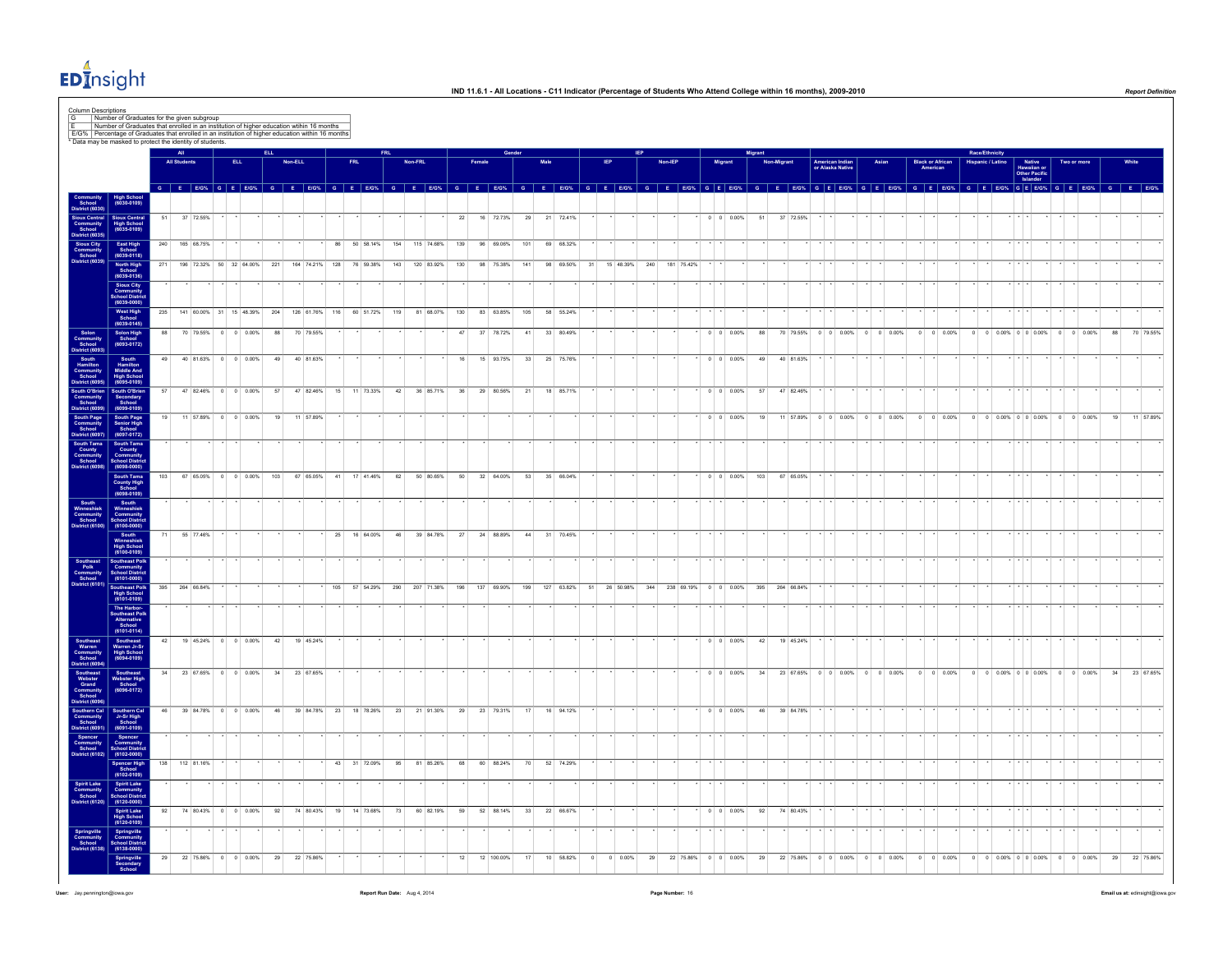# IND 11.6.1 - All Locations - C11 Indicator (Percentage of Students Who Attend College within 16 months), 2009-2010

Report Definition

Column Descriptions

| | |
|---|---|
| G | Number of Graduates for the given subgroup |
| E | Number of Graduates that enrolled in an institution of higher education within 16 months |
| E/G% | Percentage of Graduates that enrolled in an institution of higher education within 16 months |

* Data may be masked to protect the identity of students.

| | | All | | | ELL | | | | | | FRL | | | | | | Gender | | | | | | IEP | | | | | | Migrant | | | | | | Race/Ethnicity | | | | | | | | | | | | | | | | | | | | |
|---|---|---|---|---|---|---|---|---|---|---|---|---|---|---|---|---|---|---|---|---|---|---|---|---|---|---|---|---|---|---|---|---|---|---|---|---|---|---|---|---|---|---|---|---|---|---|---|---|---|---|---|---|---|---|---|---|---|---|
| | | All Students | | | ELL | | | Non-ELL | | | FRL | | | Non-FRL | | | Female | | | Male | | | IEP | | | Non-IEP | | | Migrant | | | Non-Migrant | | | American Indian or Alaska Native | | | Asian | | | Black or African American | | | Hispanic / Latino | | | Native Hawaiian or Other Pacific Islander | | | Two or more | | | White | | |
| | | G | E | E/G% | G | E | E/G% | G | E | E/G% | G | E | E/G% | G | E | E/G% | G | E | E/G% | G | E | E/G% | G | E | E/G% | G | E | E/G% | G | E | E/G% | G | E | E/G% | G | E | E/G% | G | E | E/G% | G | E | E/G% | G | E | E/G% | G | E | E/G% | G | E | E/G% | G | E | E/G% |
| Community School District (6030) | High School (6030-0109) | | | | | | | | | | | | | | | | | | | | | | | | | | | | | | | | | | | | | | | | | | | | | | | | | | | | | | | | | |
| Sioux Central Community School District (6035) | Sioux Central High School (6035-0109) | 51 | 37 | 72.55% | * | * | * | * | * | * | * | * | * | * | * | * | 22 | 16 | 72.73% | 29 | 21 | 72.41% | * | * | * | * | * | * | 0 | 0 | 0.00% | 51 | 37 | 72.55% | * | * | * | * | * | * | * | * | * | * | * | * | * | * | * | * | * | * | * | * | * |
| Sioux City Community School District (6039) | East High School (6039-0118) | 240 | 165 | 68.75% | * | * | * | * | * | * | 86 | 50 | 58.14% | 154 | 115 | 74.68% | 139 | 96 | 69.06% | 101 | 69 | 68.32% | * | * | * | * | * | * | * | * | * | * | * | * | * | * | * | * | * | * | * | * | * | * | * | * | * | * | * | * | * | * | * | * | * |
| | North High School (6039-0136) | 271 | 196 | 72.32% | 50 | 32 | 64.00% | 221 | 164 | 74.21% | 128 | 76 | 59.38% | 143 | 120 | 83.92% | 130 | 98 | 75.38% | 141 | 98 | 69.50% | 31 | 15 | 48.39% | 240 | 181 | 75.42% | * | * | * | * | * | * | * | * | * | * | * | * | * | * | * | * | * | * | * | * | * | * | * | * | * | * | * |
| | Sioux City Community School District (6039-0000) | * | * | * | * | * | * | * | * | * | * | * | * | * | * | * | * | * | * | * | * | * | * | * | * | * | * | * | * | * | * | * | * | * | * | * | * | * | * | * | * | * | * | * | * | * | * | * | * | * | * | * | * | * | * | * | * | * |
| | West High School (6039-0145) | 235 | 141 | 60.00% | 31 | 15 | 48.39% | 204 | 126 | 61.76% | 116 | 60 | 51.72% | 119 | 81 | 68.07% | 130 | 83 | 63.85% | 105 | 58 | 55.24% | * | * | * | * | * | * | * | * | * | * | * | * | * | * | * | * | * | * | * | * | * | * | * | * | * | * | * | * | * | * | * | * | * |
| Solon Community School District (6093) | Solon High School (6093-0172) | 88 | 70 | 79.55% | 0 | 0 | 0.00% | 88 | 70 | 79.55% | * | * | * | * | * | * | 47 | 37 | 78.72% | 41 | 33 | 80.49% | * | * | * | * | * | * | 0 | 0 | 0.00% | 88 | 70 | 79.55% | 0 | 0 | 0.00% | 0 | 0 | 0.00% | 0 | 0 | 0.00% | 0 | 0 | 0.00% | 0 | 0 | 0.00% | 0 | 0 | 0.00% | 88 | 70 | 79.55% |
| South Hamilton Community School District (6095) | South Hamilton Middle And High School (6095-0109) | 49 | 40 | 81.63% | 0 | 0 | 0.00% | 49 | 40 | 81.63% | * | * | * | * | * | * | 16 | 15 | 93.75% | 33 | 25 | 75.76% | * | * | * | * | * | * | 0 | 0 | 0.00% | 49 | 40 | 81.63% | * | * | * | * | * | * | * | * | * | * | * | * | * | * | * | * | * | * | * | * | * |
| South O'Brien Community School District (6099) | South O'Brien Secondary School (6099-0109) | 57 | 47 | 82.46% | 0 | 0 | 0.00% | 57 | 47 | 82.46% | 15 | 11 | 73.33% | 42 | 36 | 85.71% | 36 | 29 | 80.56% | 21 | 18 | 85.71% | * | * | * | * | * | * | 0 | 0 | 0.00% | 57 | 47 | 82.46% | * | * | * | * | * | * | * | * | * | * | * | * | * | * | * | * | * | * | * | * | * |
| South Page Community School District (6097) | South Page Senior High School (6097-0172) | 19 | 11 | 57.89% | 0 | 0 | 0.00% | 19 | 11 | 57.89% | * | * | * | * | * | * | * | * | * | * | * | * | * | * | * | * | * | * | 0 | 0 | 0.00% | 19 | 11 | 57.89% | 0 | 0 | 0.00% | 0 | 0 | 0.00% | 0 | 0 | 0.00% | 0 | 0 | 0.00% | 0 | 0 | 0.00% | 0 | 0 | 0.00% | 19 | 11 | 57.89% |
| South Tama County Community School District (6098) | South Tama County Community School District (6098-0000) | * | * | * | * | * | * | * | * | * | * | * | * | * | * | * | * | * | * | * | * | * | * | * | * | * | * | * | * | * | * | * | * | * | * | * | * | * | * | * | * | * | * | * | * | * | * | * | * | * | * | * | * | * | * | * | * | * |
| | South Tama County High School (6098-0109) | 103 | 67 | 65.05% | 0 | 0 | 0.00% | 103 | 67 | 65.05% | 41 | 17 | 41.46% | 62 | 50 | 80.65% | 50 | 32 | 64.00% | 53 | 35 | 66.04% | * | * | * | * | * | * | 0 | 0 | 0.00% | 103 | 67 | 65.05% | * | * | * | * | * | * | * | * | * | * | * | * | * | * | * | * | * | * | * | * | * |
| South Winneshiek Community School District (6100) | South Winneshiek Community School District (6100-0000) | * | * | * | * | * | * | * | * | * | * | * | * | * | * | * | * | * | * | * | * | * | * | * | * | * | * | * | * | * | * | * | * | * | * | * | * | * | * | * | * | * | * | * | * | * | * | * | * | * | * | * | * | * | * | * | * | * |
| | South Winneshiek High School (6100-0109) | 71 | 55 | 77.46% | * | * | * | * | * | * | 25 | 16 | 64.00% | 46 | 39 | 84.78% | 27 | 24 | 88.89% | 44 | 31 | 70.45% | * | * | * | * | * | * | * | * | * | * | * | * | * | * | * | * | * | * | * | * | * | * | * | * | * | * | * | * | * | * | * | * | * |
| Southeast Polk Community School District (6101) | Southeast Polk Community School District (6101-0000) | * | * | * | * | * | * | * | * | * | * | * | * | * | * | * | * | * | * | * | * | * | * | * | * | * | * | * | * | * | * | * | * | * | * | * | * | * | * | * | * | * | * | * | * | * | * | * | * | * | * | * | * | * | * | * | * | * |
| | Southeast Polk High School (6101-0109) | 395 | 264 | 66.84% | * | * | * | * | * | * | 105 | 57 | 54.29% | 290 | 207 | 71.38% | 196 | 137 | 69.90% | 199 | 127 | 63.82% | 51 | 26 | 50.98% | 344 | 238 | 69.19% | 0 | 0 | 0.00% | 395 | 264 | 66.84% | * | * | * | * | * | * | * | * | * | * | * | * | * | * | * | * | * | * | * | * | * |
| | The Harbor- Southeast Polk Alternative School (6101-0114) | * | * | * | * | * | * | * | * | * | * | * | * | * | * | * | * | * | * | * | * | * | * | * | * | * | * | * | * | * | * | * | * | * | * | * | * | * | * | * | * | * | * | * | * | * | * | * | * | * | * | * | * | * | * | * | * | * |
| Southeast Warren Community School District (6094) | Southeast Warren Jr-Sr High School (6094-0109) | 42 | 19 | 45.24% | 0 | 0 | 0.00% | 42 | 19 | 45.24% | * | * | * | * | * | * | * | * | * | * | * | * | * | * | * | * | * | * | 0 | 0 | 0.00% | 42 | 19 | 45.24% | * | * | * | * | * | * | * | * | * | * | * | * | * | * | * | * | * | * | * | * | * |
| Southeast Webster Grand Community School District (6096) | Southeast Webster High School (6096-0172) | 34 | 23 | 67.65% | 0 | 0 | 0.00% | 34 | 23 | 67.65% | * | * | * | * | * | * | * | * | * | * | * | * | * | * | * | * | * | * | 0 | 0 | 0.00% | 34 | 23 | 67.65% | 0 | 0 | 0.00% | 0 | 0 | 0.00% | 0 | 0 | 0.00% | 0 | 0 | 0.00% | 0 | 0 | 0.00% | 0 | 0 | 0.00% | 34 | 23 | 67.65% |
| Southern Cal Community School District (6091) | Southern Cal Jr-Sr High School (6091-0109) | 46 | 39 | 84.78% | 0 | 0 | 0.00% | 46 | 39 | 84.78% | 23 | 18 | 78.26% | 23 | 21 | 91.30% | 29 | 23 | 79.31% | 17 | 16 | 94.12% | * | * | * | * | * | * | 0 | 0 | 0.00% | 46 | 39 | 84.78% | * | * | * | * | * | * | * | * | * | * | * | * | * | * | * | * | * | * | * | * | * |
| Spencer Community School District (6102) | Spencer Community School District (6102-0000) | * | * | * | * | * | * | * | * | * | * | * | * | * | * | * | * | * | * | * | * | * | * | * | * | * | * | * | * | * | * | * | * | * | * | * | * | * | * | * | * | * | * | * | * | * | * | * | * | * | * | * | * | * | * | * | * | * |
| | Spencer High School (6102-0109) | 138 | 112 | 81.16% | * | * | * | * | * | * | 43 | 31 | 72.09% | 95 | 81 | 85.26% | 68 | 60 | 88.24% | 70 | 52 | 74.29% | * | * | * | * | * | * | * | * | * | * | * | * | * | * | * | * | * | * | * | * | * | * | * | * | * | * | * | * | * | * | * | * | * |
| Spirit Lake Community School District (6120) | Spirit Lake Community School District (6120-0000) | * | * | * | * | * | * | * | * | * | * | * | * | * | * | * | * | * | * | * | * | * | * | * | * | * | * | * | * | * | * | * | * | * | * | * | * | * | * | * | * | * | * | * | * | * | * | * | * | * | * | * | * | * | * | * | * | * |
| | Spirit Lake High School (6120-0109) | 92 | 74 | 80.43% | 0 | 0 | 0.00% | 92 | 74 | 80.43% | 19 | 14 | 73.68% | 73 | 60 | 82.19% | 59 | 52 | 88.14% | 33 | 22 | 66.67% | * | * | * | * | * | * | 0 | 0 | 0.00% | 92 | 74 | 80.43% | * | * | * | * | * | * | * | * | * | * | * | * | * | * | * | * | * | * | * | * | * |
| Springville Community School District (6138) | Springville Community School District (6138-0000) | * | * | * | * | * | * | * | * | * | * | * | * | * | * | * | * | * | * | * | * | * | * | * | * | * | * | * | * | * | * | * | * | * | * | * | * | * | * | * | * | * | * | * | * | * | * | * | * | * | * | * | * | * | * | * | * | * |
| | Springville Secondary School | 29 | 22 | 75.86% | 0 | 0 | 0.00% | 29 | 22 | 75.86% | * | * | * | * | * | * | 12 | 12 | 100.00% | 17 | 10 | 58.82% | 0 | 0 | 0.00% | 29 | 22 | 75.86% | 0 | 0 | 0.00% | 29 | 22 | 75.86% | 0 | 0 | 0.00% | 0 | 0 | 0.00% | 0 | 0 | 0.00% | 0 | 0 | 0.00% | 0 | 0 | 0.00% | 0 | 0 | 0.00% | 29 | 22 | 75.86% |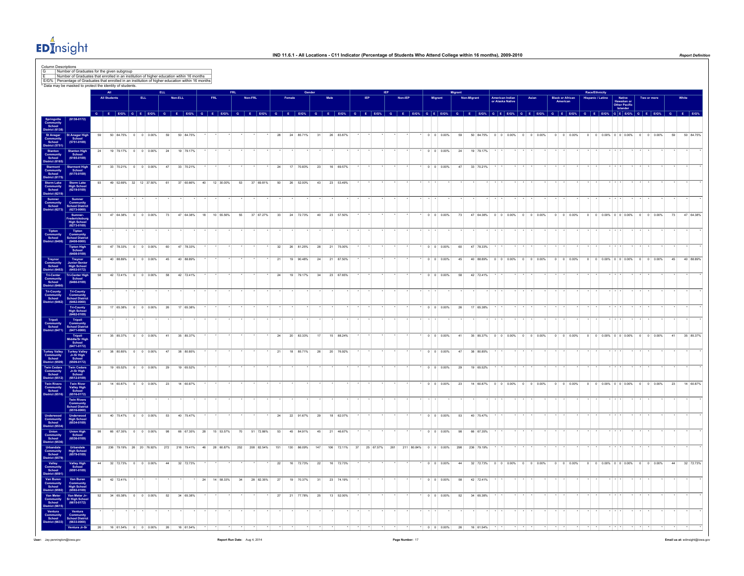# IND 11.6.1 - All Locations - C11 Indicator (Percentage of Students Who Attend College within 16 months), 2009-2010

Column Descriptions

| | |
|---|---|
| G | Number of Graduates for the given subgroup |
| E | Number of Graduates that enrolled in an institution of higher education within 16 months |
| E/G% | Percentage of Graduates that enrolled in an institution of higher education within 16 months |

* Data may be masked to protect the identity of students.

| | | All | | | ELL | | | | | | FRL | | | | | | Gender | | | | | | IEP | | | | | | Migrant | | | | | | Race/Ethnicity | | | | | | | | | | | | | | | | | | | | |
|---|---|---|---|---|---|---|---|---|---|---|---|---|---|---|---|---|---|---|---|---|---|---|---|---|---|---|---|---|---|---|---|---|---|---|---|---|---|---|---|---|---|---|---|---|---|---|---|---|---|---|---|---|---|---|---|
| | | All Students | | | ELL | | | Non-ELL | | | FRL | | | Non-FRL | | | Female | | | Male | | | IEP | | | Non-IEP | | | Migrant | | | Non-Migrant | | | American Indian or Alaska Native | | | Asian | | | Black or African American | | | Hispanic / Latino | | | Native Hawaiian or Other Pacific Islander | | | Two or more | | | White | | |
| | | G | E | E/G% | G | E | E/G% | G | E | E/G% | G | E | E/G% | G | E | E/G% | G | E | E/G% | G | E | E/G% | G | E | E/G% | G | E | E/G% | G | E | E/G% | G | E | E/G% | G | E | E/G% | G | E | E/G% | G | E | E/G% | G | E | E/G% | G | E | E/G% | G | E | E/G% | G | E | E/G% |
| Springville Community School District (6138) | (6138-0172) | | | | | | | | | | | | | | | | | | | | | | | | | | | | | | | | | | | | | | | | | | | | | | | | | | | | | | |
| St Ansgar Community School District (5751) | St Ansgar High School (5751-0109) | 59 | 50 | 84.75% | 0 | 0 | 0.00% | 59 | 50 | 84.75% | * | * | * | * | * | * | 28 | 24 | 85.71% | 31 | 26 | 83.87% | * | * | * | * | * | * | 0 | 0 | 0.00% | 59 | 50 | 84.75% | 0 | 0 | 0.00% | 0 | 0 | 0.00% | 0 | 0 | 0.00% | 0 | 0 | 0.00% | 0 | 0 | 0.00% | 0 | 0 | 0.00% | 59 | 50 | 84.75% |
| Stanton Community School District (6165) | Stanton High School (6165-0109) | 24 | 19 | 79.17% | 0 | 0 | 0.00% | 24 | 19 | 79.17% | * | * | * | * | * | * | * | * | * | * | * | * | * | * | * | * | * | * | 0 | 0 | 0.00% | 24 | 19 | 79.17% | * | * | * | * | * | * | * | * | * | * | * | * | * | * | * | * | * | * | * | * | * |
| Starmont Community School District (6175) | Starmont High School (6175-0109) | 47 | 33 | 70.21% | 0 | 0 | 0.00% | 47 | 33 | 70.21% | * | * | * | * | * | * | 24 | 17 | 70.83% | 23 | 16 | 69.57% | * | * | * | * | * | * | 0 | 0 | 0.00% | 47 | 33 | 70.21% | * | * | * | * | * | * | * | * | * | * | * | * | * | * | * | * | * | * | * | * | * |
| Storm Lake Community School District (6219) | Storm Lake High School (6219-0109) | 93 | 49 | 52.69% | 32 | 12 | 37.50% | 61 | 37 | 60.66% | 40 | 12 | 30.00% | 53 | 37 | 69.81% | 50 | 26 | 52.00% | 43 | 23 | 53.49% | * | * | * | * | * | * | * | * | * | * | * | * | * | * | * | * | * | * | * | * | * | * | * | * | * | * | * | * | * | * | * | * | * |
| Sumner Community School District (6273) | Sumner Community School District (6273-0000) | * | * | * | * | * | * | * | * | * | * | * | * | * | * | * | * | * | * | * | * | * | * | * | * | * | * | * | * | * | * | * | * | * | * | * | * | * | * | * | * | * | * | * | * | * | * | * | * | * | * | * | * | * | * |
| | Sumner-Fredericksburg High School (6273-0109) | 73 | 47 | 64.38% | 0 | 0 | 0.00% | 73 | 47 | 64.38% | 18 | 10 | 55.56% | 55 | 37 | 67.27% | 33 | 24 | 72.73% | 40 | 23 | 57.50% | * | * | * | * | * | * | 0 | 0 | 0.00% | 73 | 47 | 64.38% | 0 | 0 | 0.00% | 0 | 0 | 0.00% | 0 | 0 | 0.00% | 0 | 0 | 0.00% | 0 | 0 | 0.00% | 0 | 0 | 0.00% | 73 | 47 | 64.38% |
| Tipton Community School District (6408) | Tipton Community School District (6408-0000) | * | * | * | * | * | * | * | * | * | * | * | * | * | * | * | * | * | * | * | * | * | * | * | * | * | * | * | * | * | * | * | * | * | * | * | * | * | * | * | * | * | * | * | * | * | * | * | * | * | * | * | * | * | * |
| | Tipton High School (6408-0109) | 60 | 47 | 78.33% | 0 | 0 | 0.00% | 60 | 47 | 78.33% | * | * | * | * | * | * | 32 | 26 | 81.25% | 28 | 21 | 75.00% | * | * | * | * | * | * | 0 | 0 | 0.00% | 60 | 47 | 78.33% | * | * | * | * | * | * | * | * | * | * | * | * | * | * | * | * | * | * | * | * | * |
| Treynor Community School District (6453) | Treynor Junior-Senior High School (6453-0172) | 45 | 40 | 88.89% | 0 | 0 | 0.00% | 45 | 40 | 88.89% | * | * | * | * | * | * | 21 | 19 | 90.48% | 24 | 21 | 87.50% | * | * | * | * | * | * | 0 | 0 | 0.00% | 45 | 40 | 88.89% | 0 | 0 | 0.00% | 0 | 0 | 0.00% | 0 | 0 | 0.00% | 0 | 0 | 0.00% | 0 | 0 | 0.00% | 0 | 0 | 0.00% | 45 | 40 | 88.89% |
| Tri-Center Community School District (6460) | Tri-Center High School (6460-0109) | 58 | 42 | 72.41% | 0 | 0 | 0.00% | 58 | 42 | 72.41% | * | * | * | * | * | * | 24 | 19 | 79.17% | 34 | 23 | 67.65% | * | * | * | * | * | * | 0 | 0 | 0.00% | 58 | 42 | 72.41% | * | * | * | * | * | * | * | * | * | * | * | * | * | * | * | * | * | * | * | * | * |
| Tri-County Community School District (6462) | Tri-County Community School District (6462-0000) | * | * | * | * | * | * | * | * | * | * | * | * | * | * | * | * | * | * | * | * | * | * | * | * | * | * | * | * | * | * | * | * | * | * | * | * | * | * | * | * | * | * | * | * | * | * | * | * | * | * | * | * | * | * |
| | Tri-County High School (6462-0109) | 26 | 17 | 65.38% | 0 | 0 | 0.00% | 26 | 17 | 65.38% | * | * | * | * | * | * | * | * | * | * | * | * | * | * | * | * | * | * | 0 | 0 | 0.00% | 26 | 17 | 65.38% | * | * | * | * | * | * | * | * | * | * | * | * | * | * | * | * | * | * | * | * | * |
| Tripoli Community School District (6471) | Tripoli Community School District (6471-0000) | * | * | * | * | * | * | * | * | * | * | * | * | * | * | * | * | * | * | * | * | * | * | * | * | * | * | * | * | * | * | * | * | * | * | * | * | * | * | * | * | * | * | * | * | * | * | * | * | * | * | * | * | * | * |
| | Tripoli Middle/Sr High School (6471-0172) | 41 | 35 | 85.37% | 0 | 0 | 0.00% | 41 | 35 | 85.37% | * | * | * | * | * | * | 24 | 20 | 83.33% | 17 | 15 | 88.24% | * | * | * | * | * | * | 0 | 0 | 0.00% | 41 | 35 | 85.37% | 0 | 0 | 0.00% | 0 | 0 | 0.00% | 0 | 0 | 0.00% | 0 | 0 | 0.00% | 0 | 0 | 0.00% | 0 | 0 | 0.00% | 41 | 35 | 85.37% |
| Turkey Valley Community School District (6509) | Turkey Valley Jr-Sr High School (6509-0172) | 47 | 38 | 80.85% | 0 | 0 | 0.00% | 47 | 38 | 80.85% | * | * | * | * | * | * | 21 | 18 | 85.71% | 26 | 20 | 76.92% | * | * | * | * | * | * | 0 | 0 | 0.00% | 47 | 38 | 80.85% | * | * | * | * | * | * | * | * | * | * | * | * | * | * | * | * | * | * | * | * | * |
| Twin Cedars Community School District (6512) | Twin Cedars Jr-Sr High School (6512-0109) | 29 | 19 | 65.52% | 0 | 0 | 0.00% | 29 | 19 | 65.52% | * | * | * | * | * | * | * | * | * | * | * | * | * | * | * | * | * | * | 0 | 0 | 0.00% | 29 | 19 | 65.52% | * | * | * | * | * | * | * | * | * | * | * | * | * | * | * | * | * | * | * | * | * |
| Twin Rivers Community School District (6516) | Twin River Valley High School (6516-0172) | 23 | 14 | 60.87% | 0 | 0 | 0.00% | 23 | 14 | 60.87% | * | * | * | * | * | * | * | * | * | * | * | * | * | * | * | * | * | * | 0 | 0 | 0.00% | 23 | 14 | 60.87% | 0 | 0 | 0.00% | 0 | 0 | 0.00% | 0 | 0 | 0.00% | 0 | 0 | 0.00% | 0 | 0 | 0.00% | 0 | 0 | 0.00% | 23 | 14 | 60.87% |
| | Twin Rivers Community School District (6516-0000) | * | * | * | * | * | * | * | * | * | * | * | * | * | * | * | * | * | * | * | * | * | * | * | * | * | * | * | * | * | * | * | * | * | * | * | * | * | * | * | * | * | * | * | * | * | * | * | * | * | * | * | * | * | * |
| Underwood Community School District (6534) | Underwood High School (6534-0109) | 53 | 40 | 75.47% | 0 | 0 | 0.00% | 53 | 40 | 75.47% | * | * | * | * | * | * | 24 | 22 | 91.67% | 29 | 18 | 62.07% | * | * | * | * | * | * | 0 | 0 | 0.00% | 53 | 40 | 75.47% | * | * | * | * | * | * | * | * | * | * | * | * | * | * | * | * | * | * | * | * | * |
| Union Community School District (6536) | Union High School (6536-0109) | 98 | 66 | 67.35% | 0 | 0 | 0.00% | 98 | 66 | 67.35% | 28 | 15 | 53.57% | 70 | 51 | 72.86% | 53 | 45 | 84.91% | 45 | 21 | 46.67% | * | * | * | * | * | * | 0 | 0 | 0.00% | 98 | 66 | 67.35% | * | * | * | * | * | * | * | * | * | * | * | * | * | * | * | * | * | * | * | * | * |
| Urbandale Community School District (6579) | Urbandale High School (6579-0109) | 298 | 236 | 79.19% | 26 | 20 | 76.92% | 272 | 216 | 79.41% | 46 | 28 | 60.87% | 252 | 208 | 82.54% | 151 | 130 | 86.09% | 147 | 106 | 72.11% | 37 | 25 | 67.57% | 261 | 211 | 80.84% | 0 | 0 | 0.00% | 298 | 236 | 79.19% | * | * | * | * | * | * | * | * | * | * | * | * | * | * | * | * | * | * | * | * | * |
| Valley Community School District (6591) | Valley High School (6591-0109) | 44 | 32 | 72.73% | 0 | 0 | 0.00% | 44 | 32 | 72.73% | * | * | * | * | * | * | 22 | 16 | 72.73% | 22 | 16 | 72.73% | * | * | * | * | * | * | 0 | 0 | 0.00% | 44 | 32 | 72.73% | 0 | 0 | 0.00% | 0 | 0 | 0.00% | 0 | 0 | 0.00% | 0 | 0 | 0.00% | 0 | 0 | 0.00% | 0 | 0 | 0.00% | 44 | 32 | 72.73% |
| Van Buren Community School District (6592) | Van Buren Community High School (6592-0109) | 58 | 42 | 72.41% | * | * | * | * | * | * | 24 | 14 | 58.33% | 34 | 28 | 82.35% | 27 | 19 | 70.37% | 31 | 23 | 74.19% | * | * | * | * | * | * | 0 | 0 | 0.00% | 58 | 42 | 72.41% | * | * | * | * | * | * | * | * | * | * | * | * | * | * | * | * | * | * | * | * | * |
| Van Meter Community School District (6615) | Van Meter Jr-Sr High School (6615-0172) | 52 | 34 | 65.38% | 0 | 0 | 0.00% | 52 | 34 | 65.38% | * | * | * | * | * | * | 27 | 21 | 77.78% | 25 | 13 | 52.00% | * | * | * | * | * | * | 0 | 0 | 0.00% | 52 | 34 | 65.38% | * | * | * | * | * | * | * | * | * | * | * | * | * | * | * | * | * | * | * | * | * |
| Ventura Community School District (6633) | Ventura Community School District (6633-0000) | * | * | * | * | * | * | * | * | * | * | * | * | * | * | * | * | * | * | * | * | * | * | * | * | * | * | * | * | * | * | * | * | * | * | * | * | * | * | * | * | * | * | * | * | * | * | * | * | * | * | * | * | * | * |
| | Ventura Jr-Sr | 26 | 16 | 61.54% | 0 | 0 | 0.00% | 26 | 16 | 61.54% | * | * | * | * | * | * | * | * | * | * | * | * | * | * | * | * | * | * | 0 | 0 | 0.00% | 26 | 16 | 61.54% | * | * | * | * | * | * | * | * | * | * | * | * | * | * | * | * | * | * | * | * | * |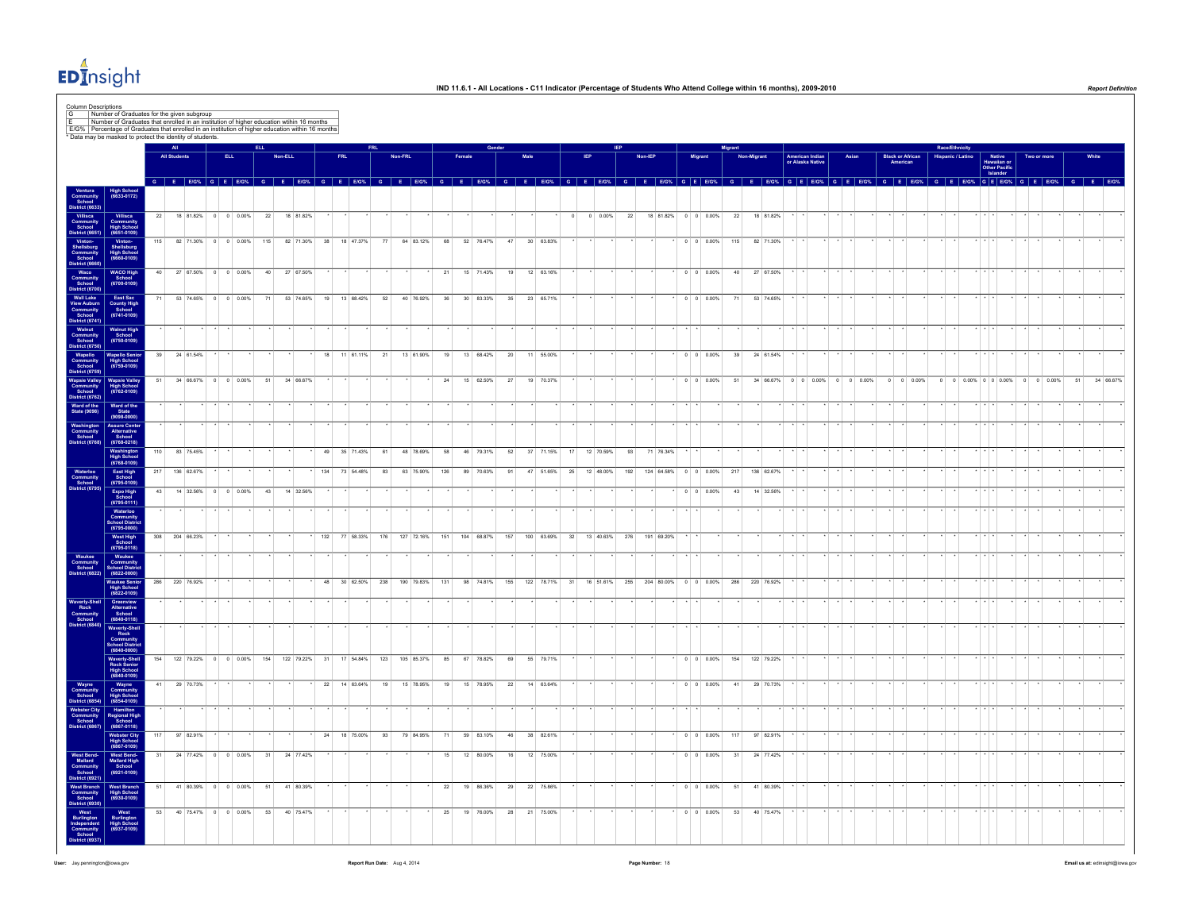# IND 11.6.1 - All Locations - C11 Indicator (Percentage of Students Who Attend College within 16 months), 2009-2010

Report Definition

**Column Descriptions**

| | |
|---|---|
| G | Number of Graduates for the given subgroup |
| E | Number of Graduates that enrolled in an institution of higher education within 16 months |
| E/G% | Percentage of Graduates that enrolled in an institution of higher education within 16 months |

* Data may be masked to protect the identity of students.

| | | All | | | ELL | | | | | | FRL | | | | | | Gender | | | | | | IEP | | | | | | Migrant | | | | | | Race/Ethnicity | | | | | | | | | | | | | | | | | | | | |
|---|---|---|---|---|---|---|---|---|---|---|---|---|---|---|---|---|---|---|---|---|---|---|---|---|---|---|---|---|---|---|---|---|---|---|---|---|---|---|---|---|---|---|---|---|---|---|---|---|---|---|---|---|---|---|---|---|---|---|
| | | All Students | | | ELL | | | Non-ELL | | | FRL | | | Non-FRL | | | Female | | | Male | | | IEP | | | Non-IEP | | | Migrant | | | Non-Migrant | | | American Indian or Alaska Native | | | Asian | | | Black or African American | | | Hispanic / Latino | | | Native Hawaiian or Other Pacific Islander | | | Two or more | | | White | | |
| | | G | E | E/G% | G | E | E/G% | G | E | E/G% | G | E | E/G% | G | E | E/G% | G | E | E/G% | G | E | E/G% | G | E | E/G% | G | E | E/G% | G | E | E/G% | G | E | E/G% | G | E | E/G% | G | E | E/G% | G | E | E/G% | G | E | E/G% | G | E | E/G% | G | E | E/G% | G | E | E/G% |
| Ventura Community School District (6633) | High School (6633-0172) | | | | | | | | | | | | | | | | | | | | | | | | | | | | | | | | | | | | | | | | | | | | | | | | | | | | | | | | | |
| Villisca Community School District (6651) | Villisca Community High School (6651-0109) | 22 | 18 | 81.82% | 0 | 0 | 0.00% | 22 | 18 | 81.82% | * | * | * | * | * | * | * | * | * | * | * | * | 0 | 0 | 0.00% | 22 | 18 | 81.82% | 0 | 0 | 0.00% | 22 | 18 | 81.82% | * | * | * | * | * | * | * | * | * | * | * | * | * | * | * | * | * | * | * | * | * |
| Vinton-Shellsburg Community School District (6660) | Vinton-Shellsburg High School (6660-0109) | 115 | 82 | 71.30% | 0 | 0 | 0.00% | 115 | 82 | 71.30% | 38 | 18 | 47.37% | 77 | 64 | 83.12% | 68 | 52 | 76.47% | 47 | 30 | 63.83% | * | * | * | * | * | * | 0 | 0 | 0.00% | 115 | 82 | 71.30% | * | * | * | * | * | * | * | * | * | * | * | * | * | * | * | * | * | * | * | * | * |
| Waco Community School District (6700) | WACO High School (6700-0109) | 40 | 27 | 67.50% | 0 | 0 | 0.00% | 40 | 27 | 67.50% | * | * | * | * | * | * | 21 | 15 | 71.43% | 19 | 12 | 63.16% | * | * | * | * | * | * | 0 | 0 | 0.00% | 40 | 27 | 67.50% | * | * | * | * | * | * | * | * | * | * | * | * | * | * | * | * | * | * | * | * | * |
| Wall Lake View Auburn Community School District (6741) | East Sac County High School (6741-0109) | 71 | 53 | 74.65% | 0 | 0 | 0.00% | 71 | 53 | 74.65% | 19 | 13 | 68.42% | 52 | 40 | 76.92% | 36 | 30 | 83.33% | 35 | 23 | 65.71% | * | * | * | * | * | * | 0 | 0 | 0.00% | 71 | 53 | 74.65% | * | * | * | * | * | * | * | * | * | * | * | * | * | * | * | * | * | * | * | * | * |
| Walnut Community School District (6750) | Walnut High School (6750-0109) | * | * | * | * | * | * | * | * | * | * | * | * | * | * | * | * | * | * | * | * | * | * | * | * | * | * | * | * | * | * | * | * | * | * | * | * | * | * | * | * | * | * | * | * | * | * | * | * | * | * | * | * | * | * | * | * | * |
| Wapello Community School District (6759) | Wapello Senior High School (6759-0109) | 39 | 24 | 61.54% | * | * | * | * | * | * | 18 | 11 | 61.11% | 21 | 13 | 61.90% | 19 | 13 | 68.42% | 20 | 11 | 55.00% | * | * | * | * | * | * | 0 | 0 | 0.00% | 39 | 24 | 61.54% | * | * | * | * | * | * | * | * | * | * | * | * | * | * | * | * | * | * | * | * | * |
| Wapsie Valley Community School District (6762) | Wapsie Valley High School (6762-0109) | 51 | 34 | 66.67% | 0 | 0 | 0.00% | 51 | 34 | 66.67% | * | * | * | * | * | * | 24 | 15 | 62.50% | 27 | 19 | 70.37% | * | * | * | * | * | * | 0 | 0 | 0.00% | 51 | 34 | 66.67% | 0 | 0 | 0.00% | 0 | 0 | 0.00% | 0 | 0 | 0.00% | 0 | 0 | 0.00% | 0 | 0 | 0.00% | 0 | 0 | 0.00% | 51 | 34 | 66.67% |
| Ward of the State (9098) | Ward of the State (9098-0000) | * | * | * | * | * | * | * | * | * | * | * | * | * | * | * | * | * | * | * | * | * | * | * | * | * | * | * | * | * | * | * | * | * | * | * | * | * | * | * | * | * | * | * | * | * | * | * | * | * | * | * | * | * | * | * | * | * |
| Washington Community School District (6768) | Assure Center Alternative School (6768-0218) | * | * | * | * | * | * | * | * | * | * | * | * | * | * | * | * | * | * | * | * | * | * | * | * | * | * | * | * | * | * | * | * | * | * | * | * | * | * | * | * | * | * | * | * | * | * | * | * | * | * | * | * | * | * | * | * | * |
| | Washington High School (6768-0109) | 110 | 83 | 75.45% | * | * | * | * | * | * | 49 | 35 | 71.43% | 61 | 48 | 78.69% | 58 | 46 | 79.31% | 52 | 37 | 71.15% | 17 | 12 | 70.59% | 93 | 71 | 76.34% | * | * | * | * | * | * | * | * | * | * | * | * | * | * | * | * | * | * | * | * | * | * | * | * | * | * | * |
| Waterloo Community School District (6795) | East High School (6795-0109) | 217 | 136 | 62.67% | * | * | * | * | * | * | 134 | 73 | 54.48% | 83 | 63 | 75.90% | 126 | 89 | 70.63% | 91 | 47 | 51.65% | 25 | 12 | 48.00% | 192 | 124 | 64.58% | 0 | 0 | 0.00% | 217 | 136 | 62.67% | * | * | * | * | * | * | * | * | * | * | * | * | * | * | * | * | * | * | * | * | * |
| | Expo High School (6795-0111) | 43 | 14 | 32.56% | 0 | 0 | 0.00% | 43 | 14 | 32.56% | * | * | * | * | * | * | * | * | * | * | * | * | * | * | * | * | * | * | 0 | 0 | 0.00% | 43 | 14 | 32.56% | * | * | * | * | * | * | * | * | * | * | * | * | * | * | * | * | * | * | * | * | * |
| | Waterloo Community School District (6795-0000) | * | * | * | * | * | * | * | * | * | * | * | * | * | * | * | * | * | * | * | * | * | * | * | * | * | * | * | * | * | * | * | * | * | * | * | * | * | * | * | * | * | * | * | * | * | * | * | * | * | * | * | * | * | * | * | * | * |
| | West High School (6795-0118) | 308 | 204 | 66.23% | * | * | * | * | * | * | 132 | 77 | 58.33% | 176 | 127 | 72.16% | 151 | 104 | 68.87% | 157 | 100 | 63.69% | 32 | 13 | 40.63% | 276 | 191 | 69.20% | * | * | * | * | * | * | * | * | * | * | * | * | * | * | * | * | * | * | * | * | * | * | * | * | * | * | * |
| Waukee Community School District (6822) | Waukee Community School District (6822-0000) | * | * | * | * | * | * | * | * | * | * | * | * | * | * | * | * | * | * | * | * | * | * | * | * | * | * | * | * | * | * | * | * | * | * | * | * | * | * | * | * | * | * | * | * | * | * | * | * | * | * | * | * | * | * | * | * | * |
| | Waukee Senior High School (6822-0109) | 286 | 220 | 76.92% | * | * | * | * | * | * | 48 | 30 | 62.50% | 238 | 190 | 79.83% | 131 | 98 | 74.81% | 155 | 122 | 78.71% | 31 | 16 | 51.61% | 255 | 204 | 80.00% | 0 | 0 | 0.00% | 286 | 220 | 76.92% | * | * | * | * | * | * | * | * | * | * | * | * | * | * | * | * | * | * | * | * | * |
| Waverly-Shell Rock Community School District (6840) | Greenview Alternative School (6840-0118) | * | * | * | * | * | * | * | * | * | * | * | * | * | * | * | * | * | * | * | * | * | * | * | * | * | * | * | * | * | * | * | * | * | * | * | * | * | * | * | * | * | * | * | * | * | * | * | * | * | * | * | * | * | * | * | * | * |
| | Waverly-Shell Rock Community School District (6840-0000) | * | * | * | * | * | * | * | * | * | * | * | * | * | * | * | * | * | * | * | * | * | * | * | * | * | * | * | * | * | * | * | * | * | * | * | * | * | * | * | * | * | * | * | * | * | * | * | * | * | * | * | * | * | * | * | * | * |
| | Waverly-Shell Rock Senior High School (6840-0109) | 154 | 122 | 79.22% | 0 | 0 | 0.00% | 154 | 122 | 79.22% | 31 | 17 | 54.84% | 123 | 105 | 85.37% | 85 | 67 | 78.82% | 69 | 55 | 79.71% | * | * | * | * | * | * | 0 | 0 | 0.00% | 154 | 122 | 79.22% | * | * | * | * | * | * | * | * | * | * | * | * | * | * | * | * | * | * | * | * | * |
| Wayne Community School District (6854) | Wayne Community High School (6854-0109) | 41 | 29 | 70.73% | * | * | * | * | * | * | 22 | 14 | 63.64% | 19 | 15 | 78.95% | 19 | 15 | 78.95% | 22 | 14 | 63.64% | * | * | * | * | * | * | 0 | 0 | 0.00% | 41 | 29 | 70.73% | * | * | * | * | * | * | * | * | * | * | * | * | * | * | * | * | * | * | * | * | * |
| Webster City Community School District (6867) | Hamilton Regional High School (6867-0118) | * | * | * | * | * | * | * | * | * | * | * | * | * | * | * | * | * | * | * | * | * | * | * | * | * | * | * | * | * | * | * | * | * | * | * | * | * | * | * | * | * | * | * | * | * | * | * | * | * | * | * | * | * | * | * | * | * |
| | Webster City High School (6867-0109) | 117 | 97 | 82.91% | * | * | * | * | * | * | 24 | 18 | 75.00% | 93 | 79 | 84.95% | 71 | 59 | 83.10% | 46 | 38 | 82.61% | * | * | * | * | * | * | 0 | 0 | 0.00% | 117 | 97 | 82.91% | * | * | * | * | * | * | * | * | * | * | * | * | * | * | * | * | * | * | * | * | * |
| West Bend-Mallard Community School District (6921) | West Bend-Mallard High School (6921-0109) | 31 | 24 | 77.42% | 0 | 0 | 0.00% | 31 | 24 | 77.42% | * | * | * | * | * | * | 15 | 12 | 80.00% | 16 | 12 | 75.00% | * | * | * | * | * | * | 0 | 0 | 0.00% | 31 | 24 | 77.42% | * | * | * | * | * | * | * | * | * | * | * | * | * | * | * | * | * | * | * | * | * |
| West Branch Community School District (6930) | West Branch High School (6930-0109) | 51 | 41 | 80.39% | 0 | 0 | 0.00% | 51 | 41 | 80.39% | * | * | * | * | * | * | 22 | 19 | 86.36% | 29 | 22 | 75.86% | * | * | * | * | * | * | 0 | 0 | 0.00% | 51 | 41 | 80.39% | * | * | * | * | * | * | * | * | * | * | * | * | * | * | * | * | * | * | * | * | * |
| West Burlington Independent Community School District (6937) | West Burlington High School (6937-0109) | 53 | 40 | 75.47% | 0 | 0 | 0.00% | 53 | 40 | 75.47% | * | * | * | * | * | * | 25 | 19 | 76.00% | 28 | 21 | 75.00% | * | * | * | * | * | * | 0 | 0 | 0.00% | 53 | 40 | 75.47% | * | * | * | * | * | * | * | * | * | * | * | * | * | * | * | * | * | * | * | * | * |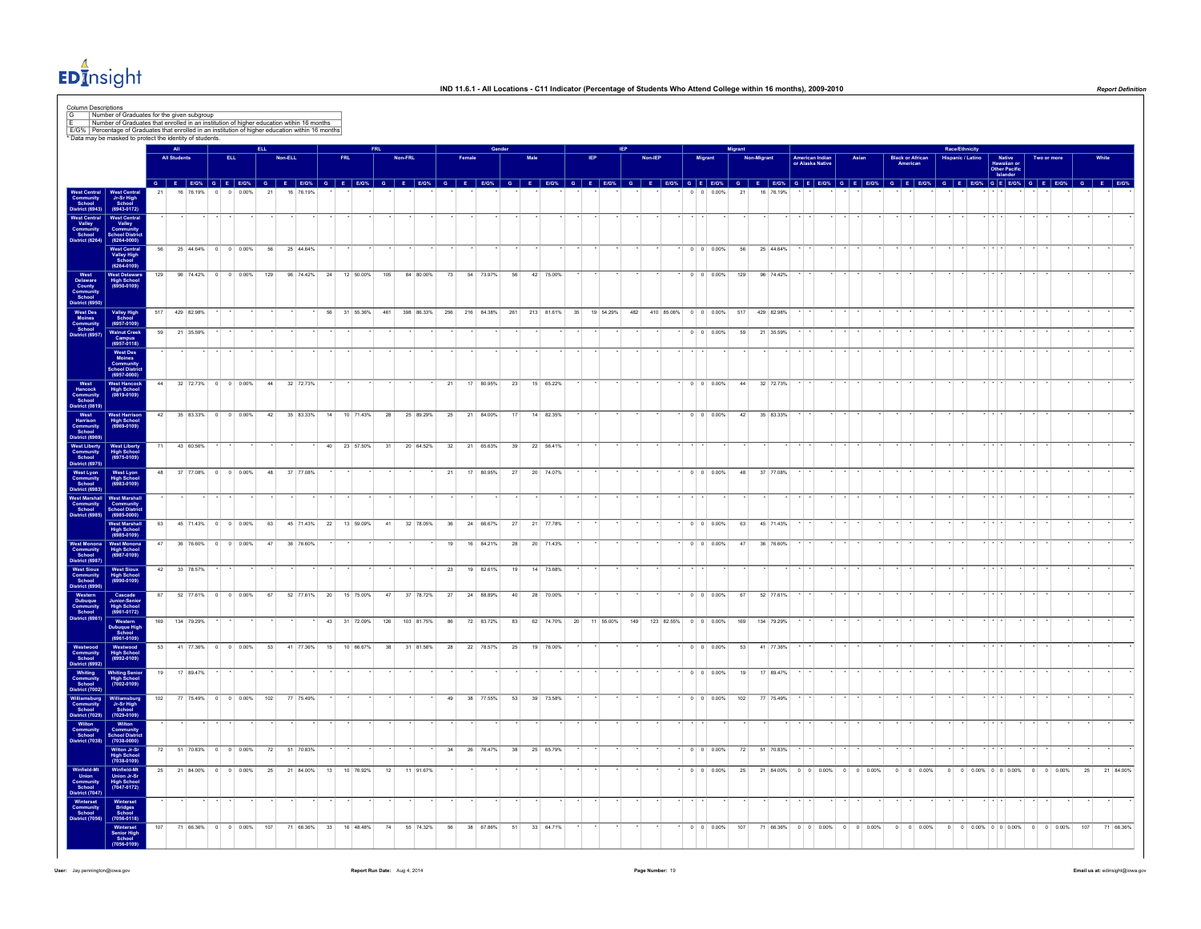# IND 11.6.1 - All Locations - C11 Indicator (Percentage of Students Who Attend College within 16 months), 2009-2010

Column Descriptions

| | |
|---|---|
| G | Number of Graduates for the given subgroup |
| E | Number of Graduates that enrolled in an institution of higher education within 16 months |
| E/G% | Percentage of Graduates that enrolled in an institution of higher education within 16 months |

* Data may be masked to protect the identity of students.

| | | All | | | ELL | | | | | | FRL | | | | | | Gender | | | | | | IEP | | | | | | Migrant | | | | | | Race/Ethnicity | | | | | | | | | | | | | | | | | | | | |
|---|---|---|---|---|---|---|---|---|---|---|---|---|---|---|---|---|---|---|---|---|---|---|---|---|---|---|---|---|---|---|---|---|---|---|---|---|---|---|---|---|---|---|---|---|---|---|---|---|---|---|---|---|---|---|---|
| | | All Students | | | ELL | | | Non-ELL | | | FRL | | | Non-FRL | | | Female | | | Male | | | IEP | | | Non-IEP | | | Migrant | | | Non-Migrant | | | American Indian or Alaska Native | | | Asian | | | Black or African American | | | Hispanic / Latino | | | Native Hawaiian or Other Pacific Islander | | | Two or more | | | White | | |
| | | G | E | E/G% | G | E | E/G% | G | E | E/G% | G | E | E/G% | G | E | E/G% | G | E | E/G% | G | E | E/G% | G | E | E/G% | G | E | E/G% | G | E | E/G% | G | E | E/G% | G | E | E/G% | G | E | E/G% | G | E | E/G% | G | E | E/G% | G | E | E/G% | G | E | E/G% | G | E | E/G% |
| West Central Community School District (6943) | West Central Jr-Sr High School (6943-0172) | 21 | 16 | 76.19% | 0 | 0 | 0.00% | 21 | 16 | 76.19% | * | * | | * | * | | * | * | | * | * | | * | * | | * | * | | 0 | 0 | 0.00% | 21 | 16 | 76.19% | * | * | | * | * | | * | * | | * | * | | * | * | | * | * | | * | * | |
| West Central Valley Community School District (6264) | West Central Valley Community School District (6264-0000) | * | * | | * | * | | * | * | | * | * | | * | * | | * | * | | * | * | | * | * | | * | * | | * | * | | * | * | | * | * | | * | * | | * | * | | * | * | | * | * | | * | * | | * | * | |
| | West Central Valley High School (6264-0109) | 56 | 25 | 44.64% | 0 | 0 | 0.00% | 56 | 25 | 44.64% | * | * | | * | * | | * | * | | * | * | | * | * | | * | * | | 0 | 0 | 0.00% | 56 | 25 | 44.64% | * | * | | * | * | | * | * | | * | * | | * | * | | * | * | | * | * | |
| West Delaware County Community School District (6950) | West Delaware High School (6950-0109) | 129 | 96 | 74.42% | 0 | 0 | 0.00% | 129 | 96 | 74.42% | 24 | 12 | 50.00% | 105 | 84 | 80.00% | 73 | 54 | 73.97% | 56 | 42 | 75.00% | * | * | | * | * | | 0 | 0 | 0.00% | 129 | 96 | 74.42% | * | * | | * | * | | * | * | | * | * | | * | * | | * | * | | * | * | |
| West Des Moines Community School District (6957) | Valley High School (6957-0109) | 517 | 429 | 82.98% | * | * | | * | * | | 56 | 31 | 55.36% | 461 | 398 | 86.33% | 256 | 216 | 84.38% | 261 | 213 | 81.61% | 35 | 19 | 54.29% | 482 | 410 | 85.06% | 0 | 0 | 0.00% | 517 | 429 | 82.98% | * | * | | * | * | | * | * | | * | * | | * | * | | * | * | | * | * | |
| | Walnut Creek Campus (6957-0118) | 59 | 21 | 35.59% | * | * | | * | * | | * | * | | * | * | | * | * | | * | * | | * | * | | * | * | | 0 | 0 | 0.00% | 59 | 21 | 35.59% | * | * | | * | * | | * | * | | * | * | | * | * | | * | * | | * | * | |
| | West Des Moines Community School District (6957-0000) | * | * | | * | * | | * | * | | * | * | | * | * | | * | * | | * | * | | * | * | | * | * | | * | * | | * | * | | * | * | | * | * | | * | * | | * | * | | * | * | | * | * | | * | * | |
| West Hancock Community School District (0819) | West Hancock High School (0819-0109) | 44 | 32 | 72.73% | 0 | 0 | 0.00% | 44 | 32 | 72.73% | * | * | | * | * | | 21 | 17 | 80.95% | 23 | 15 | 65.22% | * | * | | * | * | | 0 | 0 | 0.00% | 44 | 32 | 72.73% | * | * | | * | * | | * | * | | * | * | | * | * | | * | * | | * | * | |
| West Harrison Community School District (6969) | West Harrison High School (6969-0109) | 42 | 35 | 83.33% | 0 | 0 | 0.00% | 42 | 35 | 83.33% | 14 | 10 | 71.43% | 28 | 25 | 89.29% | 25 | 21 | 84.00% | 17 | 14 | 82.35% | * | * | | * | * | | 0 | 0 | 0.00% | 42 | 35 | 83.33% | * | * | | * | * | | * | * | | * | * | | * | * | | * | * | | * | * | |
| West Liberty Community School District (6975) | West Liberty High School (6975-0109) | 71 | 43 | 60.56% | * | * | | * | * | | 40 | 23 | 57.50% | 31 | 20 | 64.52% | 32 | 21 | 65.63% | 39 | 22 | 56.41% | * | * | | * | * | | * | * | | * | * | | * | * | | * | * | | * | * | | * | * | | * | * | | * | * | | * | * | |
| West Lyon Community School District (6983) | West Lyon High School (6983-0109) | 48 | 37 | 77.08% | 0 | 0 | 0.00% | 48 | 37 | 77.08% | * | * | | * | * | | 21 | 17 | 80.95% | 27 | 20 | 74.07% | * | * | | * | * | | 0 | 0 | 0.00% | 48 | 37 | 77.08% | * | * | | * | * | | * | * | | * | * | | * | * | | * | * | | * | * | |
| West Marshall Community School District (6985) | West Marshall Community School District (6985-0000) | * | * | | * | * | | * | * | | * | * | | * | * | | * | * | | * | * | | * | * | | * | * | | * | * | | * | * | | * | * | | * | * | | * | * | | * | * | | * | * | | * | * | | * | * | |
| | West Marshall High School (6985-0109) | 63 | 45 | 71.43% | 0 | 0 | 0.00% | 63 | 45 | 71.43% | 22 | 13 | 59.09% | 41 | 32 | 78.05% | 36 | 24 | 66.67% | 27 | 21 | 77.78% | * | * | | * | * | | 0 | 0 | 0.00% | 63 | 45 | 71.43% | * | * | | * | * | | * | * | | * | * | | * | * | | * | * | | * | * | |
| West Monona Community School District (6987) | West Monona High School (6987-0109) | 47 | 36 | 76.60% | 0 | 0 | 0.00% | 47 | 36 | 76.60% | * | * | | * | * | | 19 | 16 | 84.21% | 28 | 20 | 71.43% | * | * | | * | * | | 0 | 0 | 0.00% | 47 | 36 | 76.60% | * | * | | * | * | | * | * | | * | * | | * | * | | * | * | | * | * | |
| West Sioux Community School District (6990) | West Sioux High School (6990-0109) | 42 | 33 | 78.57% | * | * | | * | * | | * | * | | * | * | | 23 | 19 | 82.61% | 19 | 14 | 73.68% | * | * | | * | * | | * | * | | * | * | | * | * | | * | * | | * | * | | * | * | | * | * | | * | * | | * | * | |
| Western Dubuque Community School District (6961) | Cascade Junior-Senior High School (6961-0172) | 67 | 52 | 77.61% | 0 | 0 | 0.00% | 67 | 52 | 77.61% | 20 | 15 | 75.00% | 47 | 37 | 78.72% | 27 | 24 | 88.89% | 40 | 28 | 70.00% | * | * | | * | * | | 0 | 0 | 0.00% | 67 | 52 | 77.61% | * | * | | * | * | | * | * | | * | * | | * | * | | * | * | | * | * | |
| | Western Dubuque High School (6961-0109) | 169 | 134 | 79.29% | * | * | | * | * | | 43 | 31 | 72.09% | 126 | 103 | 81.75% | 86 | 72 | 83.72% | 83 | 62 | 74.70% | 20 | 11 | 55.00% | 149 | 123 | 82.55% | 0 | 0 | 0.00% | 169 | 134 | 79.29% | * | * | | * | * | | * | * | | * | * | | * | * | | * | * | | * | * | |
| Westwood Community School District (6992) | Westwood High School (6992-0109) | 53 | 41 | 77.36% | 0 | 0 | 0.00% | 53 | 41 | 77.36% | 15 | 10 | 66.67% | 38 | 31 | 81.58% | 28 | 22 | 78.57% | 25 | 19 | 76.00% | * | * | | * | * | | 0 | 0 | 0.00% | 53 | 41 | 77.36% | * | * | | * | * | | * | * | | * | * | | * | * | | * | * | | * | * | |
| Whiting Community School District (7002) | Whiting Senior High School (7002-0109) | 19 | 17 | 89.47% | * | * | | * | * | | * | * | | * | * | | * | * | | * | * | | * | * | | * | * | | 0 | 0 | 0.00% | 19 | 17 | 89.47% | * | * | | * | * | | * | * | | * | * | | * | * | | * | * | | * | * | |
| Williamsburg Community School District (7029) | Williamsburg Jr-Sr High School (7029-0109) | 102 | 77 | 75.49% | 0 | 0 | 0.00% | 102 | 77 | 75.49% | * | * | | * | * | | 49 | 38 | 77.55% | 53 | 39 | 73.58% | * | * | | * | * | | 0 | 0 | 0.00% | 102 | 77 | 75.49% | * | * | | * | * | | * | * | | * | * | | * | * | | * | * | | * | * | |
| Wilton Community School District (7038) | Wilton Community School District (7038-0000) | * | * | | * | * | | * | * | | * | * | | * | * | | * | * | | * | * | | * | * | | * | * | | * | * | | * | * | | * | * | | * | * | | * | * | | * | * | | * | * | | * | * | | * | * | |
| | Wilton Jr-Sr High School (7038-0109) | 72 | 51 | 70.83% | 0 | 0 | 0.00% | 72 | 51 | 70.83% | * | * | | * | * | | 34 | 26 | 76.47% | 38 | 25 | 65.79% | * | * | | * | * | | 0 | 0 | 0.00% | 72 | 51 | 70.83% | * | * | | * | * | | * | * | | * | * | | * | * | | * | * | | * | * | |
| Winfield-Mt Union Community School District (7047) | Winfield-Mt Union Jr-Sr High School (7047-0172) | 25 | 21 | 84.00% | 0 | 0 | 0.00% | 25 | 21 | 84.00% | 13 | 10 | 76.92% | 12 | 11 | 91.67% | * | * | | * | * | | * | * | | * | * | | 0 | 0 | 0.00% | 25 | 21 | 84.00% | 0 | 0 | 0.00% | 0 | 0 | 0.00% | 0 | 0 | 0.00% | 0 | 0 | 0.00% | 0 | 0 | 0.00% | 0 | 0 | 0.00% | 25 | 21 | 84.00% |
| Winterset Community School District (7056) | Winterset Bridges School (7056-0118) | * | * | | * | * | | * | * | | * | * | | * | * | | * | * | | * | * | | * | * | | * | * | | * | * | | * | * | | * | * | | * | * | | * | * | | * | * | | * | * | | * | * | | * | * | |
| | Winterset Senior High School (7056-0109) | 107 | 71 | 66.36% | 0 | 0 | 0.00% | 107 | 71 | 66.36% | 33 | 16 | 48.48% | 74 | 55 | 74.32% | 56 | 38 | 67.86% | 51 | 33 | 64.71% | * | * | | * | * | | 0 | 0 | 0.00% | 107 | 71 | 66.36% | 0 | 0 | 0.00% | 0 | 0 | 0.00% | 0 | 0 | 0.00% | 0 | 0 | 0.00% | 0 | 0 | 0.00% | 0 | 0 | 0.00% | 107 | 71 | 66.36% |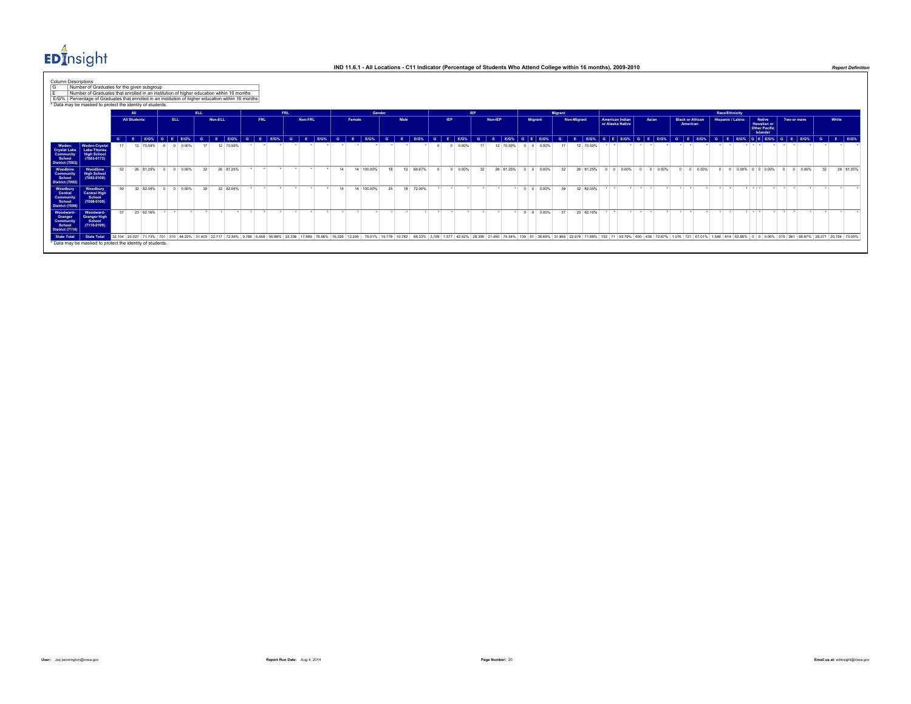## IND 11.6.1 - All Locations - C11 Indicator (Percentage of Students Who Attend College within 16 months), 2009-2010

Report Definition

Column Descriptions

| | |
|---|---|
| G | Number of Graduates for the given subgroup |
| E | Number of Graduates that enrolled in an institution of higher education within 16 months |
| E/G% | Percentage of Graduates that enrolled in an institution of higher education within 16 months |

* Data may be masked to protect the identity of students.

| | | All | | | ELL | | | | | | FRL | | | | | | Gender | | | | | | IEP | | | | | | Migrant | | | | | | Race/Ethnicity | | | | | | | | | | | | | | | | | | | | |
|---|---|---|---|---|---|---|---|---|---|---|---|---|---|---|---|---|---|---|---|---|---|---|---|---|---|---|---|---|---|---|---|---|---|---|---|---|---|---|---|---|---|---|---|---|---|---|---|---|---|---|---|---|---|---|---|---|---|---|
| | | All Students | | | ELL | | | Non-ELL | | | FRL | | | Non-FRL | | | Female | | | Male | | | IEP | | | Non-IEP | | | Migrant | | | Non-Migrant | | | American Indian or Alaska Native | | | Asian | | | Black or African American | | | Hispanic / Latino | | | Native Hawaiian or Other Pacific Islander | | | Two or more | | | White | | |
| | | G | E | E/G% | G | E | E/G% | G | E | E/G% | G | E | E/G% | G | E | E/G% | G | E | E/G% | G | E | E/G% | G | E | E/G% | G | E | E/G% | G | E | E/G% | G | E | E/G% | G | E | E/G% | G | E | E/G% | G | E | E/G% | G | E | E/G% | G | E | E/G% | G | E | E/G% | G | E | E/G% |
| Woden-Crystal Lake Community School District (7083) | Woden-Crystal Lake-Titonka High School (7083-0172) | 17 | 12 | 70.59% | 0 | 0 | 0.00% | 17 | 12 | 70.59% | * | * | * | * | * | * | * | * | * | * | * | * | 0 | 0 | 0.00% | 17 | 12 | 70.59% | 0 | 0 | 0.00% | 17 | 12 | 70.59% | * | * | * | * | * | * | * | * | * | * | * | * | * | * | * | * | * | * | * | * | * |
| Woodbine Community School District (7092) | Woodbine High School (7092-0109) | 32 | 26 | 81.25% | 0 | 0 | 0.00% | 32 | 26 | 81.25% | * | * | * | * | * | * | 14 | 14 | 100.00% | 18 | 12 | 66.67% | 0 | 0 | 0.00% | 32 | 26 | 81.25% | 0 | 0 | 0.00% | 32 | 26 | 81.25% | 0 | 0 | 0.00% | 0 | 0 | 0.00% | 0 | 0 | 0.00% | 0 | 0 | 0.00% | 0 | 0 | 0.00% | 0 | 0 | 0.00% | 32 | 26 | 81.25% |
| Woodbury Central Community School District (7098) | Woodbury Central High School (7098-0109) | 39 | 32 | 82.05% | 0 | 0 | 0.00% | 39 | 32 | 82.05% | * | * | * | * | * | * | 14 | 14 | 100.00% | 25 | 18 | 72.00% | * | * | * | * | * | * | 0 | 0 | 0.00% | 39 | 32 | 82.05% | * | * | * | * | * | * | * | * | * | * | * | * | * | * | * | * | * | * | * | * | * |
| Woodward-Granger Community School District (7110) | Woodward-Granger High School (7110-0109) | 37 | 23 | 62.16% | * | * | * | * | * | * | * | * | * | * | * | * | * | * | * | * | * | * | * | * | * | * | * | * | 0 | 0 | 0.00% | 37 | 23 | 62.16% | * | * | * | * | * | * | * | * | * | * | * | * | * | * | * | * | * | * | * | * | * |
| State Total | State Total | 32,104 | 23,027 | 71.73% | 701 | 310 | 44.22% | 31,403 | 22,717 | 72.34% | 9,768 | 5,458 | 55.88% | 22,336 | 17,569 | 78.66% | 16,325 | 12,245 | 75.01% | 15,779 | 10,782 | 68.33% | 3,709 | 1,577 | 42.52% | 28,395 | 21,450 | 75.54% | 139 | 51 | 36.69% | 31,965 | 22,976 | 71.88% | 132 | 71 | 53.79% | 600 | 436 | 72.67% | 1,076 | 721 | 67.01% | 1,546 | 814 | 52.65% | 0 | 0 | 0.00% | 379 | 261 | 68.87% | 28,371 | 20,724 | 73.05% |

* Data may be masked to protect the identity of students.

User: Jay.pennington@iowa.gov Report Run Date: Aug 4, 2014 Email us at: edinsight@iowa.gov